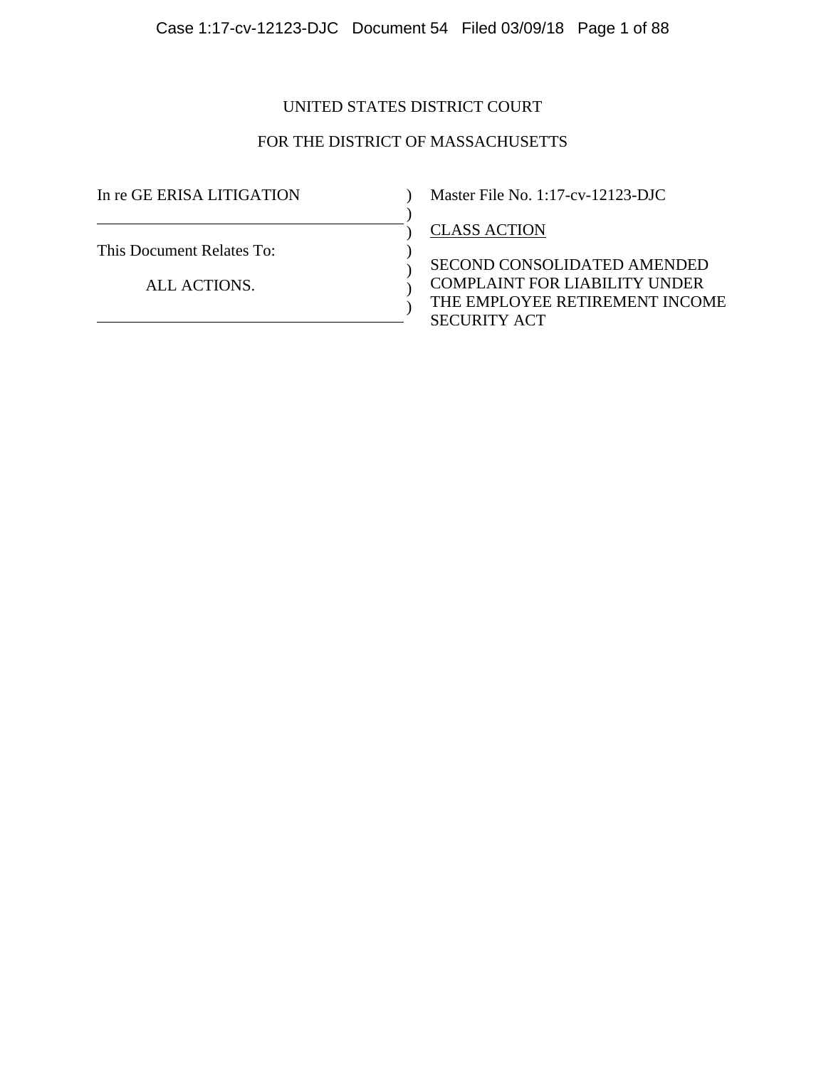UNITED STATES DISTRICT COURT

FOR THE DISTRICT OF MASSACHUSETTS

In re GE ERISA LITIGATION

This Document Relates To:

ALL ACTIONS.

Master File No. 1:17-cv-12123-DJC

CLASS ACTION

SECOND CONSOLIDATED AMENDED COMPLAINT FOR LIABILITY UNDER THE EMPLOYEE RETIREMENT INCOME SECURITY ACT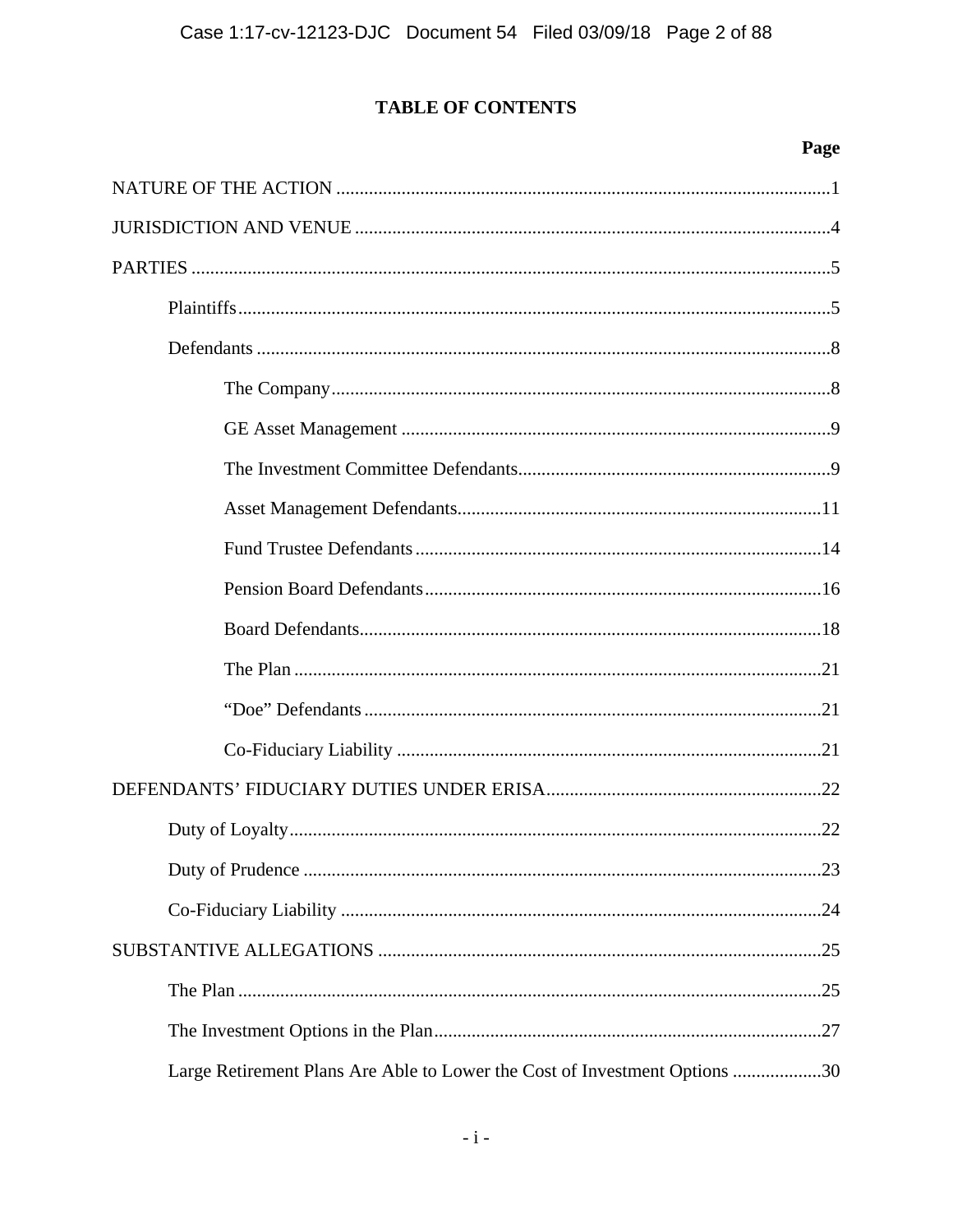# TABLE OF CONTENTS

| | Page |
|---|---|
| NATURE OF THE ACTION | 1 |
| JURISDICTION AND VENUE | 4 |
| PARTIES | 5 |
| Plaintiffs | 5 |
| Defendants | 8 |
| The Company | 8 |
| GE Asset Management | 9 |
| The Investment Committee Defendants | 9 |
| Asset Management Defendants | 11 |
| Fund Trustee Defendants | 14 |
| Pension Board Defendants | 16 |
| Board Defendants | 18 |
| The Plan | 21 |
| "Doe" Defendants | 21 |
| Co-Fiduciary Liability | 21 |
| DEFENDANTS' FIDUCIARY DUTIES UNDER ERISA | 22 |
| Duty of Loyalty | 22 |
| Duty of Prudence | 23 |
| Co-Fiduciary Liability | 24 |
| SUBSTANTIVE ALLEGATIONS | 25 |
| The Plan | 25 |
| The Investment Options in the Plan | 27 |
| Large Retirement Plans Are Able to Lower the Cost of Investment Options | 30 |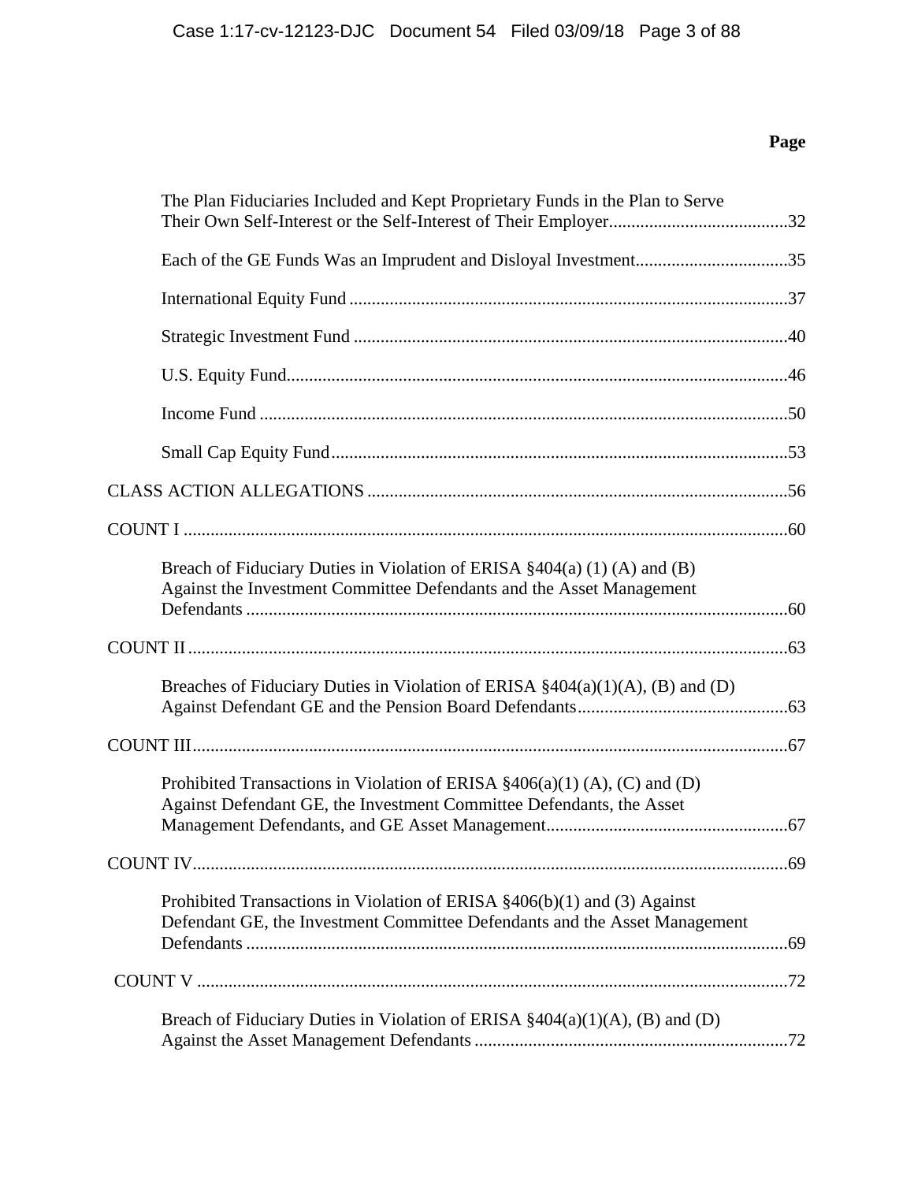**Page**

The Plan Fiduciaries Included and Kept Proprietary Funds in the Plan to Serve Their Own Self-Interest or the Self-Interest of Their Employer........................................32

Each of the GE Funds Was an Imprudent and Disloyal Investment..................................35

International Equity Fund ..................................................................................................37

Strategic Investment Fund .................................................................................................40

U.S. Equity Fund................................................................................................................46

Income Fund ......................................................................................................................50

Small Cap Equity Fund......................................................................................................53

CLASS ACTION ALLEGATIONS ..............................................................................................56

COUNT I .......................................................................................................................................60

Breach of Fiduciary Duties in Violation of ERISA §404(a) (1) (A) and (B) Against the Investment Committee Defendants and the Asset Management Defendants .........................................................................................................................60

COUNT II ......................................................................................................................................63

Breaches of Fiduciary Duties in Violation of ERISA §404(a)(1)(A), (B) and (D) Against Defendant GE and the Pension Board Defendants...............................................63

COUNT III.....................................................................................................................................67

Prohibited Transactions in Violation of ERISA §406(a)(1) (A), (C) and (D) Against Defendant GE, the Investment Committee Defendants, the Asset Management Defendants, and GE Asset Management......................................................67

COUNT IV.....................................................................................................................................69

Prohibited Transactions in Violation of ERISA §406(b)(1) and (3) Against Defendant GE, the Investment Committee Defendants and the Asset Management Defendants .........................................................................................................................69

COUNT V ....................................................................................................................................72

Breach of Fiduciary Duties in Violation of ERISA §404(a)(1)(A), (B) and (D) Against the Asset Management Defendants ......................................................................72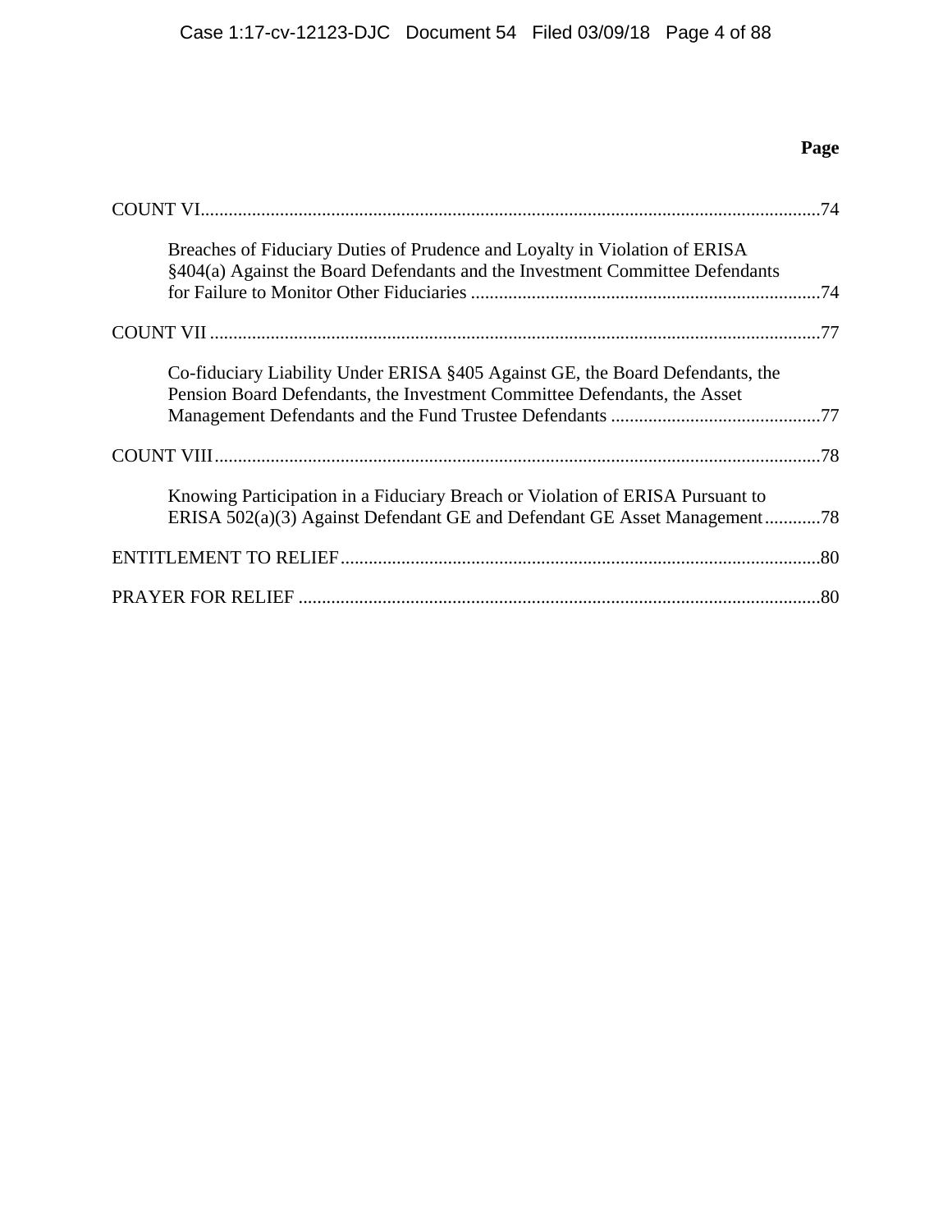**Page**

COUNT VI....................................................................................................................................74

Breaches of Fiduciary Duties of Prudence and Loyalty in Violation of ERISA §404(a) Against the Board Defendants and the Investment Committee Defendants for Failure to Monitor Other Fiduciaries ..........................................................................74

COUNT VII .................................................................................................................................77

Co-fiduciary Liability Under ERISA §405 Against GE, the Board Defendants, the Pension Board Defendants, the Investment Committee Defendants, the Asset Management Defendants and the Fund Trustee Defendants ............................................77

COUNT VIII.................................................................................................................................78

Knowing Participation in a Fiduciary Breach or Violation of ERISA Pursuant to ERISA 502(a)(3) Against Defendant GE and Defendant GE Asset Management............78

ENTITLEMENT TO RELIEF......................................................................................................80

PRAYER FOR RELIEF ...............................................................................................................80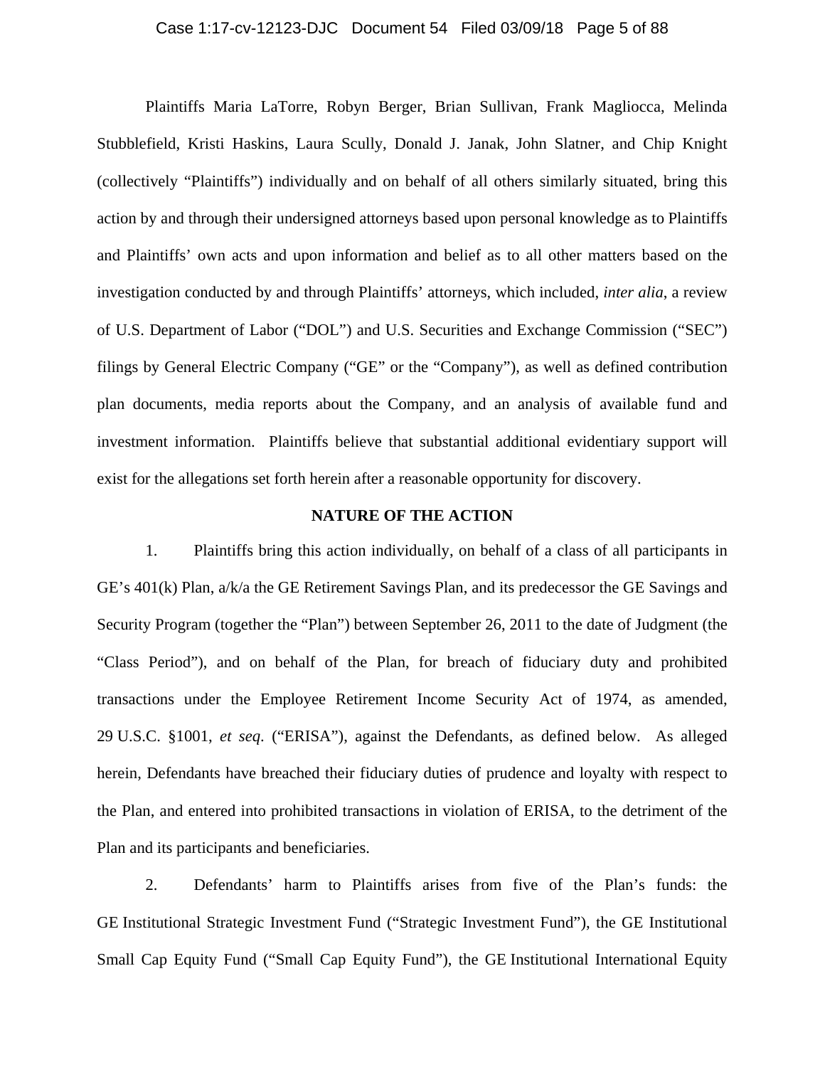Plaintiffs Maria LaTorre, Robyn Berger, Brian Sullivan, Frank Magliocca, Melinda Stubblefield, Kristi Haskins, Laura Scully, Donald J. Janak, John Slatner, and Chip Knight (collectively "Plaintiffs") individually and on behalf of all others similarly situated, bring this action by and through their undersigned attorneys based upon personal knowledge as to Plaintiffs and Plaintiffs' own acts and upon information and belief as to all other matters based on the investigation conducted by and through Plaintiffs' attorneys, which included, *inter alia*, a review of U.S. Department of Labor ("DOL") and U.S. Securities and Exchange Commission ("SEC") filings by General Electric Company ("GE" or the "Company"), as well as defined contribution plan documents, media reports about the Company, and an analysis of available fund and investment information. Plaintiffs believe that substantial additional evidentiary support will exist for the allegations set forth herein after a reasonable opportunity for discovery.

## NATURE OF THE ACTION

1. Plaintiffs bring this action individually, on behalf of a class of all participants in GE's 401(k) Plan, a/k/a the GE Retirement Savings Plan, and its predecessor the GE Savings and Security Program (together the "Plan") between September 26, 2011 to the date of Judgment (the "Class Period"), and on behalf of the Plan, for breach of fiduciary duty and prohibited transactions under the Employee Retirement Income Security Act of 1974, as amended, 29 U.S.C. §1001, *et seq*. ("ERISA"), against the Defendants, as defined below. As alleged herein, Defendants have breached their fiduciary duties of prudence and loyalty with respect to the Plan, and entered into prohibited transactions in violation of ERISA, to the detriment of the Plan and its participants and beneficiaries.

2. Defendants' harm to Plaintiffs arises from five of the Plan's funds: the GE Institutional Strategic Investment Fund ("Strategic Investment Fund"), the GE Institutional Small Cap Equity Fund ("Small Cap Equity Fund"), the GE Institutional International Equity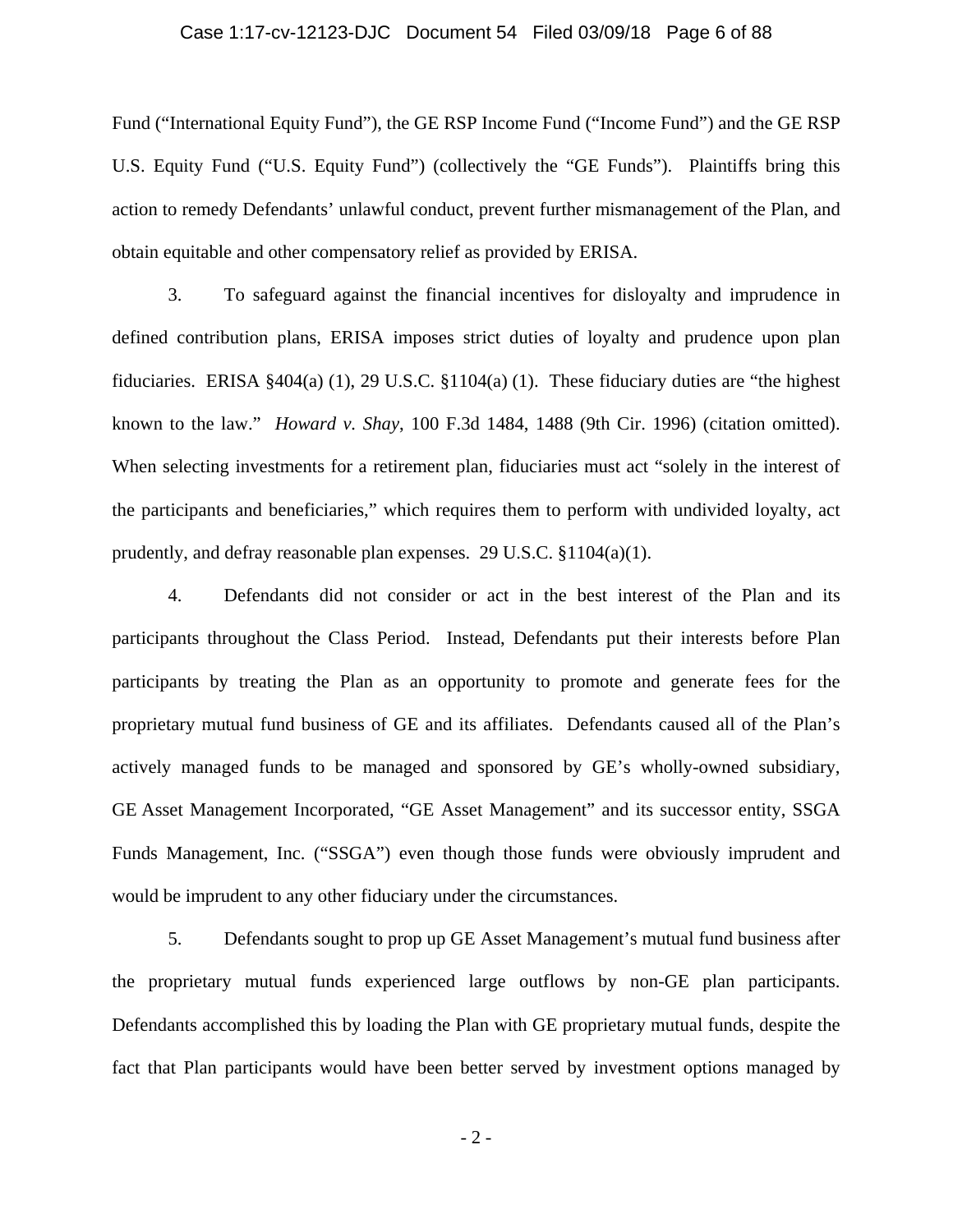Fund ("International Equity Fund"), the GE RSP Income Fund ("Income Fund") and the GE RSP U.S. Equity Fund ("U.S. Equity Fund") (collectively the "GE Funds"). Plaintiffs bring this action to remedy Defendants' unlawful conduct, prevent further mismanagement of the Plan, and obtain equitable and other compensatory relief as provided by ERISA.

3. To safeguard against the financial incentives for disloyalty and imprudence in defined contribution plans, ERISA imposes strict duties of loyalty and prudence upon plan fiduciaries. ERISA §404(a) (1), 29 U.S.C. §1104(a) (1). These fiduciary duties are "the highest known to the law." *Howard v. Shay*, 100 F.3d 1484, 1488 (9th Cir. 1996) (citation omitted). When selecting investments for a retirement plan, fiduciaries must act "solely in the interest of the participants and beneficiaries," which requires them to perform with undivided loyalty, act prudently, and defray reasonable plan expenses. 29 U.S.C. §1104(a)(1).

4. Defendants did not consider or act in the best interest of the Plan and its participants throughout the Class Period. Instead, Defendants put their interests before Plan participants by treating the Plan as an opportunity to promote and generate fees for the proprietary mutual fund business of GE and its affiliates. Defendants caused all of the Plan's actively managed funds to be managed and sponsored by GE's wholly-owned subsidiary, GE Asset Management Incorporated, "GE Asset Management" and its successor entity, SSGA Funds Management, Inc. ("SSGA") even though those funds were obviously imprudent and would be imprudent to any other fiduciary under the circumstances.

5. Defendants sought to prop up GE Asset Management's mutual fund business after the proprietary mutual funds experienced large outflows by non-GE plan participants. Defendants accomplished this by loading the Plan with GE proprietary mutual funds, despite the fact that Plan participants would have been better served by investment options managed by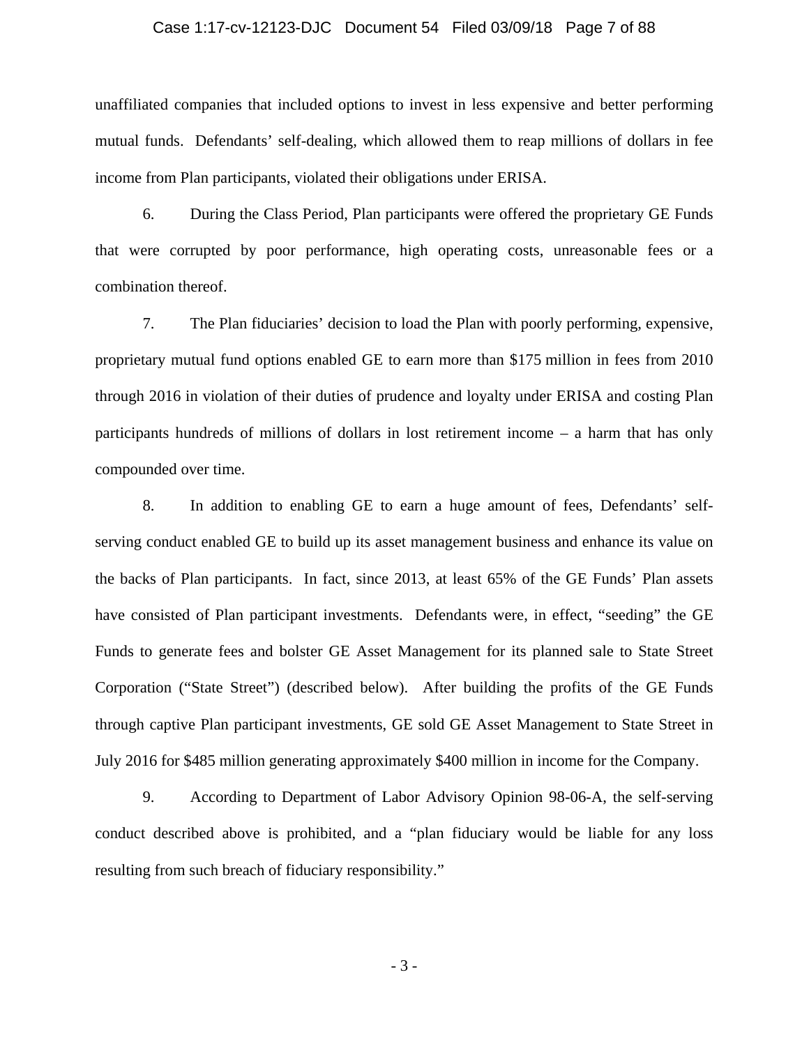unaffiliated companies that included options to invest in less expensive and better performing mutual funds. Defendants' self-dealing, which allowed them to reap millions of dollars in fee income from Plan participants, violated their obligations under ERISA.

6. During the Class Period, Plan participants were offered the proprietary GE Funds that were corrupted by poor performance, high operating costs, unreasonable fees or a combination thereof.

7. The Plan fiduciaries' decision to load the Plan with poorly performing, expensive, proprietary mutual fund options enabled GE to earn more than $175 million in fees from 2010 through 2016 in violation of their duties of prudence and loyalty under ERISA and costing Plan participants hundreds of millions of dollars in lost retirement income – a harm that has only compounded over time.

8. In addition to enabling GE to earn a huge amount of fees, Defendants' self-serving conduct enabled GE to build up its asset management business and enhance its value on the backs of Plan participants. In fact, since 2013, at least 65% of the GE Funds' Plan assets have consisted of Plan participant investments. Defendants were, in effect, "seeding" the GE Funds to generate fees and bolster GE Asset Management for its planned sale to State Street Corporation ("State Street") (described below). After building the profits of the GE Funds through captive Plan participant investments, GE sold GE Asset Management to State Street in July 2016 for $485 million generating approximately $400 million in income for the Company.

9. According to Department of Labor Advisory Opinion 98-06-A, the self-serving conduct described above is prohibited, and a "plan fiduciary would be liable for any loss resulting from such breach of fiduciary responsibility."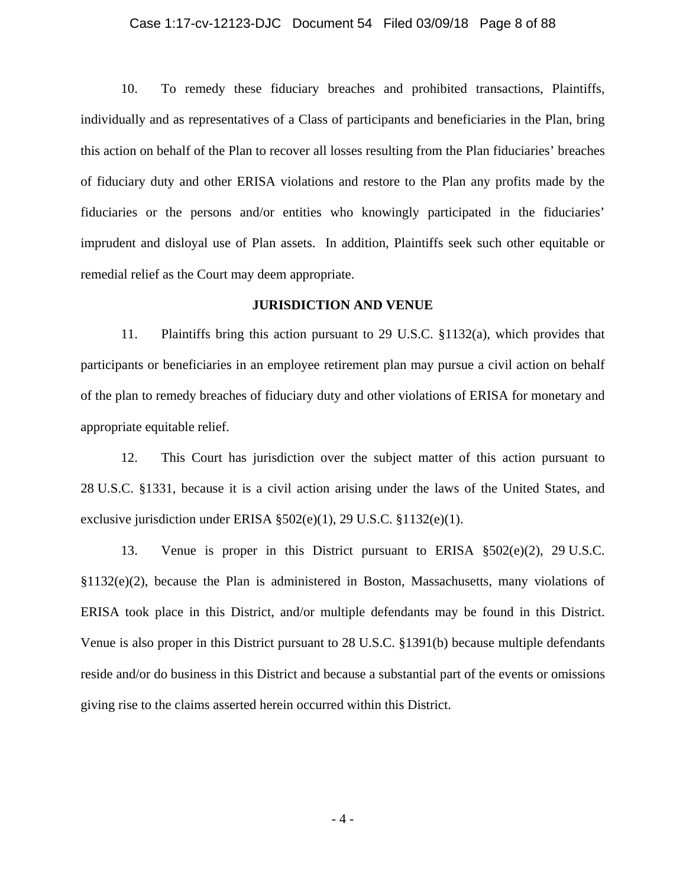10. To remedy these fiduciary breaches and prohibited transactions, Plaintiffs, individually and as representatives of a Class of participants and beneficiaries in the Plan, bring this action on behalf of the Plan to recover all losses resulting from the Plan fiduciaries' breaches of fiduciary duty and other ERISA violations and restore to the Plan any profits made by the fiduciaries or the persons and/or entities who knowingly participated in the fiduciaries' imprudent and disloyal use of Plan assets. In addition, Plaintiffs seek such other equitable or remedial relief as the Court may deem appropriate.

## JURISDICTION AND VENUE

11. Plaintiffs bring this action pursuant to 29 U.S.C. §1132(a), which provides that participants or beneficiaries in an employee retirement plan may pursue a civil action on behalf of the plan to remedy breaches of fiduciary duty and other violations of ERISA for monetary and appropriate equitable relief.

12. This Court has jurisdiction over the subject matter of this action pursuant to 28 U.S.C. §1331, because it is a civil action arising under the laws of the United States, and exclusive jurisdiction under ERISA §502(e)(1), 29 U.S.C. §1132(e)(1).

13. Venue is proper in this District pursuant to ERISA §502(e)(2), 29 U.S.C. §1132(e)(2), because the Plan is administered in Boston, Massachusetts, many violations of ERISA took place in this District, and/or multiple defendants may be found in this District. Venue is also proper in this District pursuant to 28 U.S.C. §1391(b) because multiple defendants reside and/or do business in this District and because a substantial part of the events or omissions giving rise to the claims asserted herein occurred within this District.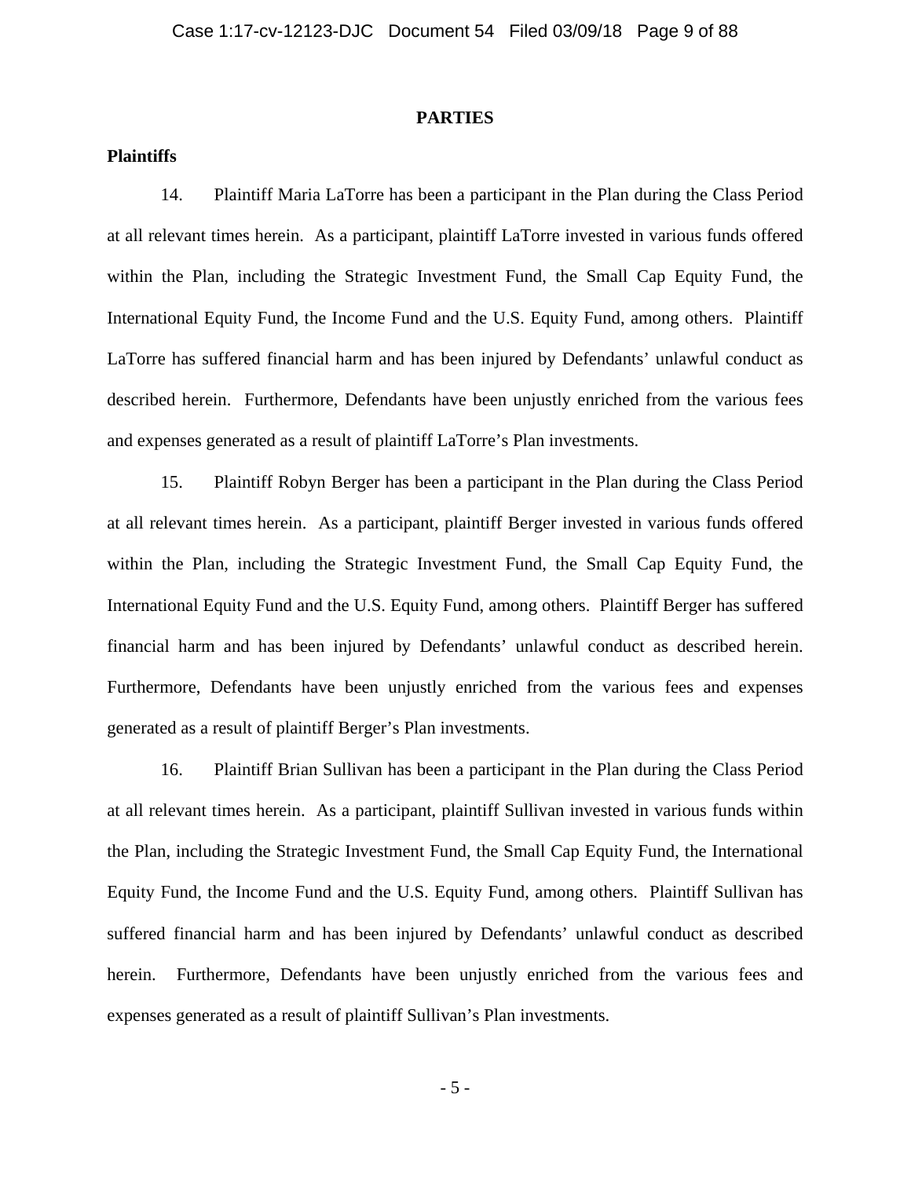## PARTIES

### Plaintiffs

14. Plaintiff Maria LaTorre has been a participant in the Plan during the Class Period at all relevant times herein. As a participant, plaintiff LaTorre invested in various funds offered within the Plan, including the Strategic Investment Fund, the Small Cap Equity Fund, the International Equity Fund, the Income Fund and the U.S. Equity Fund, among others. Plaintiff LaTorre has suffered financial harm and has been injured by Defendants' unlawful conduct as described herein. Furthermore, Defendants have been unjustly enriched from the various fees and expenses generated as a result of plaintiff LaTorre's Plan investments.

15. Plaintiff Robyn Berger has been a participant in the Plan during the Class Period at all relevant times herein. As a participant, plaintiff Berger invested in various funds offered within the Plan, including the Strategic Investment Fund, the Small Cap Equity Fund, the International Equity Fund and the U.S. Equity Fund, among others. Plaintiff Berger has suffered financial harm and has been injured by Defendants' unlawful conduct as described herein. Furthermore, Defendants have been unjustly enriched from the various fees and expenses generated as a result of plaintiff Berger's Plan investments.

16. Plaintiff Brian Sullivan has been a participant in the Plan during the Class Period at all relevant times herein. As a participant, plaintiff Sullivan invested in various funds within the Plan, including the Strategic Investment Fund, the Small Cap Equity Fund, the International Equity Fund, the Income Fund and the U.S. Equity Fund, among others. Plaintiff Sullivan has suffered financial harm and has been injured by Defendants' unlawful conduct as described herein. Furthermore, Defendants have been unjustly enriched from the various fees and expenses generated as a result of plaintiff Sullivan's Plan investments.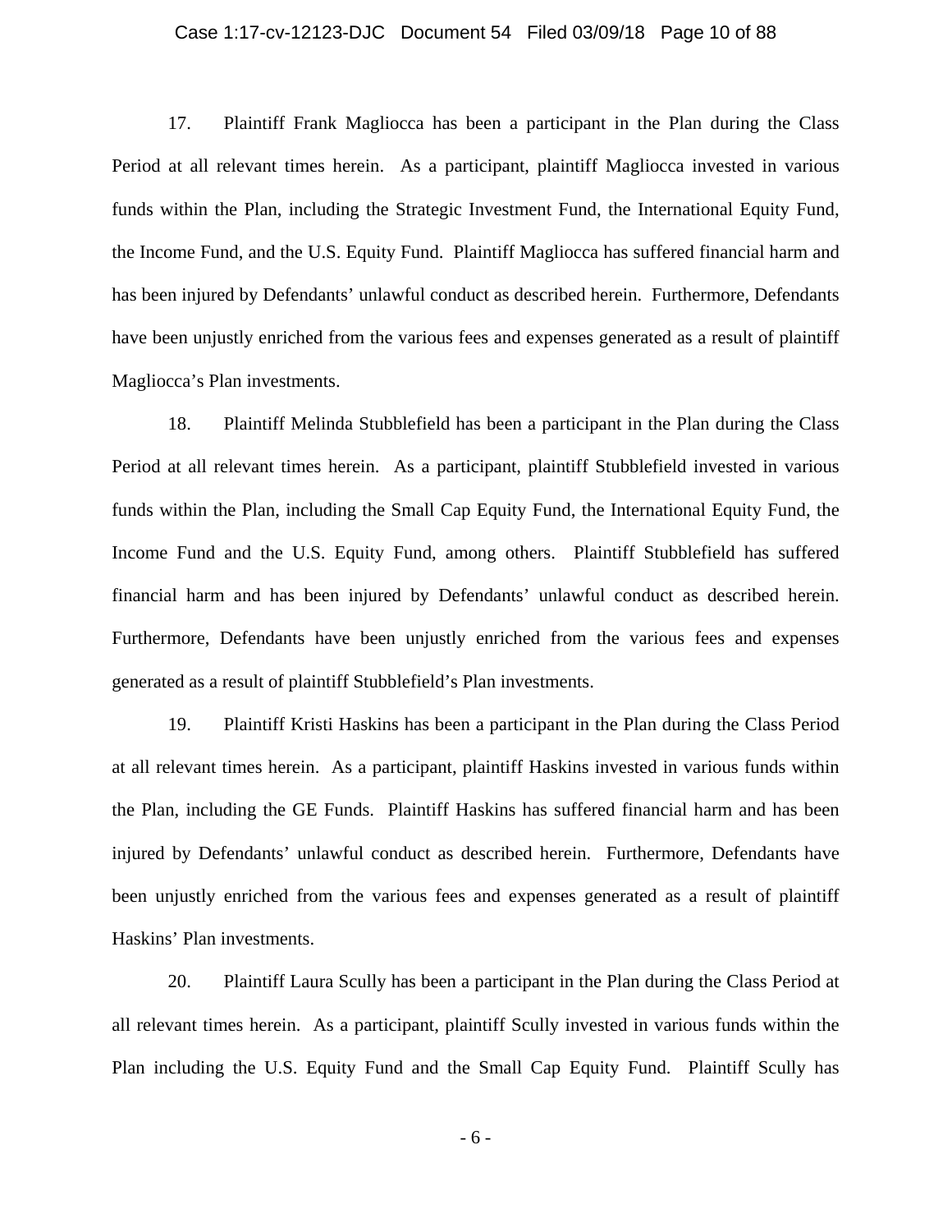17. Plaintiff Frank Magliocca has been a participant in the Plan during the Class Period at all relevant times herein. As a participant, plaintiff Magliocca invested in various funds within the Plan, including the Strategic Investment Fund, the International Equity Fund, the Income Fund, and the U.S. Equity Fund. Plaintiff Magliocca has suffered financial harm and has been injured by Defendants' unlawful conduct as described herein. Furthermore, Defendants have been unjustly enriched from the various fees and expenses generated as a result of plaintiff Magliocca's Plan investments.

18. Plaintiff Melinda Stubblefield has been a participant in the Plan during the Class Period at all relevant times herein. As a participant, plaintiff Stubblefield invested in various funds within the Plan, including the Small Cap Equity Fund, the International Equity Fund, the Income Fund and the U.S. Equity Fund, among others. Plaintiff Stubblefield has suffered financial harm and has been injured by Defendants' unlawful conduct as described herein. Furthermore, Defendants have been unjustly enriched from the various fees and expenses generated as a result of plaintiff Stubblefield's Plan investments.

19. Plaintiff Kristi Haskins has been a participant in the Plan during the Class Period at all relevant times herein. As a participant, plaintiff Haskins invested in various funds within the Plan, including the GE Funds. Plaintiff Haskins has suffered financial harm and has been injured by Defendants' unlawful conduct as described herein. Furthermore, Defendants have been unjustly enriched from the various fees and expenses generated as a result of plaintiff Haskins' Plan investments.

20. Plaintiff Laura Scully has been a participant in the Plan during the Class Period at all relevant times herein. As a participant, plaintiff Scully invested in various funds within the Plan including the U.S. Equity Fund and the Small Cap Equity Fund. Plaintiff Scully has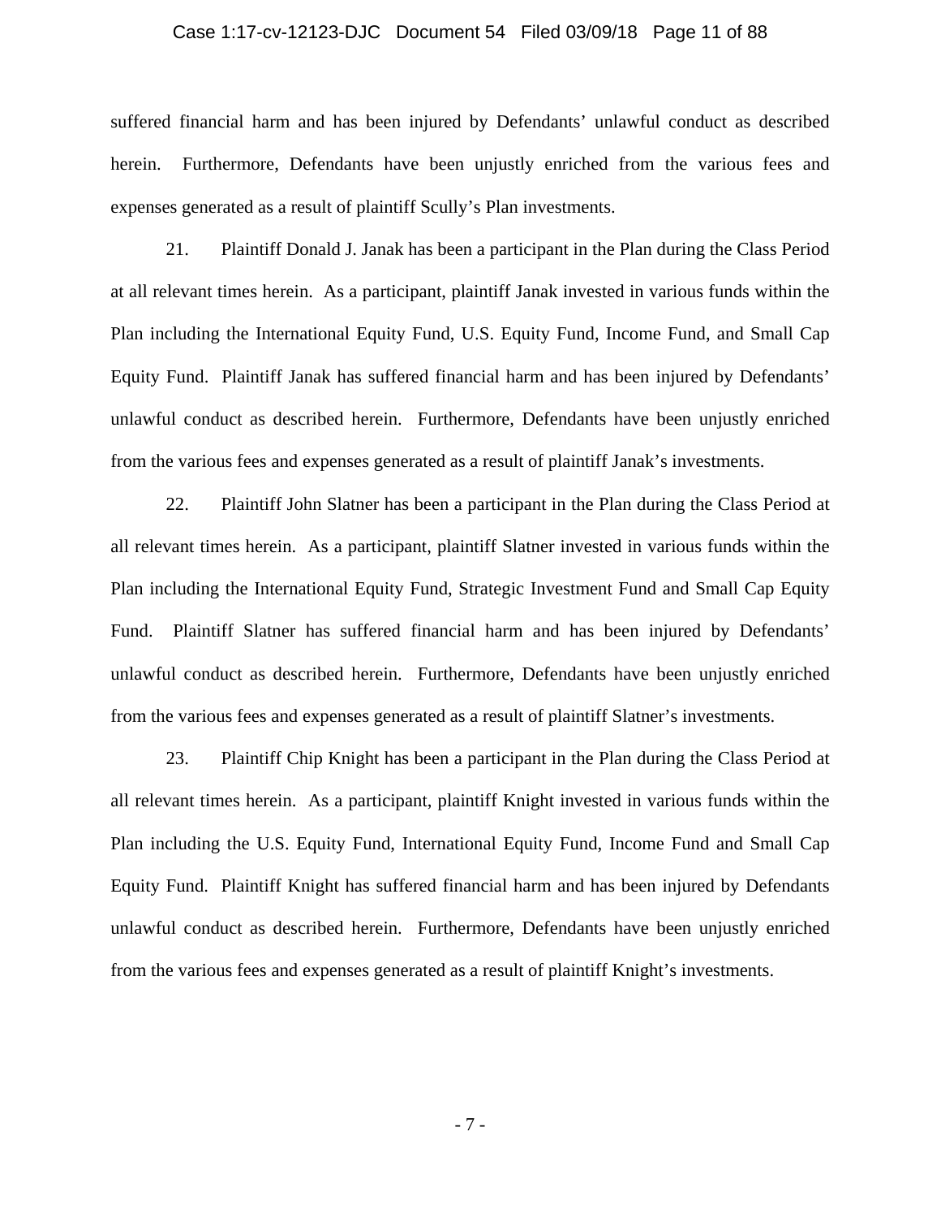suffered financial harm and has been injured by Defendants' unlawful conduct as described herein. Furthermore, Defendants have been unjustly enriched from the various fees and expenses generated as a result of plaintiff Scully's Plan investments.

21. Plaintiff Donald J. Janak has been a participant in the Plan during the Class Period at all relevant times herein. As a participant, plaintiff Janak invested in various funds within the Plan including the International Equity Fund, U.S. Equity Fund, Income Fund, and Small Cap Equity Fund. Plaintiff Janak has suffered financial harm and has been injured by Defendants' unlawful conduct as described herein. Furthermore, Defendants have been unjustly enriched from the various fees and expenses generated as a result of plaintiff Janak's investments.

22. Plaintiff John Slatner has been a participant in the Plan during the Class Period at all relevant times herein. As a participant, plaintiff Slatner invested in various funds within the Plan including the International Equity Fund, Strategic Investment Fund and Small Cap Equity Fund. Plaintiff Slatner has suffered financial harm and has been injured by Defendants' unlawful conduct as described herein. Furthermore, Defendants have been unjustly enriched from the various fees and expenses generated as a result of plaintiff Slatner's investments.

23. Plaintiff Chip Knight has been a participant in the Plan during the Class Period at all relevant times herein. As a participant, plaintiff Knight invested in various funds within the Plan including the U.S. Equity Fund, International Equity Fund, Income Fund and Small Cap Equity Fund. Plaintiff Knight has suffered financial harm and has been injured by Defendants unlawful conduct as described herein. Furthermore, Defendants have been unjustly enriched from the various fees and expenses generated as a result of plaintiff Knight's investments.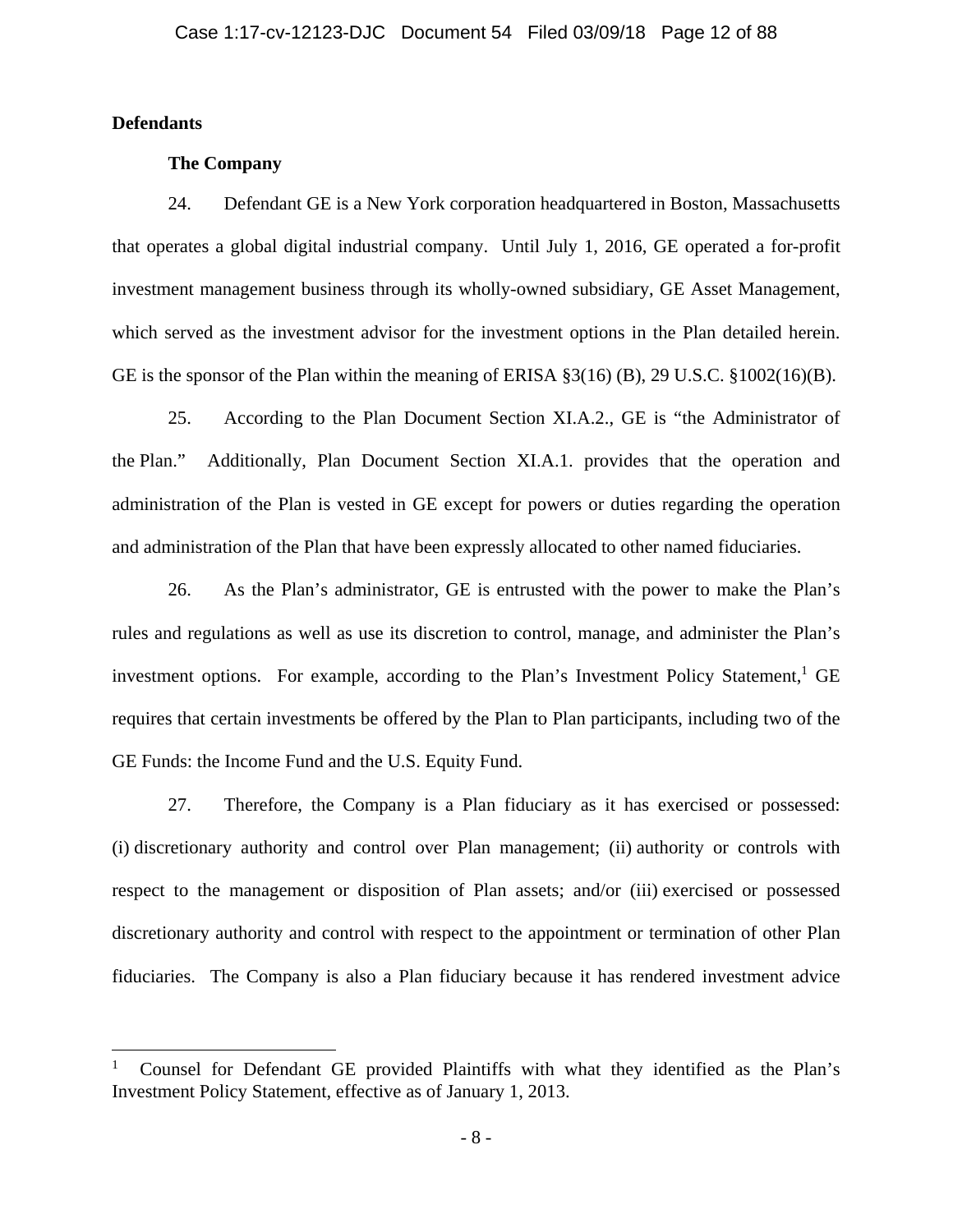**Defendants**

**The Company**

24. Defendant GE is a New York corporation headquartered in Boston, Massachusetts that operates a global digital industrial company. Until July 1, 2016, GE operated a for-profit investment management business through its wholly-owned subsidiary, GE Asset Management, which served as the investment advisor for the investment options in the Plan detailed herein. GE is the sponsor of the Plan within the meaning of ERISA §3(16) (B), 29 U.S.C. §1002(16)(B).

25. According to the Plan Document Section XI.A.2., GE is "the Administrator of the Plan." Additionally, Plan Document Section XI.A.1. provides that the operation and administration of the Plan is vested in GE except for powers or duties regarding the operation and administration of the Plan that have been expressly allocated to other named fiduciaries.

26. As the Plan's administrator, GE is entrusted with the power to make the Plan's rules and regulations as well as use its discretion to control, manage, and administer the Plan's investment options. For example, according to the Plan's Investment Policy Statement,[1] GE requires that certain investments be offered by the Plan to Plan participants, including two of the GE Funds: the Income Fund and the U.S. Equity Fund.

27. Therefore, the Company is a Plan fiduciary as it has exercised or possessed: (i) discretionary authority and control over Plan management; (ii) authority or controls with respect to the management or disposition of Plan assets; and/or (iii) exercised or possessed discretionary authority and control with respect to the appointment or termination of other Plan fiduciaries. The Company is also a Plan fiduciary because it has rendered investment advice

---

[1] Counsel for Defendant GE provided Plaintiffs with what they identified as the Plan's Investment Policy Statement, effective as of January 1, 2013.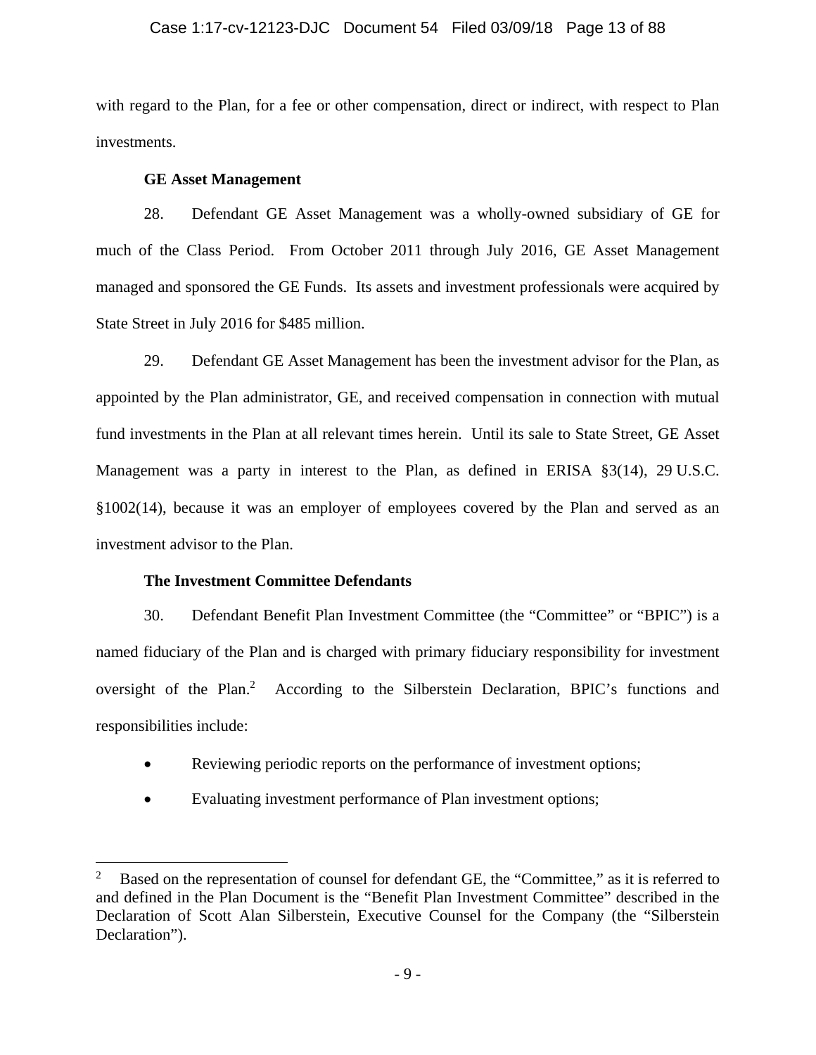with regard to the Plan, for a fee or other compensation, direct or indirect, with respect to Plan investments.

**GE Asset Management**

28. Defendant GE Asset Management was a wholly-owned subsidiary of GE for much of the Class Period. From October 2011 through July 2016, GE Asset Management managed and sponsored the GE Funds. Its assets and investment professionals were acquired by State Street in July 2016 for $485 million.

29. Defendant GE Asset Management has been the investment advisor for the Plan, as appointed by the Plan administrator, GE, and received compensation in connection with mutual fund investments in the Plan at all relevant times herein. Until its sale to State Street, GE Asset Management was a party in interest to the Plan, as defined in ERISA §3(14), 29 U.S.C. §1002(14), because it was an employer of employees covered by the Plan and served as an investment advisor to the Plan.

**The Investment Committee Defendants**

30. Defendant Benefit Plan Investment Committee (the "Committee" or "BPIC") is a named fiduciary of the Plan and is charged with primary fiduciary responsibility for investment oversight of the Plan.[2] According to the Silberstein Declaration, BPIC's functions and responsibilities include:

- Reviewing periodic reports on the performance of investment options;
- Evaluating investment performance of Plan investment options;

---

[2] Based on the representation of counsel for defendant GE, the "Committee," as it is referred to and defined in the Plan Document is the "Benefit Plan Investment Committee" described in the Declaration of Scott Alan Silberstein, Executive Counsel for the Company (the "Silberstein Declaration").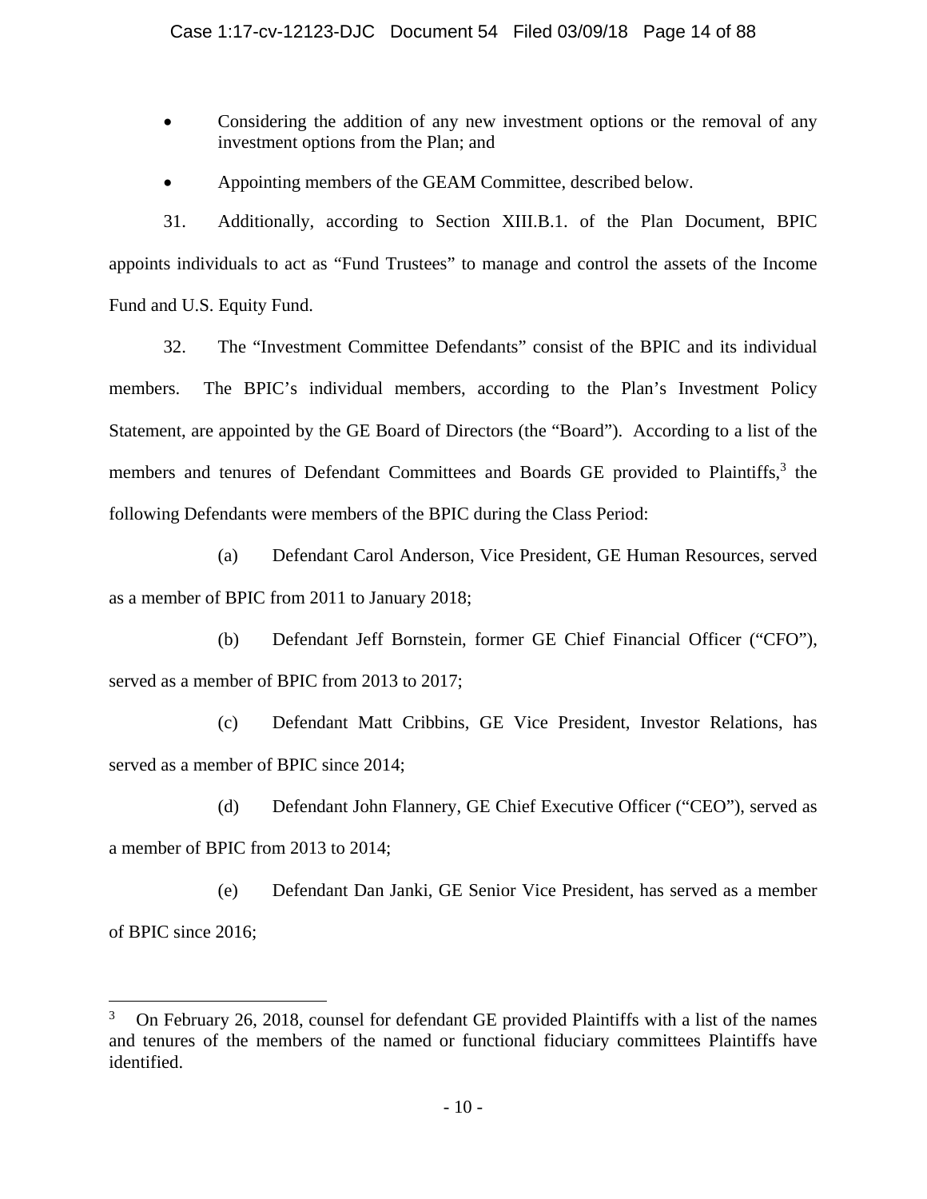- Considering the addition of any new investment options or the removal of any investment options from the Plan; and
- Appointing members of the GEAM Committee, described below.

31. Additionally, according to Section XIII.B.1. of the Plan Document, BPIC appoints individuals to act as "Fund Trustees" to manage and control the assets of the Income Fund and U.S. Equity Fund.

32. The "Investment Committee Defendants" consist of the BPIC and its individual members. The BPIC's individual members, according to the Plan's Investment Policy Statement, are appointed by the GE Board of Directors (the "Board"). According to a list of the members and tenures of Defendant Committees and Boards GE provided to Plaintiffs,[3] the following Defendants were members of the BPIC during the Class Period:

(a) Defendant Carol Anderson, Vice President, GE Human Resources, served as a member of BPIC from 2011 to January 2018;

(b) Defendant Jeff Bornstein, former GE Chief Financial Officer ("CFO"), served as a member of BPIC from 2013 to 2017;

(c) Defendant Matt Cribbins, GE Vice President, Investor Relations, has served as a member of BPIC since 2014;

(d) Defendant John Flannery, GE Chief Executive Officer ("CEO"), served as a member of BPIC from 2013 to 2014;

(e) Defendant Dan Janki, GE Senior Vice President, has served as a member of BPIC since 2016;

---

[3] On February 26, 2018, counsel for defendant GE provided Plaintiffs with a list of the names and tenures of the members of the named or functional fiduciary committees Plaintiffs have identified.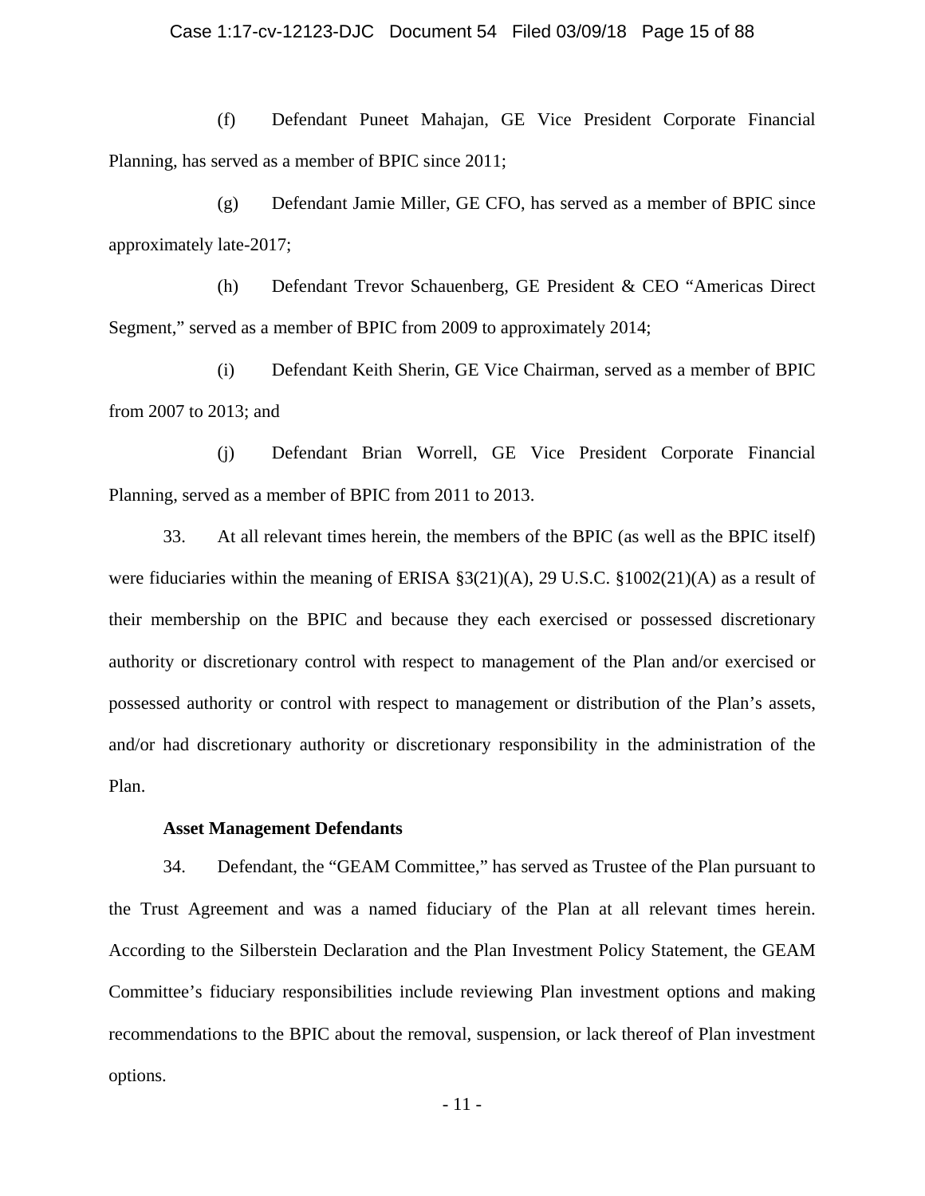(f) Defendant Puneet Mahajan, GE Vice President Corporate Financial Planning, has served as a member of BPIC since 2011;

(g) Defendant Jamie Miller, GE CFO, has served as a member of BPIC since approximately late-2017;

(h) Defendant Trevor Schauenberg, GE President & CEO "Americas Direct Segment," served as a member of BPIC from 2009 to approximately 2014;

(i) Defendant Keith Sherin, GE Vice Chairman, served as a member of BPIC from 2007 to 2013; and

(j) Defendant Brian Worrell, GE Vice President Corporate Financial Planning, served as a member of BPIC from 2011 to 2013.

33. At all relevant times herein, the members of the BPIC (as well as the BPIC itself) were fiduciaries within the meaning of ERISA §3(21)(A), 29 U.S.C. §1002(21)(A) as a result of their membership on the BPIC and because they each exercised or possessed discretionary authority or discretionary control with respect to management of the Plan and/or exercised or possessed authority or control with respect to management or distribution of the Plan's assets, and/or had discretionary authority or discretionary responsibility in the administration of the Plan.

**Asset Management Defendants**

34. Defendant, the "GEAM Committee," has served as Trustee of the Plan pursuant to the Trust Agreement and was a named fiduciary of the Plan at all relevant times herein. According to the Silberstein Declaration and the Plan Investment Policy Statement, the GEAM Committee's fiduciary responsibilities include reviewing Plan investment options and making recommendations to the BPIC about the removal, suspension, or lack thereof of Plan investment options.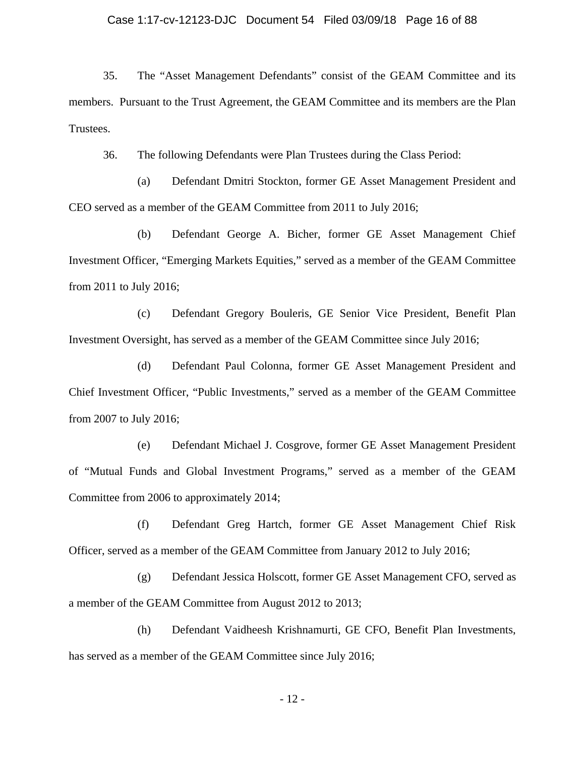35. The "Asset Management Defendants" consist of the GEAM Committee and its members. Pursuant to the Trust Agreement, the GEAM Committee and its members are the Plan Trustees.

36. The following Defendants were Plan Trustees during the Class Period:

(a) Defendant Dmitri Stockton, former GE Asset Management President and CEO served as a member of the GEAM Committee from 2011 to July 2016;

(b) Defendant George A. Bicher, former GE Asset Management Chief Investment Officer, "Emerging Markets Equities," served as a member of the GEAM Committee from 2011 to July 2016;

(c) Defendant Gregory Bouleris, GE Senior Vice President, Benefit Plan Investment Oversight, has served as a member of the GEAM Committee since July 2016;

(d) Defendant Paul Colonna, former GE Asset Management President and Chief Investment Officer, "Public Investments," served as a member of the GEAM Committee from 2007 to July 2016;

(e) Defendant Michael J. Cosgrove, former GE Asset Management President of "Mutual Funds and Global Investment Programs," served as a member of the GEAM Committee from 2006 to approximately 2014;

(f) Defendant Greg Hartch, former GE Asset Management Chief Risk Officer, served as a member of the GEAM Committee from January 2012 to July 2016;

(g) Defendant Jessica Holscott, former GE Asset Management CFO, served as a member of the GEAM Committee from August 2012 to 2013;

(h) Defendant Vaidheesh Krishnamurti, GE CFO, Benefit Plan Investments, has served as a member of the GEAM Committee since July 2016;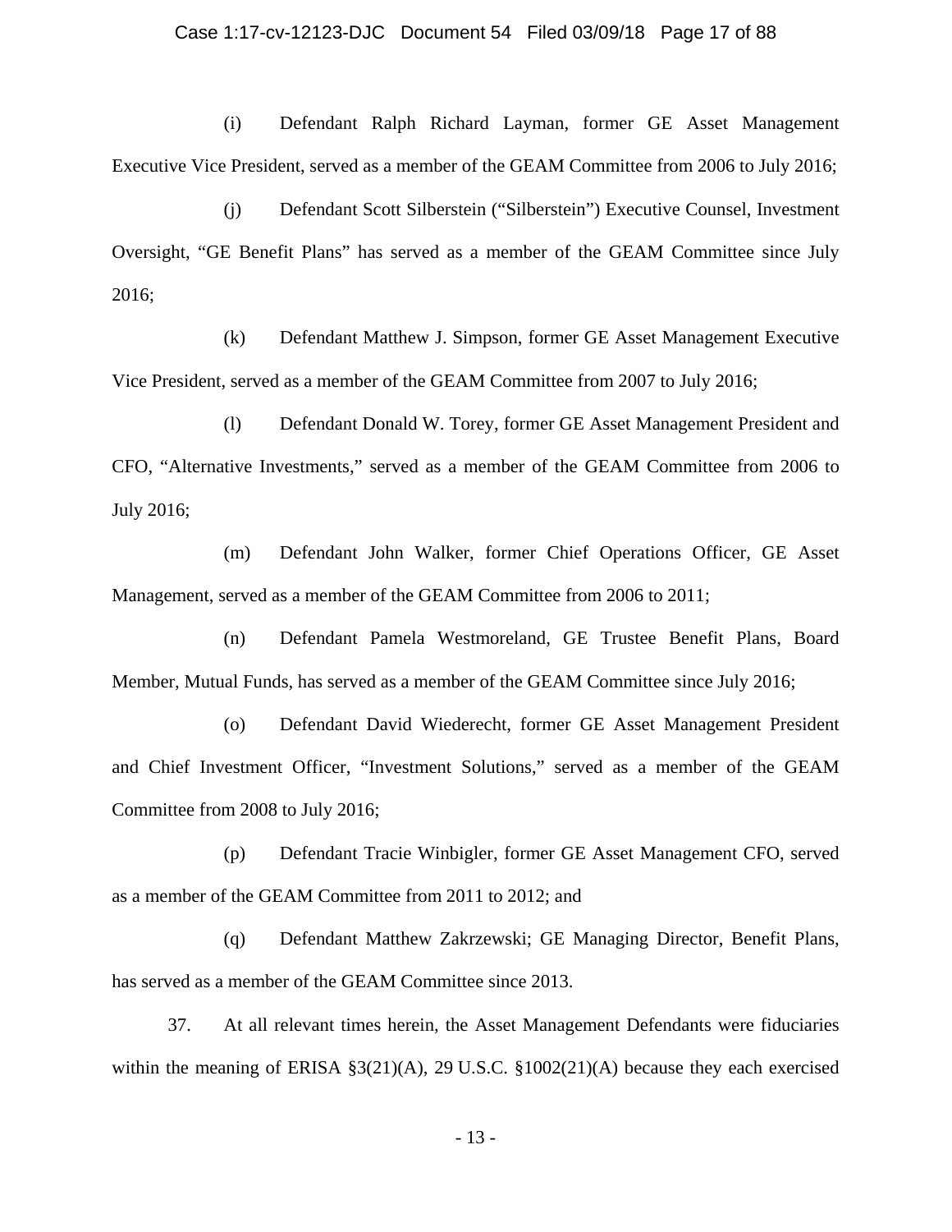(i) Defendant Ralph Richard Layman, former GE Asset Management Executive Vice President, served as a member of the GEAM Committee from 2006 to July 2016;

(j) Defendant Scott Silberstein ("Silberstein") Executive Counsel, Investment Oversight, "GE Benefit Plans" has served as a member of the GEAM Committee since July 2016;

(k) Defendant Matthew J. Simpson, former GE Asset Management Executive Vice President, served as a member of the GEAM Committee from 2007 to July 2016;

(l) Defendant Donald W. Torey, former GE Asset Management President and CFO, "Alternative Investments," served as a member of the GEAM Committee from 2006 to July 2016;

(m) Defendant John Walker, former Chief Operations Officer, GE Asset Management, served as a member of the GEAM Committee from 2006 to 2011;

(n) Defendant Pamela Westmoreland, GE Trustee Benefit Plans, Board Member, Mutual Funds, has served as a member of the GEAM Committee since July 2016;

(o) Defendant David Wiederecht, former GE Asset Management President and Chief Investment Officer, "Investment Solutions," served as a member of the GEAM Committee from 2008 to July 2016;

(p) Defendant Tracie Winbigler, former GE Asset Management CFO, served as a member of the GEAM Committee from 2011 to 2012; and

(q) Defendant Matthew Zakrzewski; GE Managing Director, Benefit Plans, has served as a member of the GEAM Committee since 2013.

37. At all relevant times herein, the Asset Management Defendants were fiduciaries within the meaning of ERISA §3(21)(A), 29 U.S.C. §1002(21)(A) because they each exercised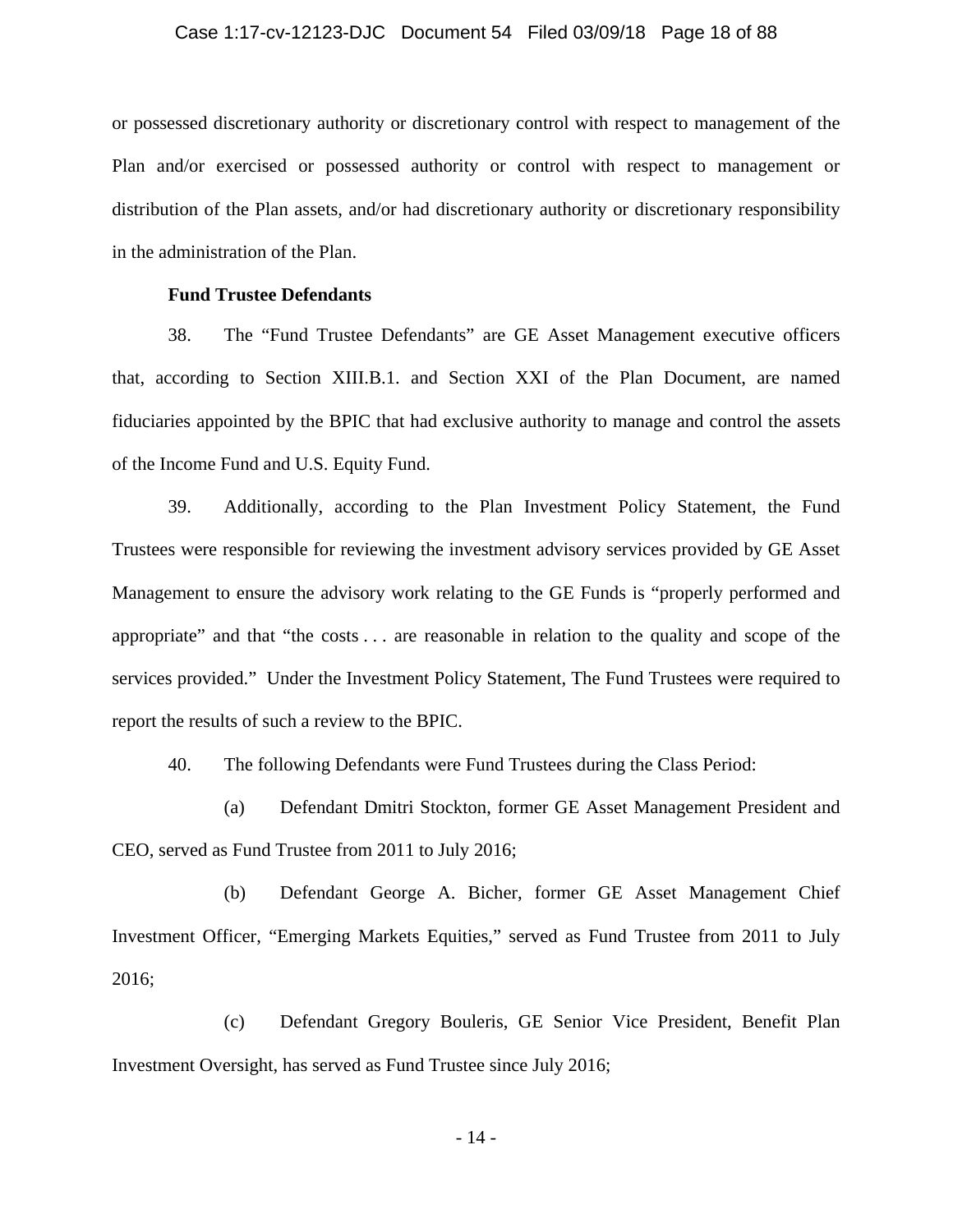or possessed discretionary authority or discretionary control with respect to management of the Plan and/or exercised or possessed authority or control with respect to management or distribution of the Plan assets, and/or had discretionary authority or discretionary responsibility in the administration of the Plan.

**Fund Trustee Defendants**

38. The "Fund Trustee Defendants" are GE Asset Management executive officers that, according to Section XIII.B.1. and Section XXI of the Plan Document, are named fiduciaries appointed by the BPIC that had exclusive authority to manage and control the assets of the Income Fund and U.S. Equity Fund.

39. Additionally, according to the Plan Investment Policy Statement, the Fund Trustees were responsible for reviewing the investment advisory services provided by GE Asset Management to ensure the advisory work relating to the GE Funds is "properly performed and appropriate" and that "the costs . . . are reasonable in relation to the quality and scope of the services provided." Under the Investment Policy Statement, The Fund Trustees were required to report the results of such a review to the BPIC.

40. The following Defendants were Fund Trustees during the Class Period:

(a) Defendant Dmitri Stockton, former GE Asset Management President and CEO, served as Fund Trustee from 2011 to July 2016;

(b) Defendant George A. Bicher, former GE Asset Management Chief Investment Officer, "Emerging Markets Equities," served as Fund Trustee from 2011 to July 2016;

(c) Defendant Gregory Bouleris, GE Senior Vice President, Benefit Plan Investment Oversight, has served as Fund Trustee since July 2016;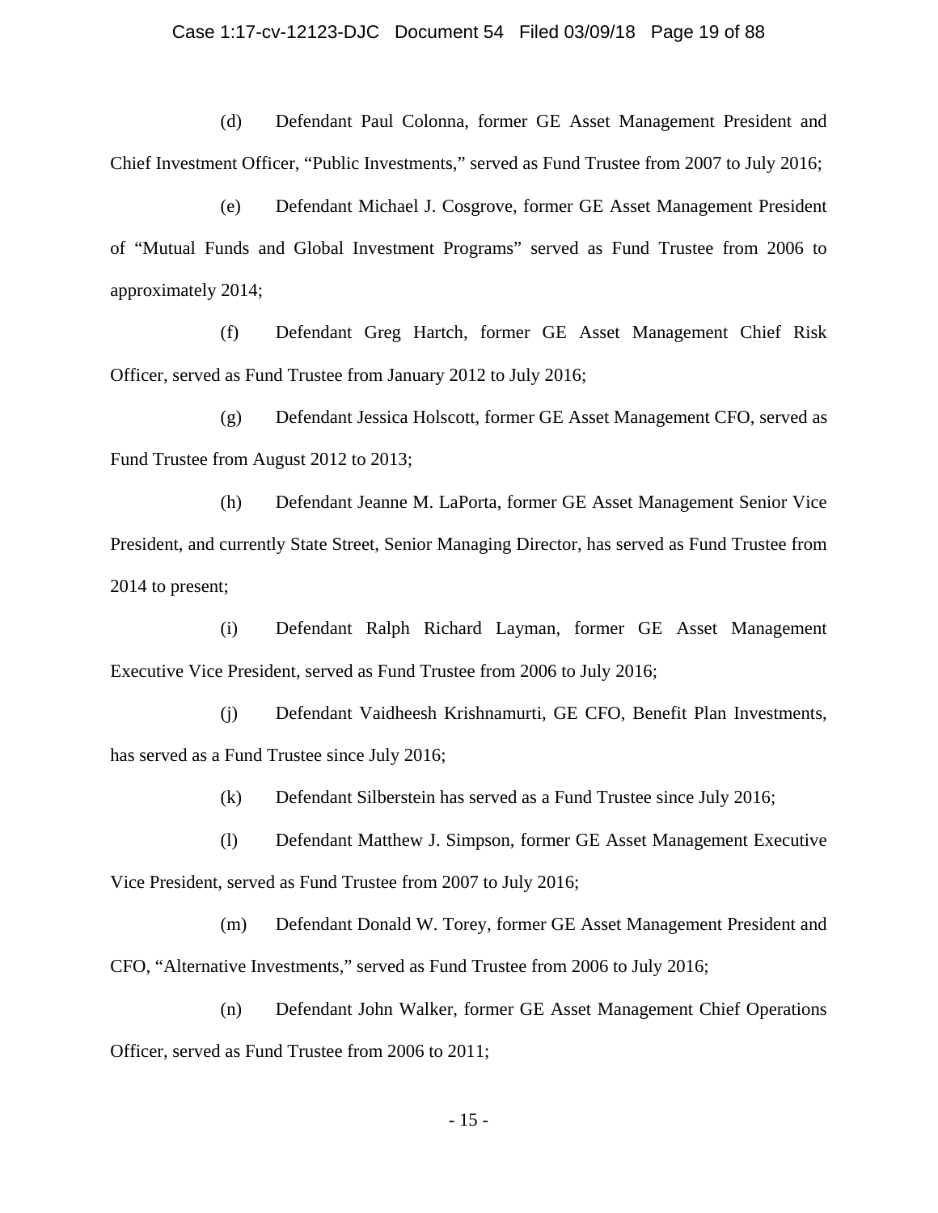(d) Defendant Paul Colonna, former GE Asset Management President and Chief Investment Officer, "Public Investments," served as Fund Trustee from 2007 to July 2016;

(e) Defendant Michael J. Cosgrove, former GE Asset Management President of "Mutual Funds and Global Investment Programs" served as Fund Trustee from 2006 to approximately 2014;

(f) Defendant Greg Hartch, former GE Asset Management Chief Risk Officer, served as Fund Trustee from January 2012 to July 2016;

(g) Defendant Jessica Holscott, former GE Asset Management CFO, served as Fund Trustee from August 2012 to 2013;

(h) Defendant Jeanne M. LaPorta, former GE Asset Management Senior Vice President, and currently State Street, Senior Managing Director, has served as Fund Trustee from 2014 to present;

(i) Defendant Ralph Richard Layman, former GE Asset Management Executive Vice President, served as Fund Trustee from 2006 to July 2016;

(j) Defendant Vaidheesh Krishnamurti, GE CFO, Benefit Plan Investments, has served as a Fund Trustee since July 2016;

(k) Defendant Silberstein has served as a Fund Trustee since July 2016;

(l) Defendant Matthew J. Simpson, former GE Asset Management Executive Vice President, served as Fund Trustee from 2007 to July 2016;

(m) Defendant Donald W. Torey, former GE Asset Management President and CFO, "Alternative Investments," served as Fund Trustee from 2006 to July 2016;

(n) Defendant John Walker, former GE Asset Management Chief Operations Officer, served as Fund Trustee from 2006 to 2011;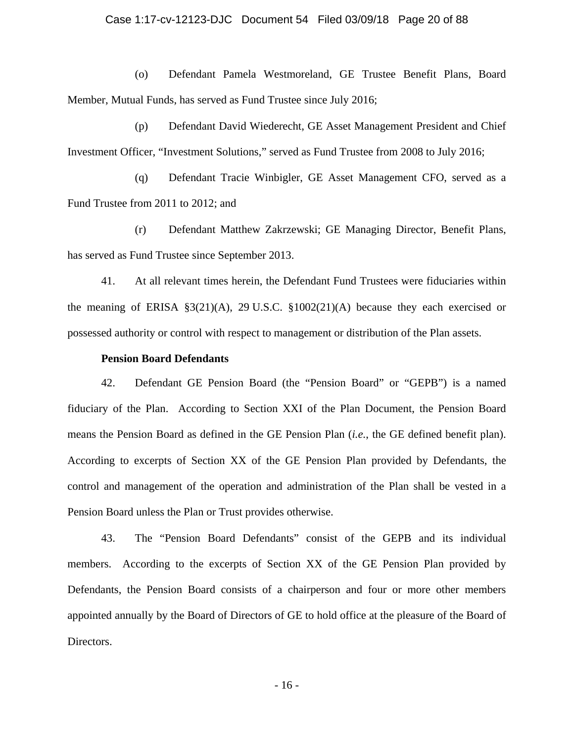(o) Defendant Pamela Westmoreland, GE Trustee Benefit Plans, Board Member, Mutual Funds, has served as Fund Trustee since July 2016;

(p) Defendant David Wiederecht, GE Asset Management President and Chief Investment Officer, "Investment Solutions," served as Fund Trustee from 2008 to July 2016;

(q) Defendant Tracie Winbigler, GE Asset Management CFO, served as a Fund Trustee from 2011 to 2012; and

(r) Defendant Matthew Zakrzewski; GE Managing Director, Benefit Plans, has served as Fund Trustee since September 2013.

41. At all relevant times herein, the Defendant Fund Trustees were fiduciaries within the meaning of ERISA §3(21)(A), 29 U.S.C. §1002(21)(A) because they each exercised or possessed authority or control with respect to management or distribution of the Plan assets.

**Pension Board Defendants**

42. Defendant GE Pension Board (the "Pension Board" or "GEPB") is a named fiduciary of the Plan. According to Section XXI of the Plan Document, the Pension Board means the Pension Board as defined in the GE Pension Plan (*i.e.*, the GE defined benefit plan). According to excerpts of Section XX of the GE Pension Plan provided by Defendants, the control and management of the operation and administration of the Plan shall be vested in a Pension Board unless the Plan or Trust provides otherwise.

43. The "Pension Board Defendants" consist of the GEPB and its individual members. According to the excerpts of Section XX of the GE Pension Plan provided by Defendants, the Pension Board consists of a chairperson and four or more other members appointed annually by the Board of Directors of GE to hold office at the pleasure of the Board of Directors.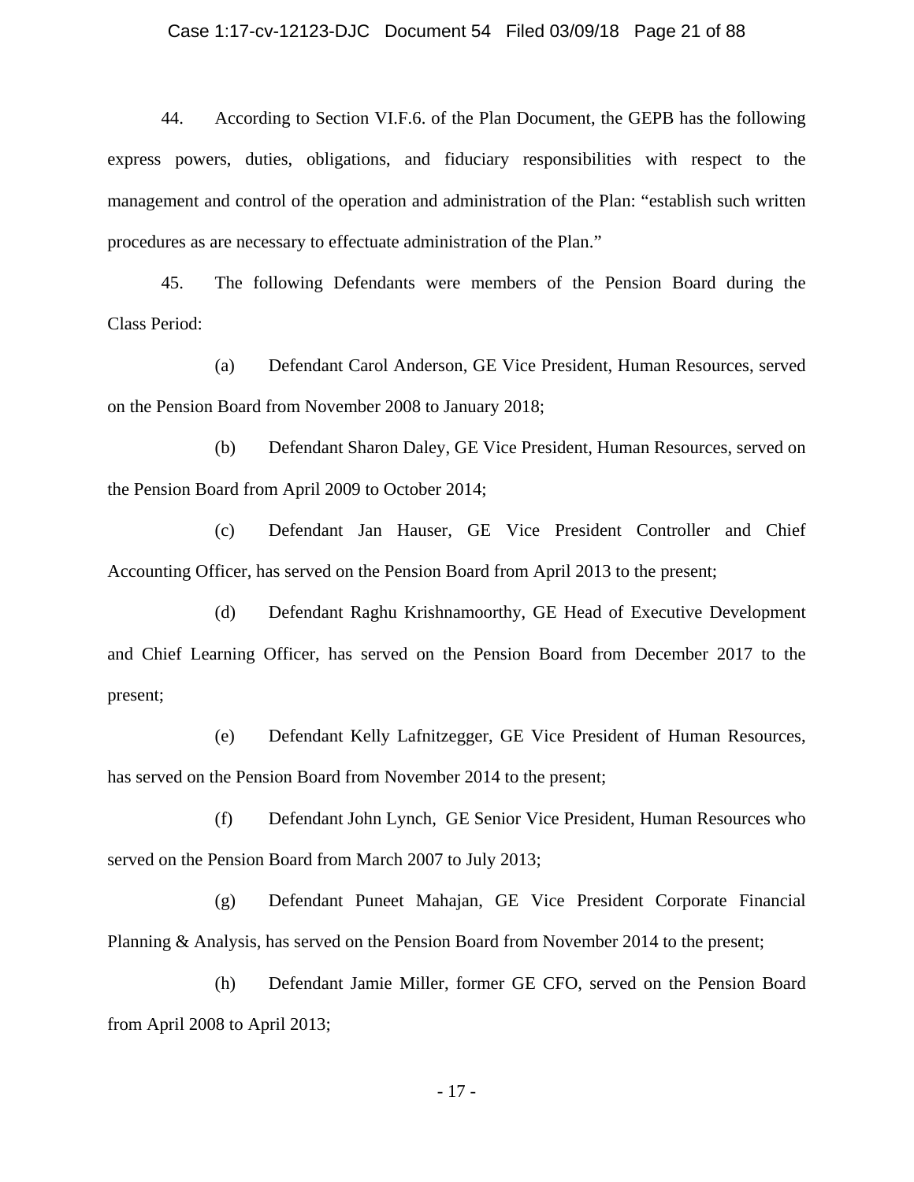44. According to Section VI.F.6. of the Plan Document, the GEPB has the following express powers, duties, obligations, and fiduciary responsibilities with respect to the management and control of the operation and administration of the Plan: "establish such written procedures as are necessary to effectuate administration of the Plan."

45. The following Defendants were members of the Pension Board during the Class Period:

(a) Defendant Carol Anderson, GE Vice President, Human Resources, served on the Pension Board from November 2008 to January 2018;

(b) Defendant Sharon Daley, GE Vice President, Human Resources, served on the Pension Board from April 2009 to October 2014;

(c) Defendant Jan Hauser, GE Vice President Controller and Chief Accounting Officer, has served on the Pension Board from April 2013 to the present;

(d) Defendant Raghu Krishnamoorthy, GE Head of Executive Development and Chief Learning Officer, has served on the Pension Board from December 2017 to the present;

(e) Defendant Kelly Lafnitzegger, GE Vice President of Human Resources, has served on the Pension Board from November 2014 to the present;

(f) Defendant John Lynch, GE Senior Vice President, Human Resources who served on the Pension Board from March 2007 to July 2013;

(g) Defendant Puneet Mahajan, GE Vice President Corporate Financial Planning & Analysis, has served on the Pension Board from November 2014 to the present;

(h) Defendant Jamie Miller, former GE CFO, served on the Pension Board from April 2008 to April 2013;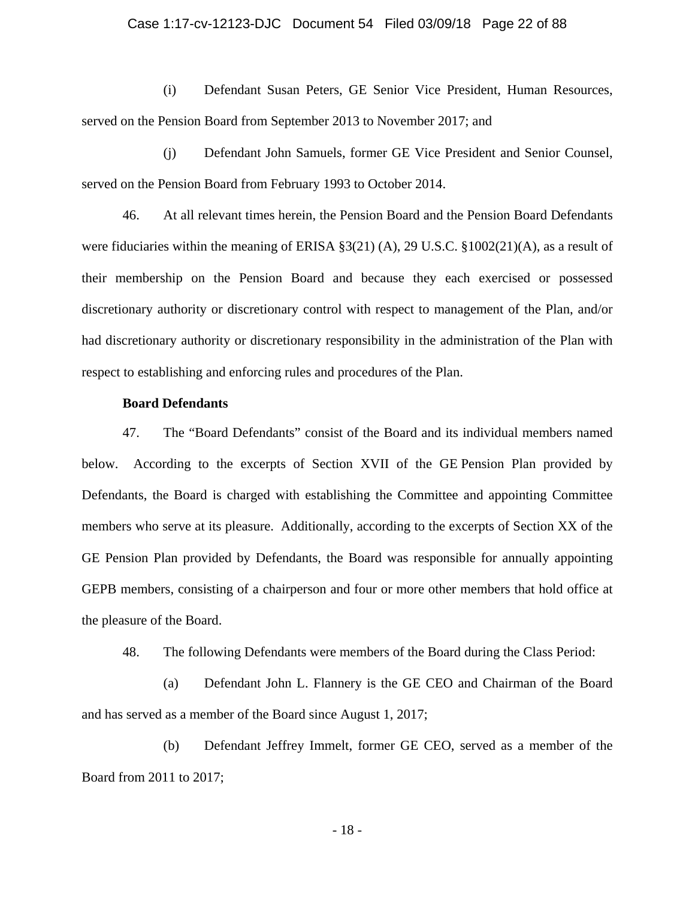(i) Defendant Susan Peters, GE Senior Vice President, Human Resources, served on the Pension Board from September 2013 to November 2017; and

(j) Defendant John Samuels, former GE Vice President and Senior Counsel, served on the Pension Board from February 1993 to October 2014.

46. At all relevant times herein, the Pension Board and the Pension Board Defendants were fiduciaries within the meaning of ERISA §3(21) (A), 29 U.S.C. §1002(21)(A), as a result of their membership on the Pension Board and because they each exercised or possessed discretionary authority or discretionary control with respect to management of the Plan, and/or had discretionary authority or discretionary responsibility in the administration of the Plan with respect to establishing and enforcing rules and procedures of the Plan.

**Board Defendants**

47. The "Board Defendants" consist of the Board and its individual members named below. According to the excerpts of Section XVII of the GE Pension Plan provided by Defendants, the Board is charged with establishing the Committee and appointing Committee members who serve at its pleasure. Additionally, according to the excerpts of Section XX of the GE Pension Plan provided by Defendants, the Board was responsible for annually appointing GEPB members, consisting of a chairperson and four or more other members that hold office at the pleasure of the Board.

48. The following Defendants were members of the Board during the Class Period:

(a) Defendant John L. Flannery is the GE CEO and Chairman of the Board and has served as a member of the Board since August 1, 2017;

(b) Defendant Jeffrey Immelt, former GE CEO, served as a member of the Board from 2011 to 2017;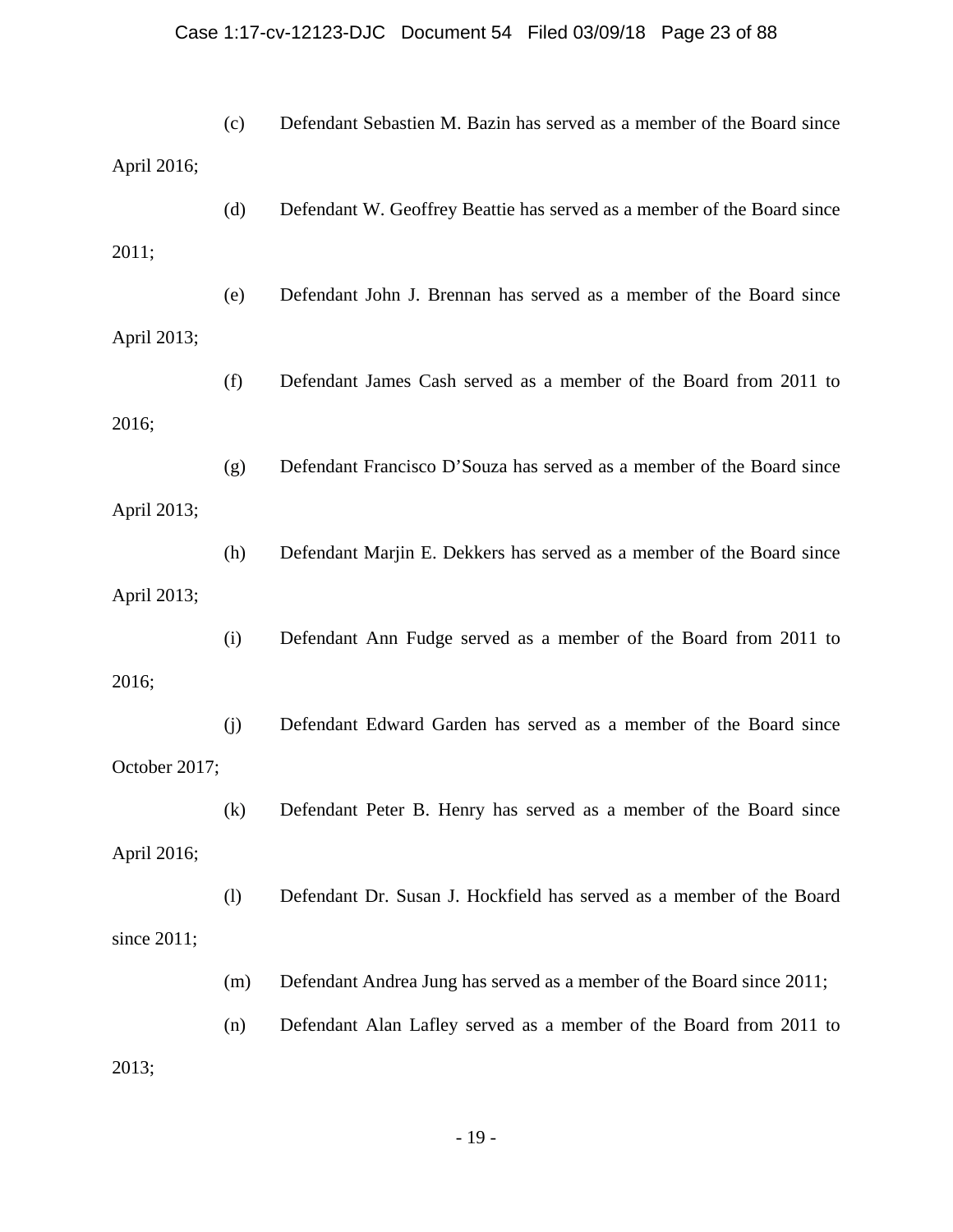(c) Defendant Sebastien M. Bazin has served as a member of the Board since April 2016;

(d) Defendant W. Geoffrey Beattie has served as a member of the Board since 2011;

(e) Defendant John J. Brennan has served as a member of the Board since April 2013;

(f) Defendant James Cash served as a member of the Board from 2011 to 2016;

(g) Defendant Francisco D'Souza has served as a member of the Board since April 2013;

(h) Defendant Marjin E. Dekkers has served as a member of the Board since April 2013;

(i) Defendant Ann Fudge served as a member of the Board from 2011 to 2016;

(j) Defendant Edward Garden has served as a member of the Board since October 2017;

(k) Defendant Peter B. Henry has served as a member of the Board since April 2016;

(l) Defendant Dr. Susan J. Hockfield has served as a member of the Board since 2011;

(m) Defendant Andrea Jung has served as a member of the Board since 2011;

(n) Defendant Alan Lafley served as a member of the Board from 2011 to 2013;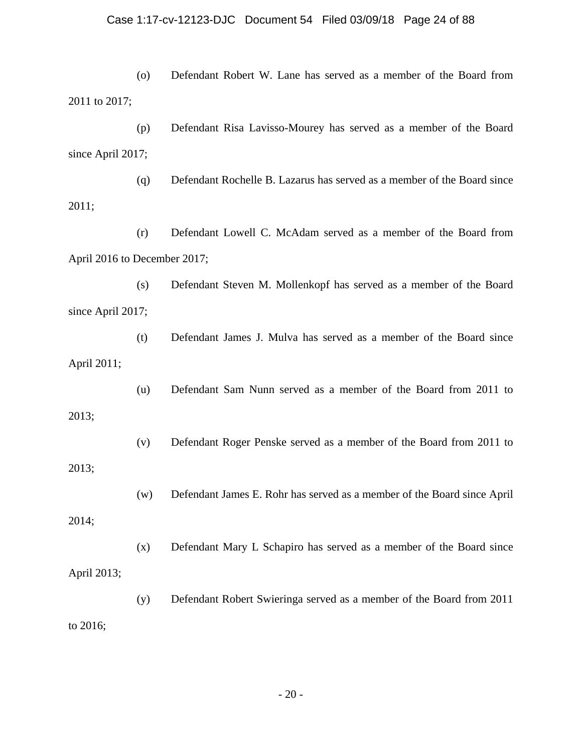(o) Defendant Robert W. Lane has served as a member of the Board from 2011 to 2017;

(p) Defendant Risa Lavisso-Mourey has served as a member of the Board since April 2017;

(q) Defendant Rochelle B. Lazarus has served as a member of the Board since 2011;

(r) Defendant Lowell C. McAdam served as a member of the Board from April 2016 to December 2017;

(s) Defendant Steven M. Mollenkopf has served as a member of the Board since April 2017;

(t) Defendant James J. Mulva has served as a member of the Board since April 2011;

(u) Defendant Sam Nunn served as a member of the Board from 2011 to 2013;

(v) Defendant Roger Penske served as a member of the Board from 2011 to 2013;

(w) Defendant James E. Rohr has served as a member of the Board since April 2014;

(x) Defendant Mary L Schapiro has served as a member of the Board since April 2013;

(y) Defendant Robert Swieringa served as a member of the Board from 2011 to 2016;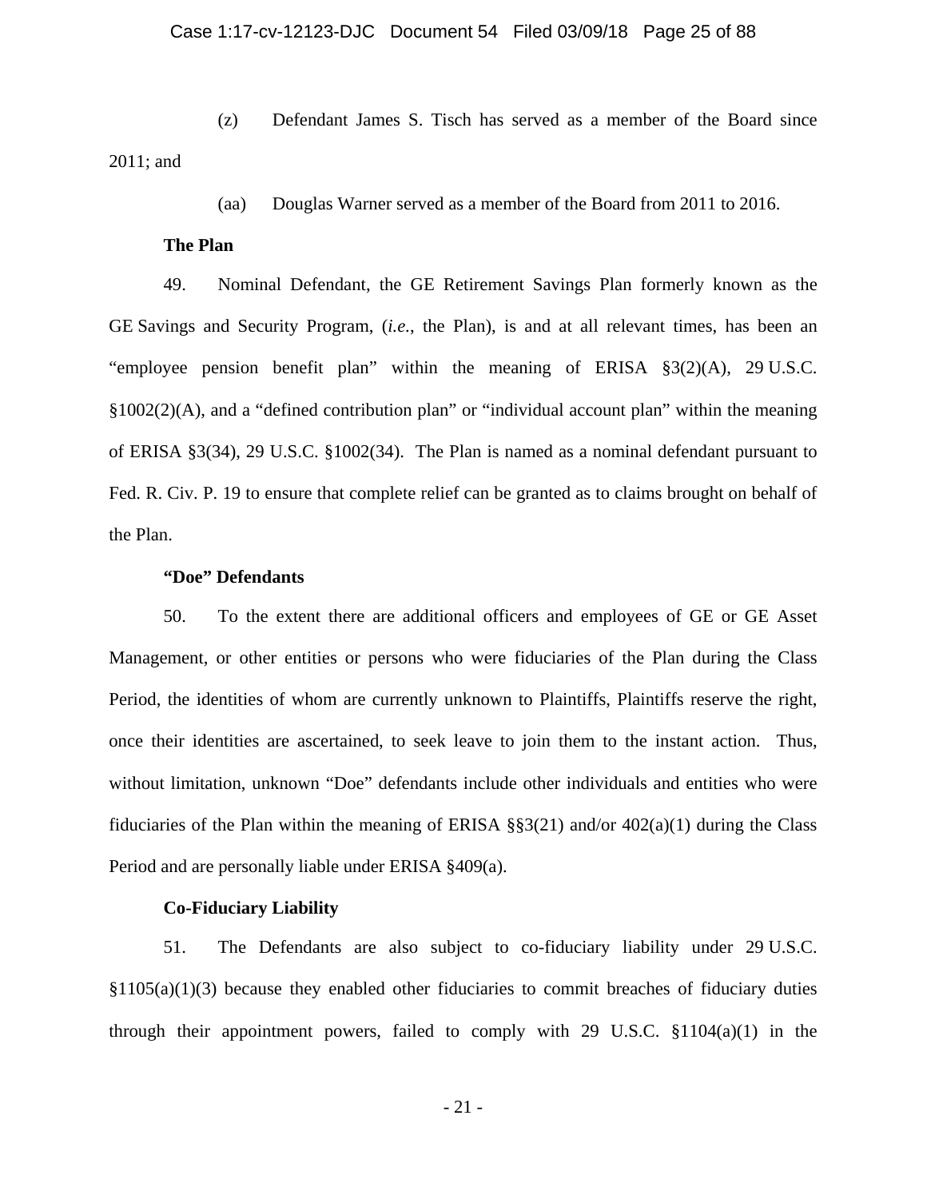(z) Defendant James S. Tisch has served as a member of the Board since 2011; and

(aa) Douglas Warner served as a member of the Board from 2011 to 2016.

**The Plan**

49. Nominal Defendant, the GE Retirement Savings Plan formerly known as the GE Savings and Security Program, (*i.e.*, the Plan), is and at all relevant times, has been an "employee pension benefit plan" within the meaning of ERISA §3(2)(A), 29 U.S.C. §1002(2)(A), and a "defined contribution plan" or "individual account plan" within the meaning of ERISA §3(34), 29 U.S.C. §1002(34). The Plan is named as a nominal defendant pursuant to Fed. R. Civ. P. 19 to ensure that complete relief can be granted as to claims brought on behalf of the Plan.

**"Doe" Defendants**

50. To the extent there are additional officers and employees of GE or GE Asset Management, or other entities or persons who were fiduciaries of the Plan during the Class Period, the identities of whom are currently unknown to Plaintiffs, Plaintiffs reserve the right, once their identities are ascertained, to seek leave to join them to the instant action. Thus, without limitation, unknown "Doe" defendants include other individuals and entities who were fiduciaries of the Plan within the meaning of ERISA §§3(21) and/or 402(a)(1) during the Class Period and are personally liable under ERISA §409(a).

**Co-Fiduciary Liability**

51. The Defendants are also subject to co-fiduciary liability under 29 U.S.C. §1105(a)(1)(3) because they enabled other fiduciaries to commit breaches of fiduciary duties through their appointment powers, failed to comply with 29 U.S.C. §1104(a)(1) in the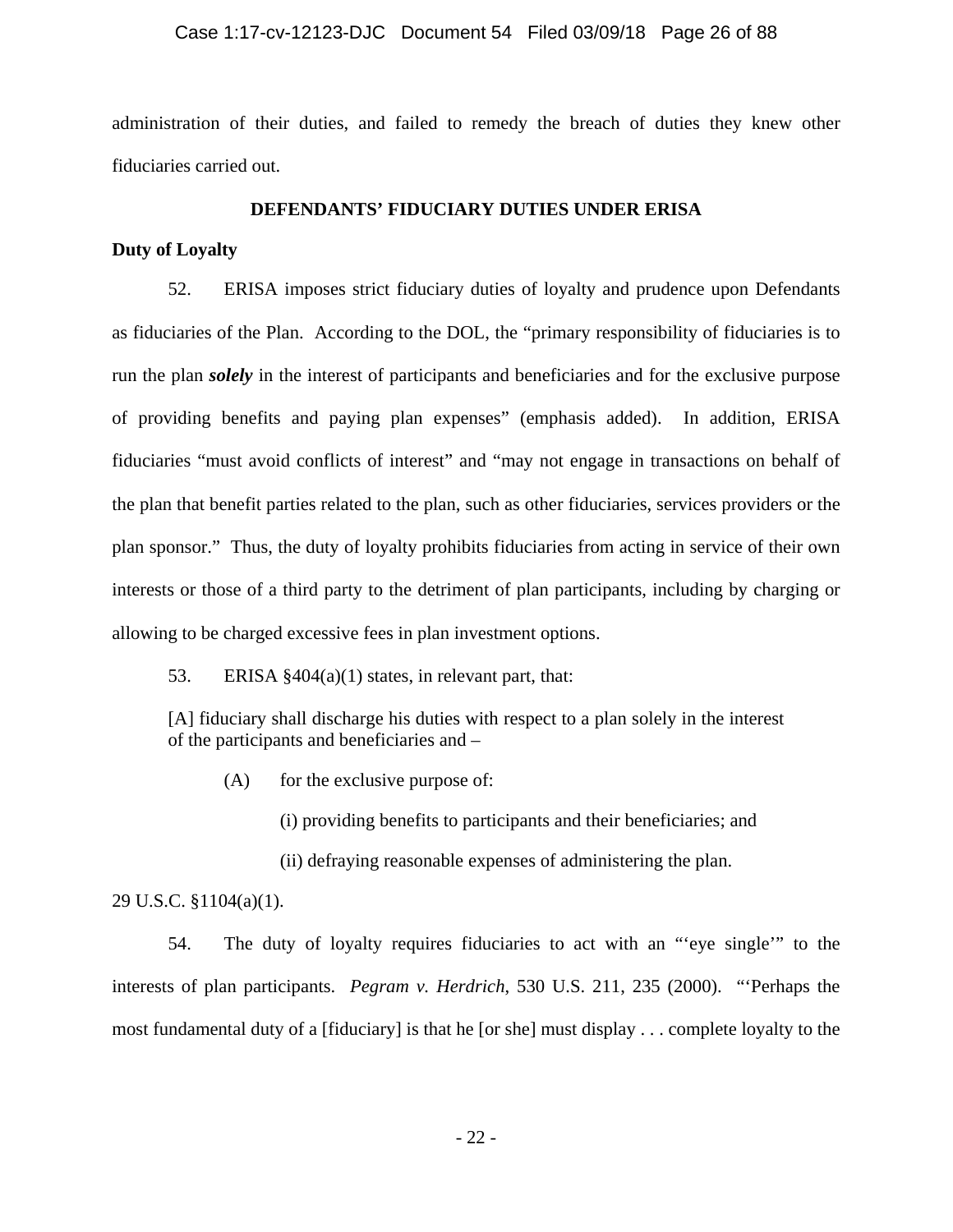administration of their duties, and failed to remedy the breach of duties they knew other fiduciaries carried out.

## DEFENDANTS' FIDUCIARY DUTIES UNDER ERISA

**Duty of Loyalty**

52. ERISA imposes strict fiduciary duties of loyalty and prudence upon Defendants as fiduciaries of the Plan. According to the DOL, the "primary responsibility of fiduciaries is to run the plan ***solely*** in the interest of participants and beneficiaries and for the exclusive purpose of providing benefits and paying plan expenses" (emphasis added). In addition, ERISA fiduciaries "must avoid conflicts of interest" and "may not engage in transactions on behalf of the plan that benefit parties related to the plan, such as other fiduciaries, services providers or the plan sponsor." Thus, the duty of loyalty prohibits fiduciaries from acting in service of their own interests or those of a third party to the detriment of plan participants, including by charging or allowing to be charged excessive fees in plan investment options.

53. ERISA §404(a)(1) states, in relevant part, that:

> [A] fiduciary shall discharge his duties with respect to a plan solely in the interest of the participants and beneficiaries and –
>
> (A) for the exclusive purpose of:
>
> (i) providing benefits to participants and their beneficiaries; and
>
> (ii) defraying reasonable expenses of administering the plan.

29 U.S.C. §1104(a)(1).

54. The duty of loyalty requires fiduciaries to act with an "'eye single'" to the interests of plan participants. *Pegram v. Herdrich*, 530 U.S. 211, 235 (2000). "'Perhaps the most fundamental duty of a [fiduciary] is that he [or she] must display . . . complete loyalty to the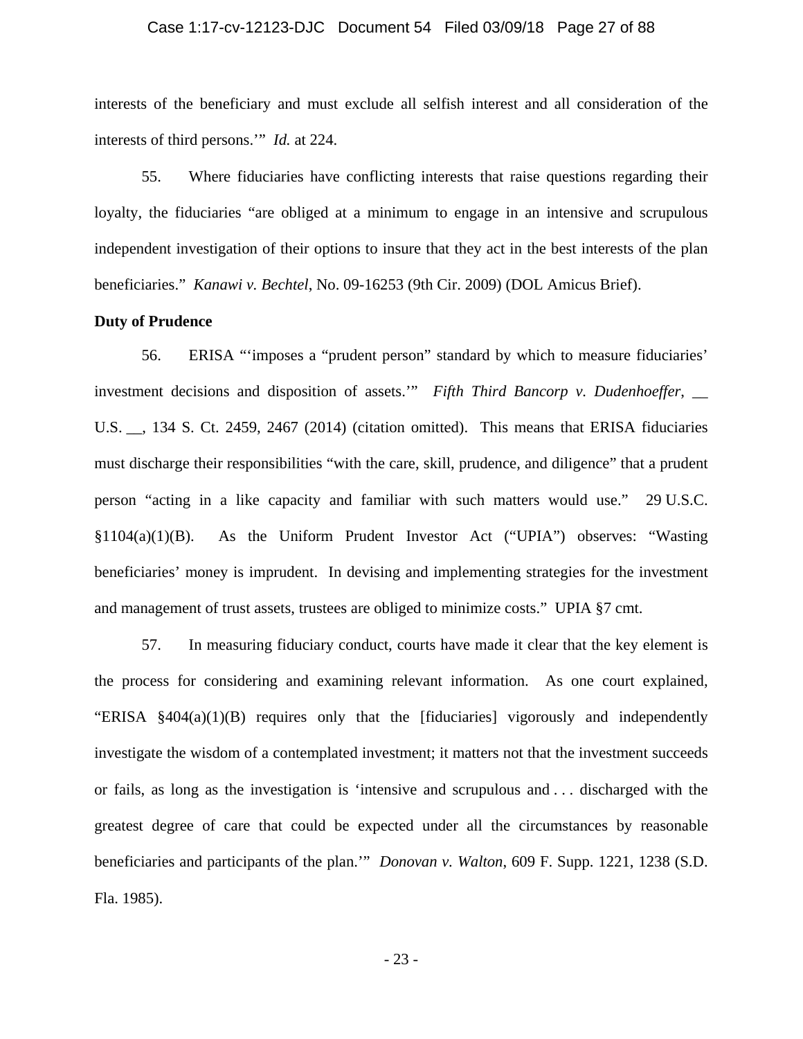interests of the beneficiary and must exclude all selfish interest and all consideration of the interests of third persons.'" *Id.* at 224.

55. Where fiduciaries have conflicting interests that raise questions regarding their loyalty, the fiduciaries "are obliged at a minimum to engage in an intensive and scrupulous independent investigation of their options to insure that they act in the best interests of the plan beneficiaries." *Kanawi v. Bechtel*, No. 09-16253 (9th Cir. 2009) (DOL Amicus Brief).

**Duty of Prudence**

56. ERISA "'imposes a "prudent person" standard by which to measure fiduciaries' investment decisions and disposition of assets.'" *Fifth Third Bancorp v. Dudenhoeffer*, __ U.S. __, 134 S. Ct. 2459, 2467 (2014) (citation omitted). This means that ERISA fiduciaries must discharge their responsibilities "with the care, skill, prudence, and diligence" that a prudent person "acting in a like capacity and familiar with such matters would use." 29 U.S.C. §1104(a)(1)(B). As the Uniform Prudent Investor Act ("UPIA") observes: "Wasting beneficiaries' money is imprudent. In devising and implementing strategies for the investment and management of trust assets, trustees are obliged to minimize costs." UPIA §7 cmt.

57. In measuring fiduciary conduct, courts have made it clear that the key element is the process for considering and examining relevant information. As one court explained, "ERISA §404(a)(1)(B) requires only that the [fiduciaries] vigorously and independently investigate the wisdom of a contemplated investment; it matters not that the investment succeeds or fails, as long as the investigation is 'intensive and scrupulous and . . . discharged with the greatest degree of care that could be expected under all the circumstances by reasonable beneficiaries and participants of the plan.'" *Donovan v. Walton*, 609 F. Supp. 1221, 1238 (S.D. Fla. 1985).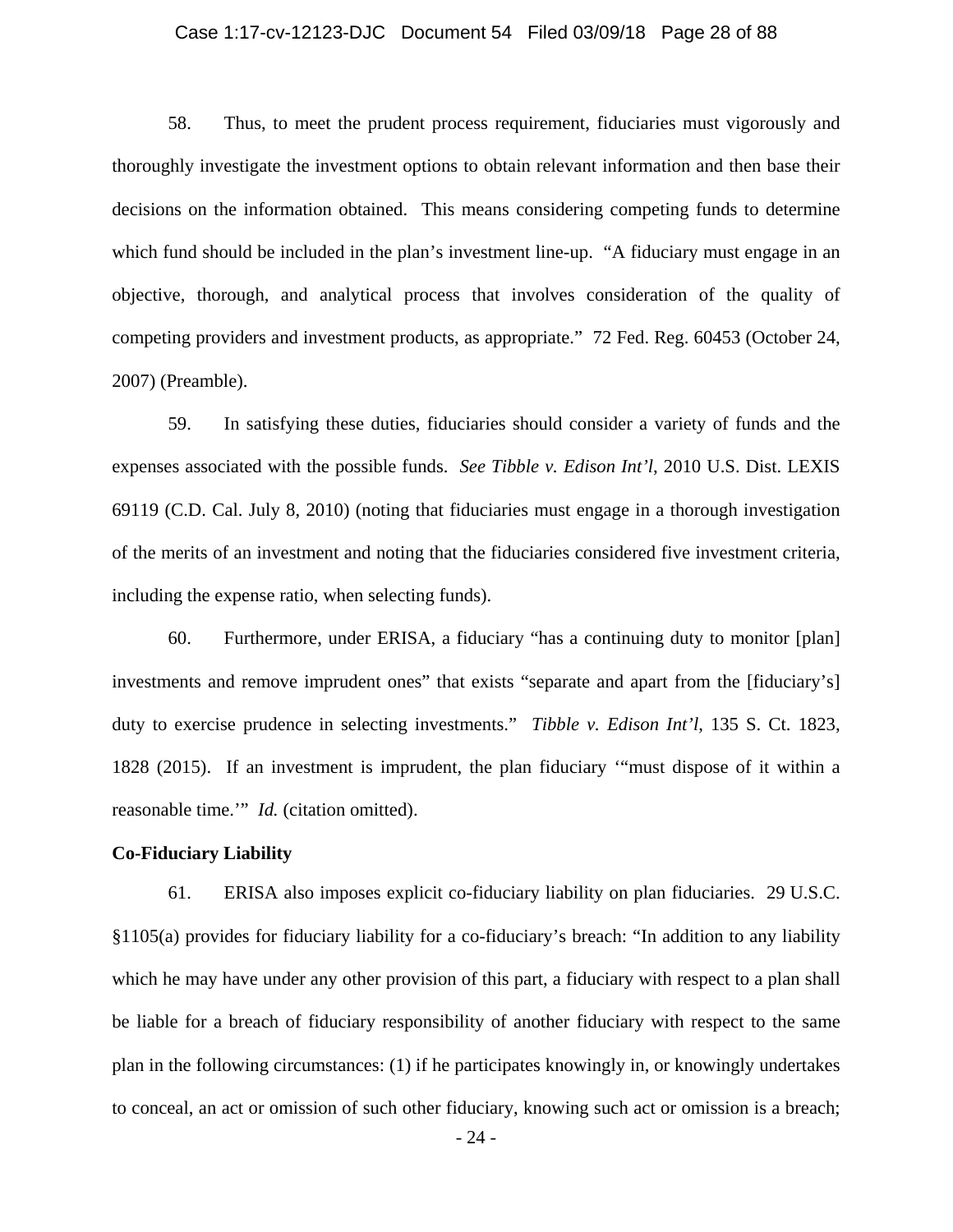58. Thus, to meet the prudent process requirement, fiduciaries must vigorously and thoroughly investigate the investment options to obtain relevant information and then base their decisions on the information obtained. This means considering competing funds to determine which fund should be included in the plan's investment line-up. "A fiduciary must engage in an objective, thorough, and analytical process that involves consideration of the quality of competing providers and investment products, as appropriate." 72 Fed. Reg. 60453 (October 24, 2007) (Preamble).

59. In satisfying these duties, fiduciaries should consider a variety of funds and the expenses associated with the possible funds. *See Tibble v. Edison Int'l*, 2010 U.S. Dist. LEXIS 69119 (C.D. Cal. July 8, 2010) (noting that fiduciaries must engage in a thorough investigation of the merits of an investment and noting that the fiduciaries considered five investment criteria, including the expense ratio, when selecting funds).

60. Furthermore, under ERISA, a fiduciary "has a continuing duty to monitor [plan] investments and remove imprudent ones" that exists "separate and apart from the [fiduciary's] duty to exercise prudence in selecting investments." *Tibble v. Edison Int'l*, 135 S. Ct. 1823, 1828 (2015). If an investment is imprudent, the plan fiduciary '"must dispose of it within a reasonable time.'" *Id.* (citation omitted).

**Co-Fiduciary Liability**

61. ERISA also imposes explicit co-fiduciary liability on plan fiduciaries. 29 U.S.C. §1105(a) provides for fiduciary liability for a co-fiduciary's breach: "In addition to any liability which he may have under any other provision of this part, a fiduciary with respect to a plan shall be liable for a breach of fiduciary responsibility of another fiduciary with respect to the same plan in the following circumstances: (1) if he participates knowingly in, or knowingly undertakes to conceal, an act or omission of such other fiduciary, knowing such act or omission is a breach;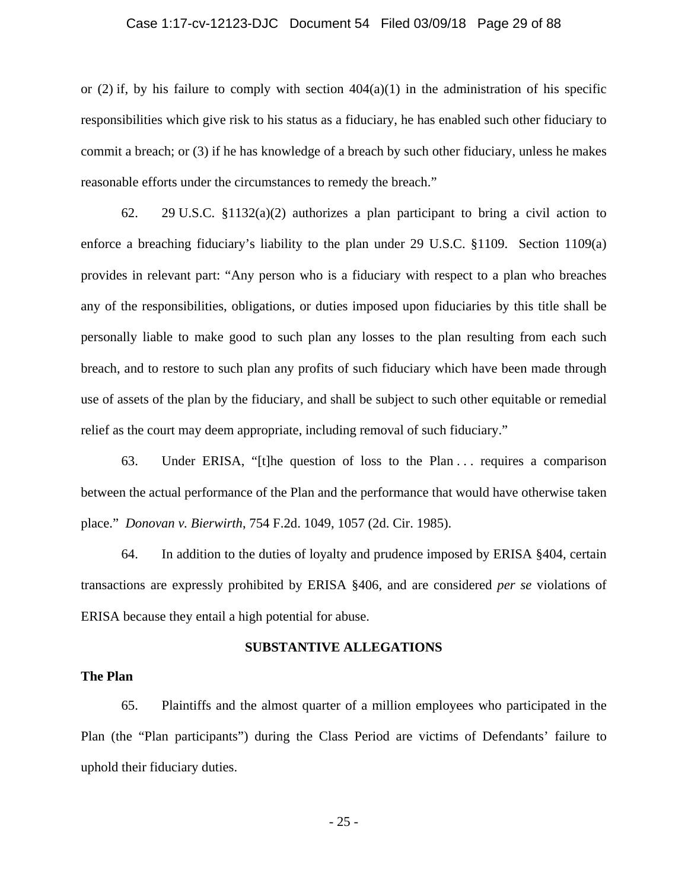or (2) if, by his failure to comply with section 404(a)(1) in the administration of his specific responsibilities which give risk to his status as a fiduciary, he has enabled such other fiduciary to commit a breach; or (3) if he has knowledge of a breach by such other fiduciary, unless he makes reasonable efforts under the circumstances to remedy the breach."

62. 29 U.S.C. §1132(a)(2) authorizes a plan participant to bring a civil action to enforce a breaching fiduciary's liability to the plan under 29 U.S.C. §1109. Section 1109(a) provides in relevant part: "Any person who is a fiduciary with respect to a plan who breaches any of the responsibilities, obligations, or duties imposed upon fiduciaries by this title shall be personally liable to make good to such plan any losses to the plan resulting from each such breach, and to restore to such plan any profits of such fiduciary which have been made through use of assets of the plan by the fiduciary, and shall be subject to such other equitable or remedial relief as the court may deem appropriate, including removal of such fiduciary."

63. Under ERISA, "[t]he question of loss to the Plan . . . requires a comparison between the actual performance of the Plan and the performance that would have otherwise taken place." *Donovan v. Bierwirth*, 754 F.2d. 1049, 1057 (2d. Cir. 1985).

64. In addition to the duties of loyalty and prudence imposed by ERISA §404, certain transactions are expressly prohibited by ERISA §406, and are considered *per se* violations of ERISA because they entail a high potential for abuse.

## SUBSTANTIVE ALLEGATIONS

### The Plan

65. Plaintiffs and the almost quarter of a million employees who participated in the Plan (the "Plan participants") during the Class Period are victims of Defendants' failure to uphold their fiduciary duties.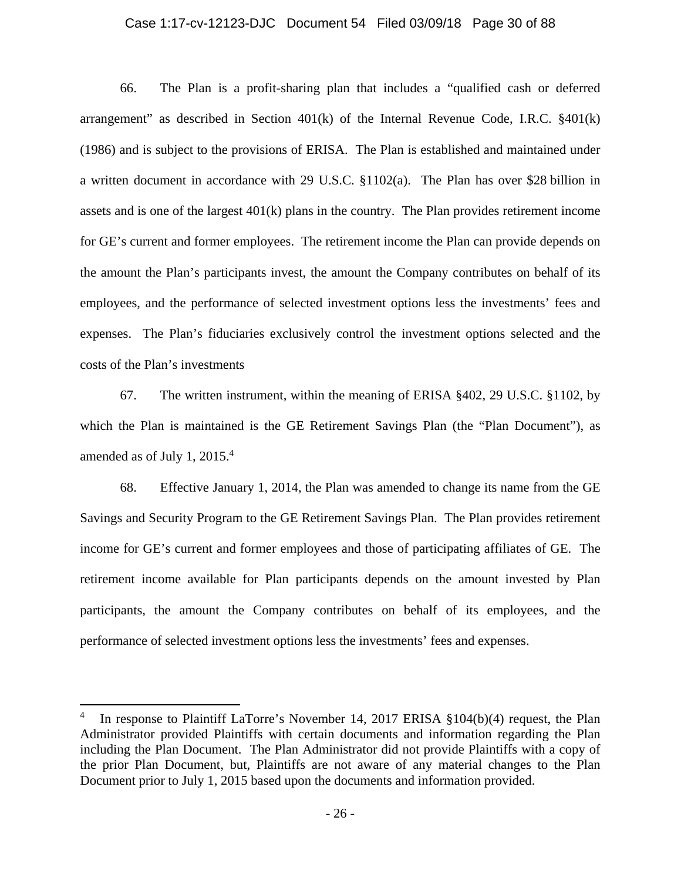66. The Plan is a profit-sharing plan that includes a "qualified cash or deferred arrangement" as described in Section 401(k) of the Internal Revenue Code, I.R.C. §401(k) (1986) and is subject to the provisions of ERISA. The Plan is established and maintained under a written document in accordance with 29 U.S.C. §1102(a). The Plan has over $28 billion in assets and is one of the largest 401(k) plans in the country. The Plan provides retirement income for GE's current and former employees. The retirement income the Plan can provide depends on the amount the Plan's participants invest, the amount the Company contributes on behalf of its employees, and the performance of selected investment options less the investments' fees and expenses. The Plan's fiduciaries exclusively control the investment options selected and the costs of the Plan's investments

67. The written instrument, within the meaning of ERISA §402, 29 U.S.C. §1102, by which the Plan is maintained is the GE Retirement Savings Plan (the "Plan Document"), as amended as of July 1, 2015.[4]

68. Effective January 1, 2014, the Plan was amended to change its name from the GE Savings and Security Program to the GE Retirement Savings Plan. The Plan provides retirement income for GE's current and former employees and those of participating affiliates of GE. The retirement income available for Plan participants depends on the amount invested by Plan participants, the amount the Company contributes on behalf of its employees, and the performance of selected investment options less the investments' fees and expenses.

---

[4] In response to Plaintiff LaTorre's November 14, 2017 ERISA §104(b)(4) request, the Plan Administrator provided Plaintiffs with certain documents and information regarding the Plan including the Plan Document. The Plan Administrator did not provide Plaintiffs with a copy of the prior Plan Document, but, Plaintiffs are not aware of any material changes to the Plan Document prior to July 1, 2015 based upon the documents and information provided.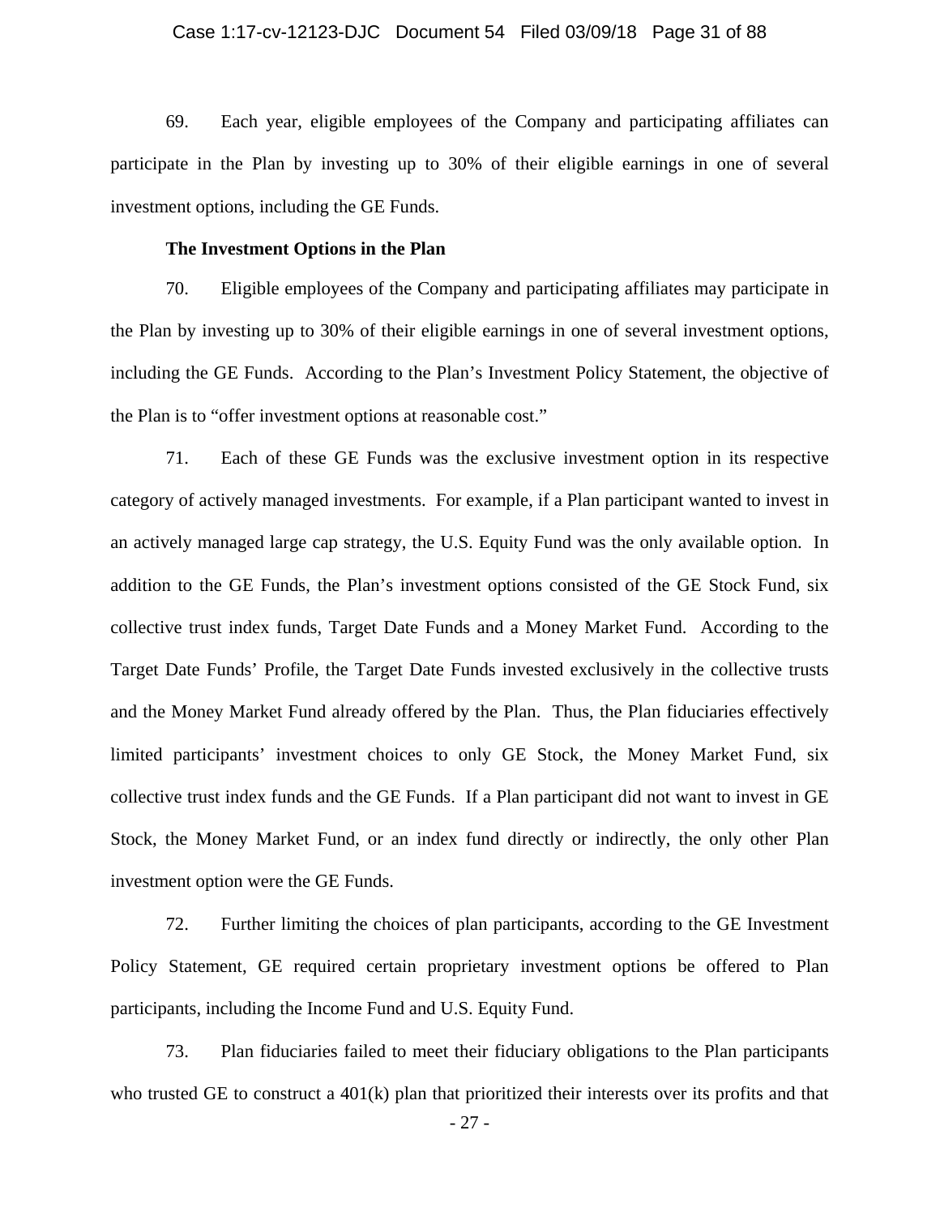69. Each year, eligible employees of the Company and participating affiliates can participate in the Plan by investing up to 30% of their eligible earnings in one of several investment options, including the GE Funds.

**The Investment Options in the Plan**

70. Eligible employees of the Company and participating affiliates may participate in the Plan by investing up to 30% of their eligible earnings in one of several investment options, including the GE Funds. According to the Plan's Investment Policy Statement, the objective of the Plan is to "offer investment options at reasonable cost."

71. Each of these GE Funds was the exclusive investment option in its respective category of actively managed investments. For example, if a Plan participant wanted to invest in an actively managed large cap strategy, the U.S. Equity Fund was the only available option. In addition to the GE Funds, the Plan's investment options consisted of the GE Stock Fund, six collective trust index funds, Target Date Funds and a Money Market Fund. According to the Target Date Funds' Profile, the Target Date Funds invested exclusively in the collective trusts and the Money Market Fund already offered by the Plan. Thus, the Plan fiduciaries effectively limited participants' investment choices to only GE Stock, the Money Market Fund, six collective trust index funds and the GE Funds. If a Plan participant did not want to invest in GE Stock, the Money Market Fund, or an index fund directly or indirectly, the only other Plan investment option were the GE Funds.

72. Further limiting the choices of plan participants, according to the GE Investment Policy Statement, GE required certain proprietary investment options be offered to Plan participants, including the Income Fund and U.S. Equity Fund.

73. Plan fiduciaries failed to meet their fiduciary obligations to the Plan participants who trusted GE to construct a 401(k) plan that prioritized their interests over its profits and that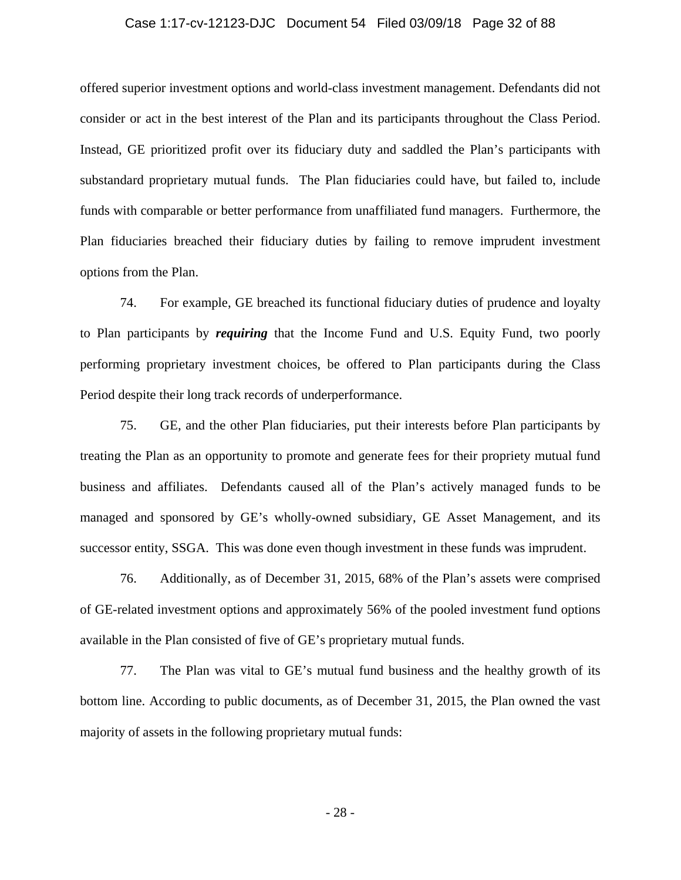offered superior investment options and world-class investment management. Defendants did not consider or act in the best interest of the Plan and its participants throughout the Class Period. Instead, GE prioritized profit over its fiduciary duty and saddled the Plan's participants with substandard proprietary mutual funds. The Plan fiduciaries could have, but failed to, include funds with comparable or better performance from unaffiliated fund managers. Furthermore, the Plan fiduciaries breached their fiduciary duties by failing to remove imprudent investment options from the Plan.

74. For example, GE breached its functional fiduciary duties of prudence and loyalty to Plan participants by ***requiring*** that the Income Fund and U.S. Equity Fund, two poorly performing proprietary investment choices, be offered to Plan participants during the Class Period despite their long track records of underperformance.

75. GE, and the other Plan fiduciaries, put their interests before Plan participants by treating the Plan as an opportunity to promote and generate fees for their propriety mutual fund business and affiliates. Defendants caused all of the Plan's actively managed funds to be managed and sponsored by GE's wholly-owned subsidiary, GE Asset Management, and its successor entity, SSGA. This was done even though investment in these funds was imprudent.

76. Additionally, as of December 31, 2015, 68% of the Plan's assets were comprised of GE-related investment options and approximately 56% of the pooled investment fund options available in the Plan consisted of five of GE's proprietary mutual funds.

77. The Plan was vital to GE's mutual fund business and the healthy growth of its bottom line. According to public documents, as of December 31, 2015, the Plan owned the vast majority of assets in the following proprietary mutual funds: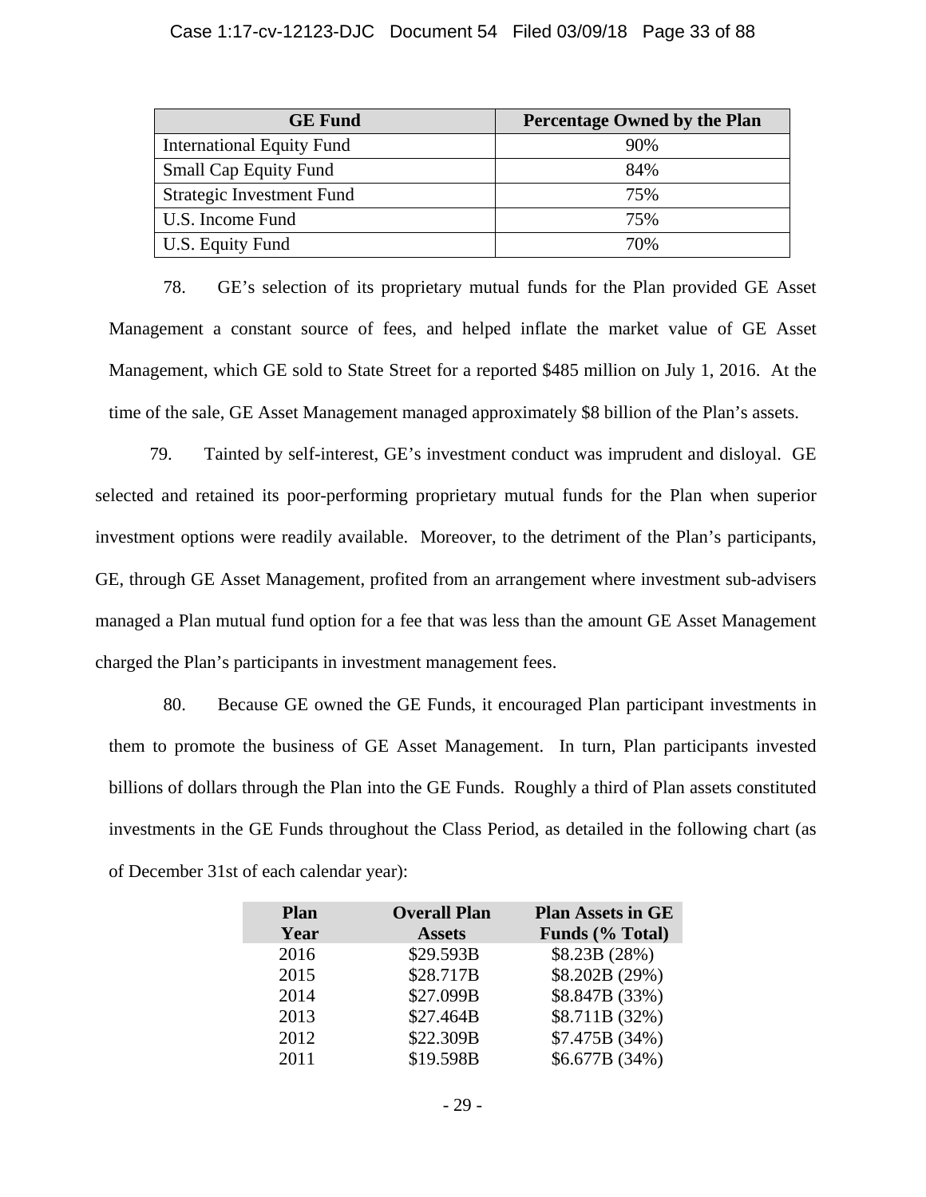| GE Fund | Percentage Owned by the Plan |
| --- | --- |
| International Equity Fund | 90% |
| Small Cap Equity Fund | 84% |
| Strategic Investment Fund | 75% |
| U.S. Income Fund | 75% |
| U.S. Equity Fund | 70% |

78. GE's selection of its proprietary mutual funds for the Plan provided GE Asset Management a constant source of fees, and helped inflate the market value of GE Asset Management, which GE sold to State Street for a reported $485 million on July 1, 2016. At the time of the sale, GE Asset Management managed approximately $8 billion of the Plan's assets.

79. Tainted by self-interest, GE's investment conduct was imprudent and disloyal. GE selected and retained its poor-performing proprietary mutual funds for the Plan when superior investment options were readily available. Moreover, to the detriment of the Plan's participants, GE, through GE Asset Management, profited from an arrangement where investment sub-advisers managed a Plan mutual fund option for a fee that was less than the amount GE Asset Management charged the Plan's participants in investment management fees.

80. Because GE owned the GE Funds, it encouraged Plan participant investments in them to promote the business of GE Asset Management. In turn, Plan participants invested billions of dollars through the Plan into the GE Funds. Roughly a third of Plan assets constituted investments in the GE Funds throughout the Class Period, as detailed in the following chart (as of December 31st of each calendar year):

| Plan Year | Overall Plan Assets | Plan Assets in GE Funds (% Total) |
| --- | --- | --- |
| 2016 | $29.593B | $8.23B (28%) |
| 2015 | $28.717B | $8.202B (29%) |
| 2014 | $27.099B | $8.847B (33%) |
| 2013 | $27.464B | $8.711B (32%) |
| 2012 | $22.309B | $7.475B (34%) |
| 2011 | $19.598B | $6.677B (34%) |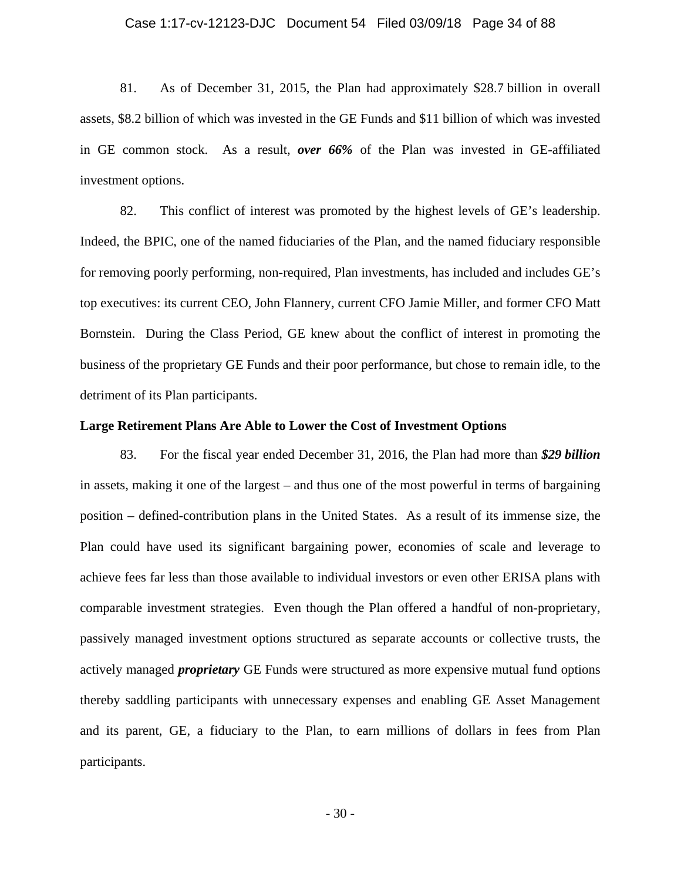81. As of December 31, 2015, the Plan had approximately $28.7 billion in overall assets, $8.2 billion of which was invested in the GE Funds and $11 billion of which was invested in GE common stock. As a result, ***over 66%*** of the Plan was invested in GE-affiliated investment options.

82. This conflict of interest was promoted by the highest levels of GE's leadership. Indeed, the BPIC, one of the named fiduciaries of the Plan, and the named fiduciary responsible for removing poorly performing, non-required, Plan investments, has included and includes GE's top executives: its current CEO, John Flannery, current CFO Jamie Miller, and former CFO Matt Bornstein. During the Class Period, GE knew about the conflict of interest in promoting the business of the proprietary GE Funds and their poor performance, but chose to remain idle, to the detriment of its Plan participants.

**Large Retirement Plans Are Able to Lower the Cost of Investment Options**

83. For the fiscal year ended December 31, 2016, the Plan had more than ***$29 billion*** in assets, making it one of the largest – and thus one of the most powerful in terms of bargaining position – defined-contribution plans in the United States. As a result of its immense size, the Plan could have used its significant bargaining power, economies of scale and leverage to achieve fees far less than those available to individual investors or even other ERISA plans with comparable investment strategies. Even though the Plan offered a handful of non-proprietary, passively managed investment options structured as separate accounts or collective trusts, the actively managed ***proprietary*** GE Funds were structured as more expensive mutual fund options thereby saddling participants with unnecessary expenses and enabling GE Asset Management and its parent, GE, a fiduciary to the Plan, to earn millions of dollars in fees from Plan participants.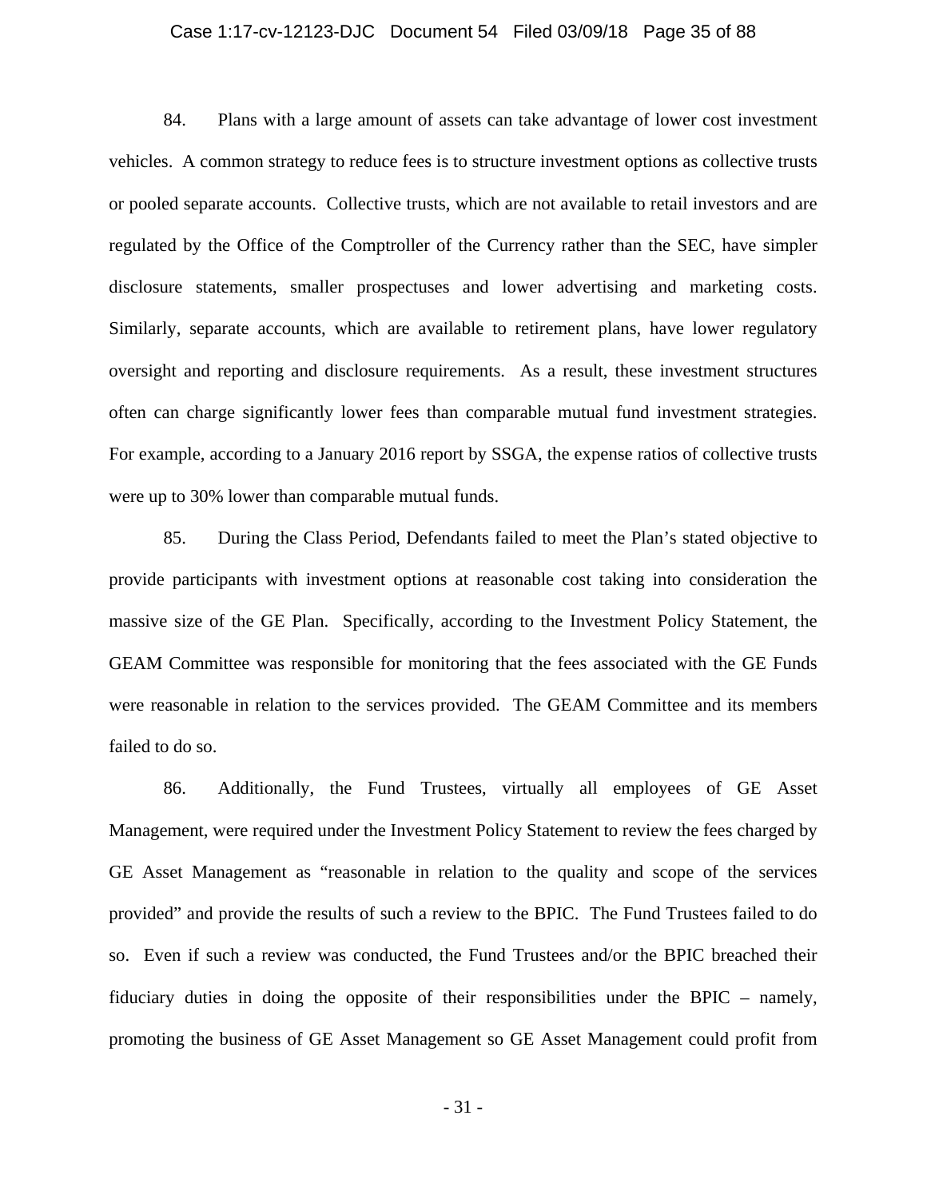84. Plans with a large amount of assets can take advantage of lower cost investment vehicles. A common strategy to reduce fees is to structure investment options as collective trusts or pooled separate accounts. Collective trusts, which are not available to retail investors and are regulated by the Office of the Comptroller of the Currency rather than the SEC, have simpler disclosure statements, smaller prospectuses and lower advertising and marketing costs. Similarly, separate accounts, which are available to retirement plans, have lower regulatory oversight and reporting and disclosure requirements. As a result, these investment structures often can charge significantly lower fees than comparable mutual fund investment strategies. For example, according to a January 2016 report by SSGA, the expense ratios of collective trusts were up to 30% lower than comparable mutual funds.

85. During the Class Period, Defendants failed to meet the Plan's stated objective to provide participants with investment options at reasonable cost taking into consideration the massive size of the GE Plan. Specifically, according to the Investment Policy Statement, the GEAM Committee was responsible for monitoring that the fees associated with the GE Funds were reasonable in relation to the services provided. The GEAM Committee and its members failed to do so.

86. Additionally, the Fund Trustees, virtually all employees of GE Asset Management, were required under the Investment Policy Statement to review the fees charged by GE Asset Management as "reasonable in relation to the quality and scope of the services provided" and provide the results of such a review to the BPIC. The Fund Trustees failed to do so. Even if such a review was conducted, the Fund Trustees and/or the BPIC breached their fiduciary duties in doing the opposite of their responsibilities under the BPIC – namely, promoting the business of GE Asset Management so GE Asset Management could profit from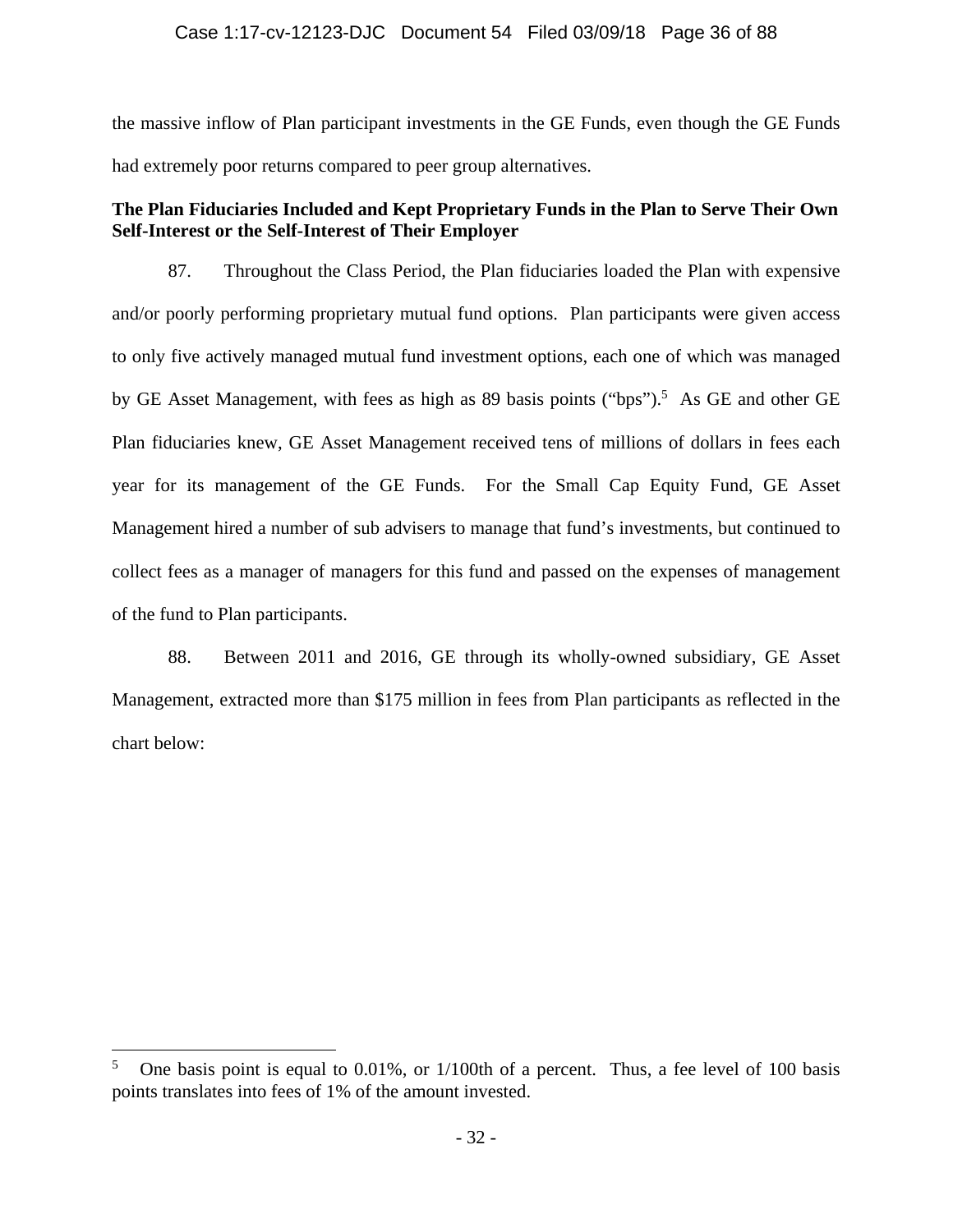the massive inflow of Plan participant investments in the GE Funds, even though the GE Funds had extremely poor returns compared to peer group alternatives.

**The Plan Fiduciaries Included and Kept Proprietary Funds in the Plan to Serve Their Own Self-Interest or the Self-Interest of Their Employer**

87. Throughout the Class Period, the Plan fiduciaries loaded the Plan with expensive and/or poorly performing proprietary mutual fund options. Plan participants were given access to only five actively managed mutual fund investment options, each one of which was managed by GE Asset Management, with fees as high as 89 basis points ("bps").[5] As GE and other GE Plan fiduciaries knew, GE Asset Management received tens of millions of dollars in fees each year for its management of the GE Funds. For the Small Cap Equity Fund, GE Asset Management hired a number of sub advisers to manage that fund's investments, but continued to collect fees as a manager of managers for this fund and passed on the expenses of management of the fund to Plan participants.

88. Between 2011 and 2016, GE through its wholly-owned subsidiary, GE Asset Management, extracted more than $175 million in fees from Plan participants as reflected in the chart below:

[5] One basis point is equal to 0.01%, or 1/100th of a percent. Thus, a fee level of 100 basis points translates into fees of 1% of the amount invested.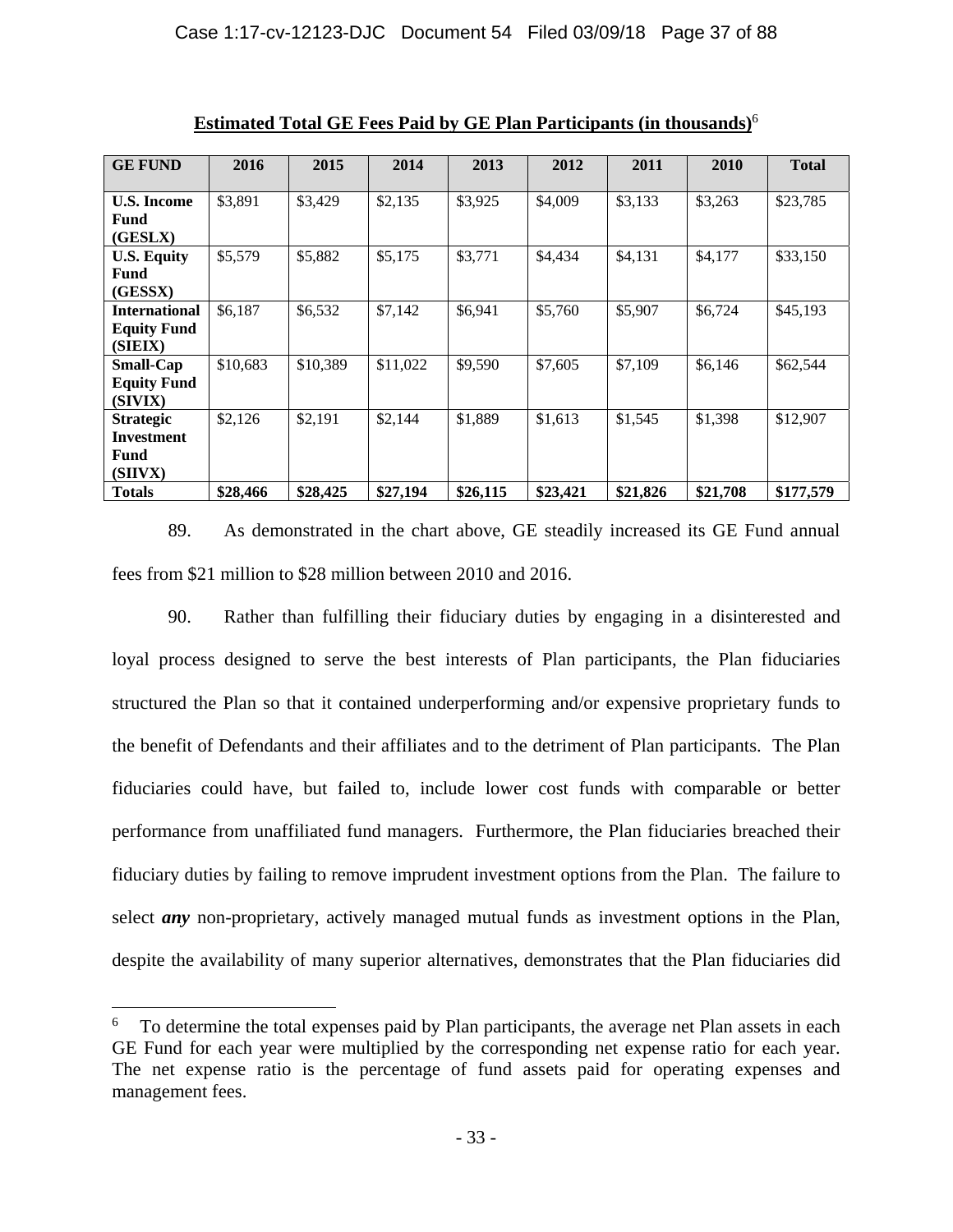**Estimated Total GE Fees Paid by GE Plan Participants (in thousands)**[6]

| GE FUND | 2016 | 2015 | 2014 | 2013 | 2012 | 2011 | 2010 | Total |
|---|---|---|---|---|---|---|---|---|
| **U.S. Income Fund (GESLX)** | $3,891 | $3,429 | $2,135 | $3,925 | $4,009 | $3,133 | $3,263 | $23,785 |
| **U.S. Equity Fund (GESSX)** | $5,579 | $5,882 | $5,175 | $3,771 | $4,434 | $4,131 | $4,177 | $33,150 |
| **International Equity Fund (SIEIX)** | $6,187 | $6,532 | $7,142 | $6,941 | $5,760 | $5,907 | $6,724 | $45,193 |
| **Small-Cap Equity Fund (SIVIX)** | $10,683 | $10,389 | $11,022 | $9,590 | $7,605 | $7,109 | $6,146 | $62,544 |
| **Strategic Investment Fund (SIIVX)** | $2,126 | $2,191 | $2,144 | $1,889 | $1,613 | $1,545 | $1,398 | $12,907 |
| **Totals** | **$28,466** | **$28,425** | **$27,194** | **$26,115** | **$23,421** | **$21,826** | **$21,708** | **$177,579** |

89. As demonstrated in the chart above, GE steadily increased its GE Fund annual fees from $21 million to $28 million between 2010 and 2016.

90. Rather than fulfilling their fiduciary duties by engaging in a disinterested and loyal process designed to serve the best interests of Plan participants, the Plan fiduciaries structured the Plan so that it contained underperforming and/or expensive proprietary funds to the benefit of Defendants and their affiliates and to the detriment of Plan participants. The Plan fiduciaries could have, but failed to, include lower cost funds with comparable or better performance from unaffiliated fund managers. Furthermore, the Plan fiduciaries breached their fiduciary duties by failing to remove imprudent investment options from the Plan. The failure to select ***any*** non-proprietary, actively managed mutual funds as investment options in the Plan, despite the availability of many superior alternatives, demonstrates that the Plan fiduciaries did

[6] To determine the total expenses paid by Plan participants, the average net Plan assets in each GE Fund for each year were multiplied by the corresponding net expense ratio for each year. The net expense ratio is the percentage of fund assets paid for operating expenses and management fees.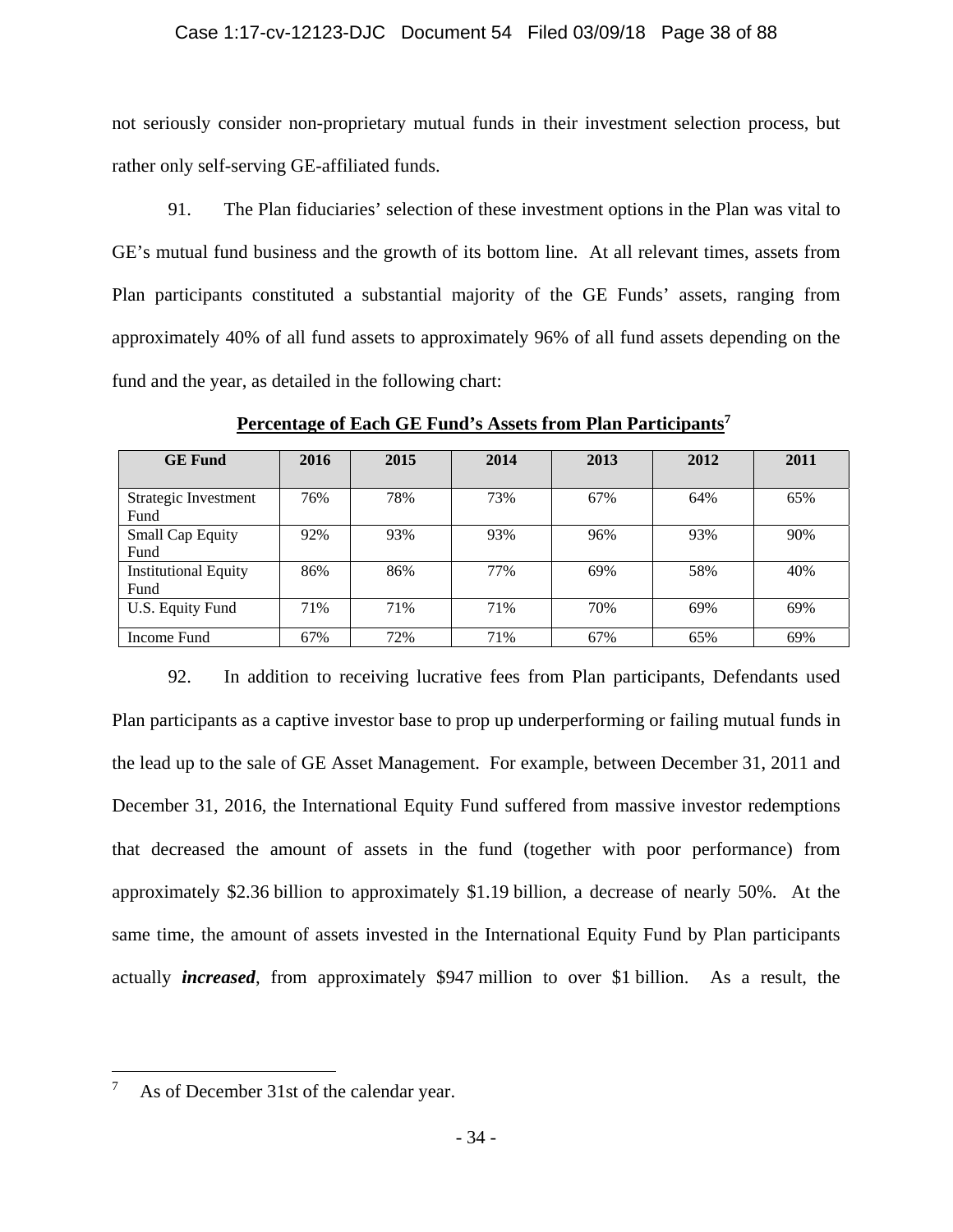not seriously consider non-proprietary mutual funds in their investment selection process, but rather only self-serving GE-affiliated funds.

91. The Plan fiduciaries' selection of these investment options in the Plan was vital to GE's mutual fund business and the growth of its bottom line. At all relevant times, assets from Plan participants constituted a substantial majority of the GE Funds' assets, ranging from approximately 40% of all fund assets to approximately 96% of all fund assets depending on the fund and the year, as detailed in the following chart:

**Percentage of Each GE Fund's Assets from Plan Participants**[7]

| GE Fund | 2016 | 2015 | 2014 | 2013 | 2012 | 2011 |
|---|---|---|---|---|---|---|
| Strategic Investment Fund | 76% | 78% | 73% | 67% | 64% | 65% |
| Small Cap Equity Fund | 92% | 93% | 93% | 96% | 93% | 90% |
| Institutional Equity Fund | 86% | 86% | 77% | 69% | 58% | 40% |
| U.S. Equity Fund | 71% | 71% | 71% | 70% | 69% | 69% |
| Income Fund | 67% | 72% | 71% | 67% | 65% | 69% |

92. In addition to receiving lucrative fees from Plan participants, Defendants used Plan participants as a captive investor base to prop up underperforming or failing mutual funds in the lead up to the sale of GE Asset Management. For example, between December 31, 2011 and December 31, 2016, the International Equity Fund suffered from massive investor redemptions that decreased the amount of assets in the fund (together with poor performance) from approximately $2.36 billion to approximately $1.19 billion, a decrease of nearly 50%. At the same time, the amount of assets invested in the International Equity Fund by Plan participants actually ***increased***, from approximately $947 million to over $1 billion. As a result, the

[7] As of December 31st of the calendar year.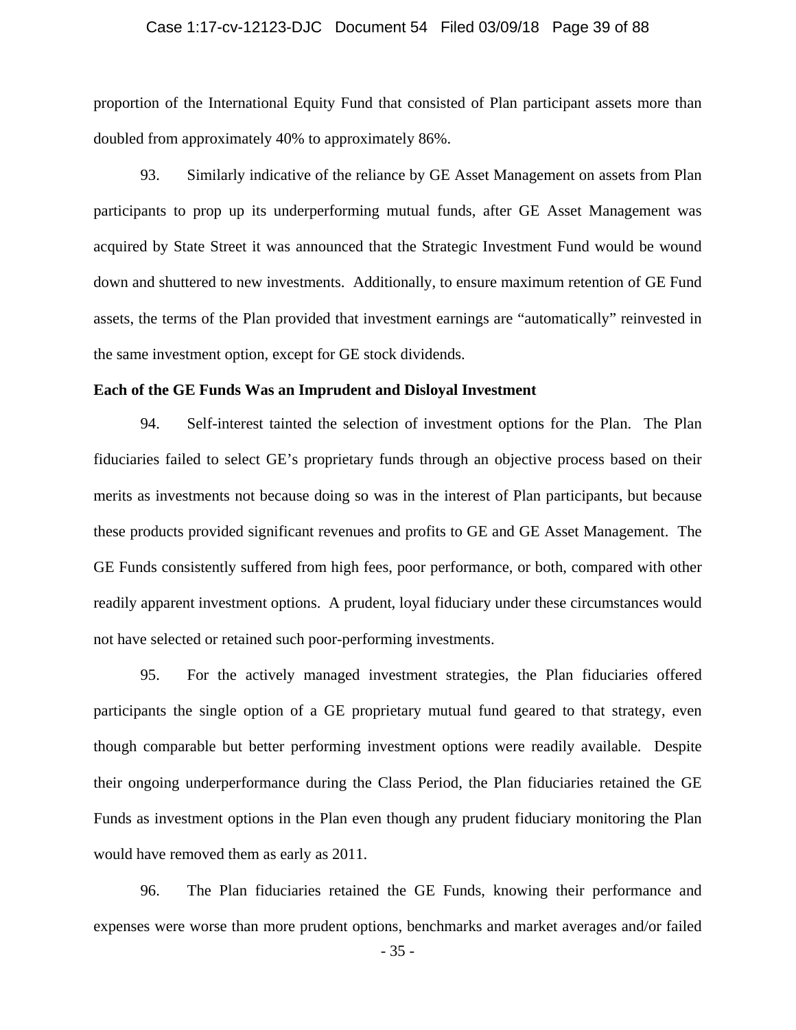proportion of the International Equity Fund that consisted of Plan participant assets more than doubled from approximately 40% to approximately 86%.

93. Similarly indicative of the reliance by GE Asset Management on assets from Plan participants to prop up its underperforming mutual funds, after GE Asset Management was acquired by State Street it was announced that the Strategic Investment Fund would be wound down and shuttered to new investments. Additionally, to ensure maximum retention of GE Fund assets, the terms of the Plan provided that investment earnings are "automatically" reinvested in the same investment option, except for GE stock dividends.

**Each of the GE Funds Was an Imprudent and Disloyal Investment**

94. Self-interest tainted the selection of investment options for the Plan. The Plan fiduciaries failed to select GE's proprietary funds through an objective process based on their merits as investments not because doing so was in the interest of Plan participants, but because these products provided significant revenues and profits to GE and GE Asset Management. The GE Funds consistently suffered from high fees, poor performance, or both, compared with other readily apparent investment options. A prudent, loyal fiduciary under these circumstances would not have selected or retained such poor-performing investments.

95. For the actively managed investment strategies, the Plan fiduciaries offered participants the single option of a GE proprietary mutual fund geared to that strategy, even though comparable but better performing investment options were readily available. Despite their ongoing underperformance during the Class Period, the Plan fiduciaries retained the GE Funds as investment options in the Plan even though any prudent fiduciary monitoring the Plan would have removed them as early as 2011.

96. The Plan fiduciaries retained the GE Funds, knowing their performance and expenses were worse than more prudent options, benchmarks and market averages and/or failed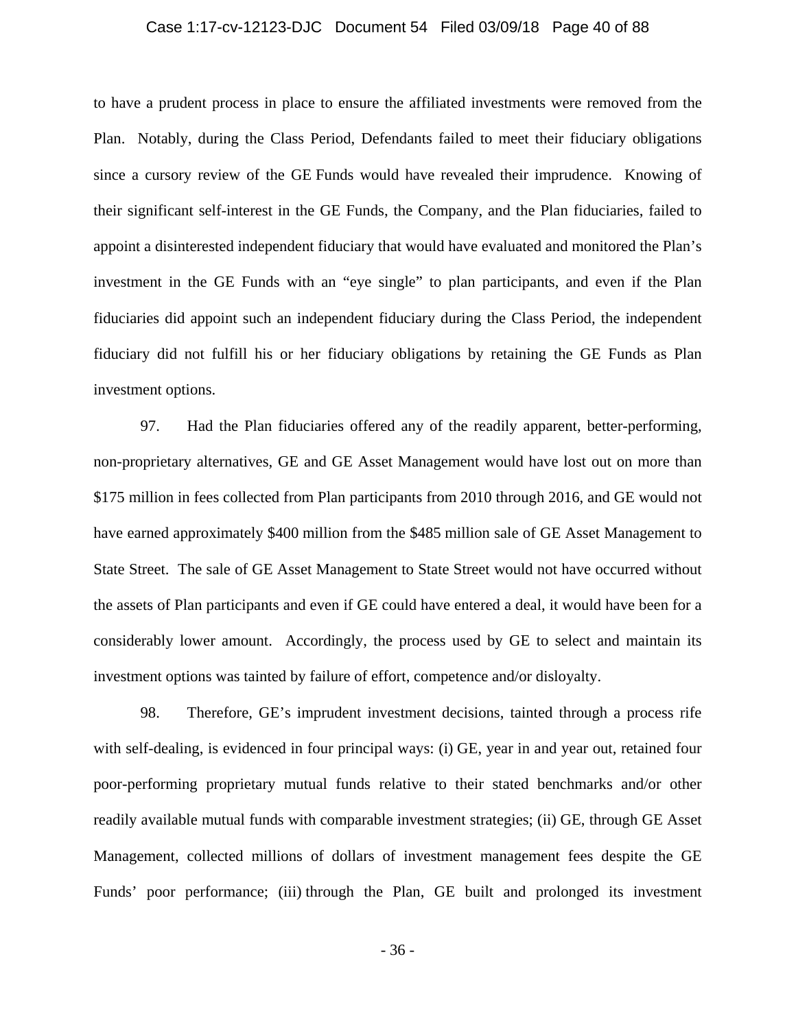to have a prudent process in place to ensure the affiliated investments were removed from the Plan. Notably, during the Class Period, Defendants failed to meet their fiduciary obligations since a cursory review of the GE Funds would have revealed their imprudence. Knowing of their significant self-interest in the GE Funds, the Company, and the Plan fiduciaries, failed to appoint a disinterested independent fiduciary that would have evaluated and monitored the Plan's investment in the GE Funds with an "eye single" to plan participants, and even if the Plan fiduciaries did appoint such an independent fiduciary during the Class Period, the independent fiduciary did not fulfill his or her fiduciary obligations by retaining the GE Funds as Plan investment options.

97. Had the Plan fiduciaries offered any of the readily apparent, better-performing, non-proprietary alternatives, GE and GE Asset Management would have lost out on more than $175 million in fees collected from Plan participants from 2010 through 2016, and GE would not have earned approximately $400 million from the $485 million sale of GE Asset Management to State Street. The sale of GE Asset Management to State Street would not have occurred without the assets of Plan participants and even if GE could have entered a deal, it would have been for a considerably lower amount. Accordingly, the process used by GE to select and maintain its investment options was tainted by failure of effort, competence and/or disloyalty.

98. Therefore, GE's imprudent investment decisions, tainted through a process rife with self-dealing, is evidenced in four principal ways: (i) GE, year in and year out, retained four poor-performing proprietary mutual funds relative to their stated benchmarks and/or other readily available mutual funds with comparable investment strategies; (ii) GE, through GE Asset Management, collected millions of dollars of investment management fees despite the GE Funds' poor performance; (iii) through the Plan, GE built and prolonged its investment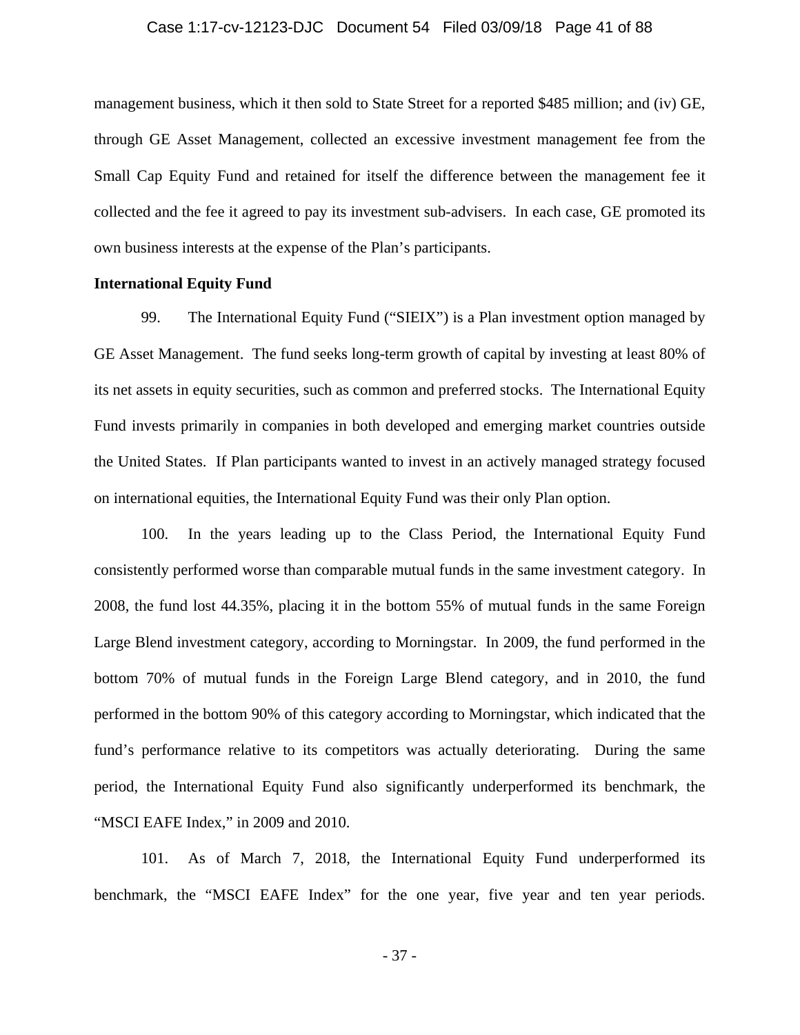management business, which it then sold to State Street for a reported $485 million; and (iv) GE, through GE Asset Management, collected an excessive investment management fee from the Small Cap Equity Fund and retained for itself the difference between the management fee it collected and the fee it agreed to pay its investment sub-advisers. In each case, GE promoted its own business interests at the expense of the Plan's participants.

**International Equity Fund**

99. The International Equity Fund ("SIEIX") is a Plan investment option managed by GE Asset Management. The fund seeks long-term growth of capital by investing at least 80% of its net assets in equity securities, such as common and preferred stocks. The International Equity Fund invests primarily in companies in both developed and emerging market countries outside the United States. If Plan participants wanted to invest in an actively managed strategy focused on international equities, the International Equity Fund was their only Plan option.

100. In the years leading up to the Class Period, the International Equity Fund consistently performed worse than comparable mutual funds in the same investment category. In 2008, the fund lost 44.35%, placing it in the bottom 55% of mutual funds in the same Foreign Large Blend investment category, according to Morningstar. In 2009, the fund performed in the bottom 70% of mutual funds in the Foreign Large Blend category, and in 2010, the fund performed in the bottom 90% of this category according to Morningstar, which indicated that the fund's performance relative to its competitors was actually deteriorating. During the same period, the International Equity Fund also significantly underperformed its benchmark, the "MSCI EAFE Index," in 2009 and 2010.

101. As of March 7, 2018, the International Equity Fund underperformed its benchmark, the "MSCI EAFE Index" for the one year, five year and ten year periods.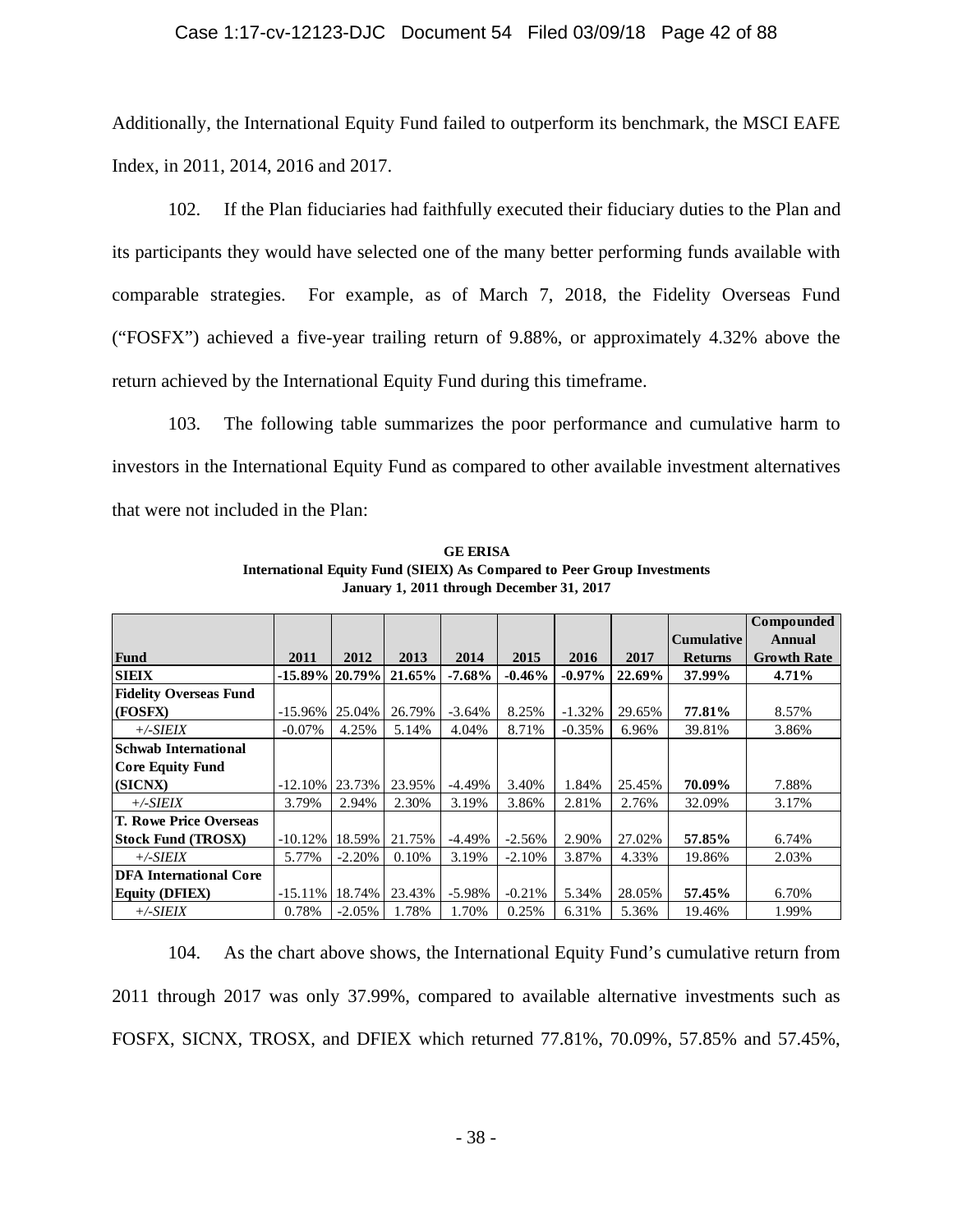Additionally, the International Equity Fund failed to outperform its benchmark, the MSCI EAFE Index, in 2011, 2014, 2016 and 2017.

102. If the Plan fiduciaries had faithfully executed their fiduciary duties to the Plan and its participants they would have selected one of the many better performing funds available with comparable strategies. For example, as of March 7, 2018, the Fidelity Overseas Fund ("FOSFX") achieved a five-year trailing return of 9.88%, or approximately 4.32% above the return achieved by the International Equity Fund during this timeframe.

103. The following table summarizes the poor performance and cumulative harm to investors in the International Equity Fund as compared to other available investment alternatives that were not included in the Plan:

**GE ERISA**
**International Equity Fund (SIEIX) As Compared to Peer Group Investments**
**January 1, 2011 through December 31, 2017**

| Fund | 2011 | 2012 | 2013 | 2014 | 2015 | 2016 | 2017 | Cumulative Returns | Compounded Annual Growth Rate |
|---|---|---|---|---|---|---|---|---|---|
| **SIEIX** | **-15.89%** | **20.79%** | **21.65%** | **-7.68%** | **-0.46%** | **-0.97%** | **22.69%** | **37.99%** | **4.71%** |
| **Fidelity Overseas Fund (FOSFX)** | -15.96% | 25.04% | 26.79% | -3.64% | 8.25% | -1.32% | 29.65% | **77.81%** | 8.57% |
| *+/-SIEIX* | -0.07% | 4.25% | 5.14% | 4.04% | 8.71% | -0.35% | 6.96% | 39.81% | 3.86% |
| **Schwab International Core Equity Fund (SICNX)** | -12.10% | 23.73% | 23.95% | -4.49% | 3.40% | 1.84% | 25.45% | **70.09%** | 7.88% |
| *+/-SIEIX* | 3.79% | 2.94% | 2.30% | 3.19% | 3.86% | 2.81% | 2.76% | 32.09% | 3.17% |
| **T. Rowe Price Overseas Stock Fund (TROSX)** | -10.12% | 18.59% | 21.75% | -4.49% | -2.56% | 2.90% | 27.02% | **57.85%** | 6.74% |
| *+/-SIEIX* | 5.77% | -2.20% | 0.10% | 3.19% | -2.10% | 3.87% | 4.33% | 19.86% | 2.03% |
| **DFA International Core Equity (DFIEX)** | -15.11% | 18.74% | 23.43% | -5.98% | -0.21% | 5.34% | 28.05% | **57.45%** | 6.70% |
| *+/-SIEIX* | 0.78% | -2.05% | 1.78% | 1.70% | 0.25% | 6.31% | 5.36% | 19.46% | 1.99% |

104. As the chart above shows, the International Equity Fund's cumulative return from 2011 through 2017 was only 37.99%, compared to available alternative investments such as FOSFX, SICNX, TROSX, and DFIEX which returned 77.81%, 70.09%, 57.85% and 57.45%,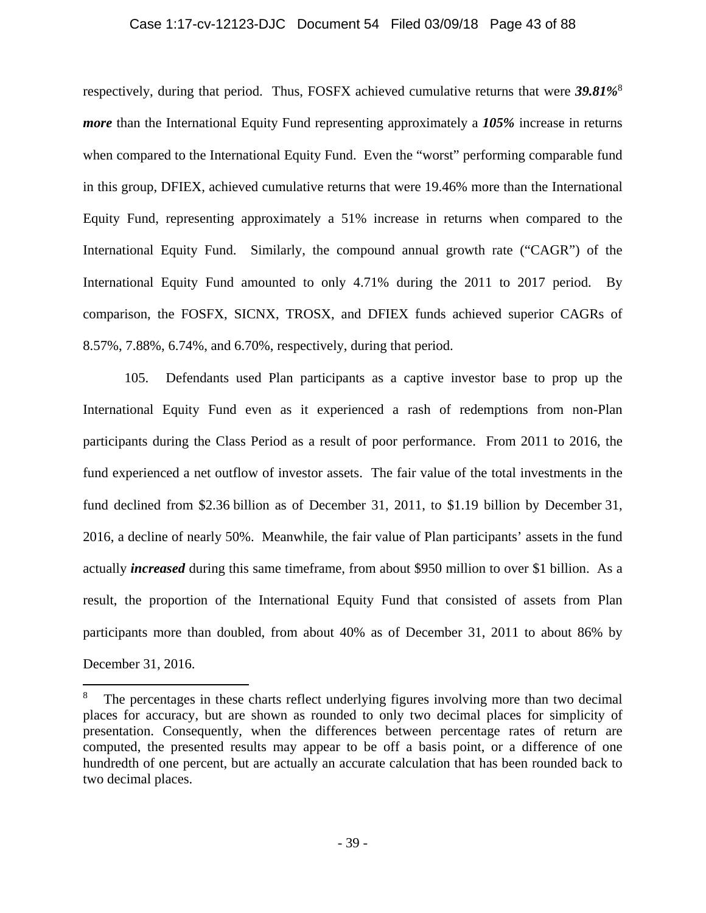respectively, during that period. Thus, FOSFX achieved cumulative returns that were ***39.81%***[8] ***more*** than the International Equity Fund representing approximately a ***105%*** increase in returns when compared to the International Equity Fund. Even the "worst" performing comparable fund in this group, DFIEX, achieved cumulative returns that were 19.46% more than the International Equity Fund, representing approximately a 51% increase in returns when compared to the International Equity Fund. Similarly, the compound annual growth rate ("CAGR") of the International Equity Fund amounted to only 4.71% during the 2011 to 2017 period. By comparison, the FOSFX, SICNX, TROSX, and DFIEX funds achieved superior CAGRs of 8.57%, 7.88%, 6.74%, and 6.70%, respectively, during that period.

105. Defendants used Plan participants as a captive investor base to prop up the International Equity Fund even as it experienced a rash of redemptions from non-Plan participants during the Class Period as a result of poor performance. From 2011 to 2016, the fund experienced a net outflow of investor assets. The fair value of the total investments in the fund declined from $2.36 billion as of December 31, 2011, to $1.19 billion by December 31, 2016, a decline of nearly 50%. Meanwhile, the fair value of Plan participants' assets in the fund actually ***increased*** during this same timeframe, from about $950 million to over $1 billion. As a result, the proportion of the International Equity Fund that consisted of assets from Plan participants more than doubled, from about 40% as of December 31, 2011 to about 86% by December 31, 2016.

---

[8] The percentages in these charts reflect underlying figures involving more than two decimal places for accuracy, but are shown as rounded to only two decimal places for simplicity of presentation. Consequently, when the differences between percentage rates of return are computed, the presented results may appear to be off a basis point, or a difference of one hundredth of one percent, but are actually an accurate calculation that has been rounded back to two decimal places.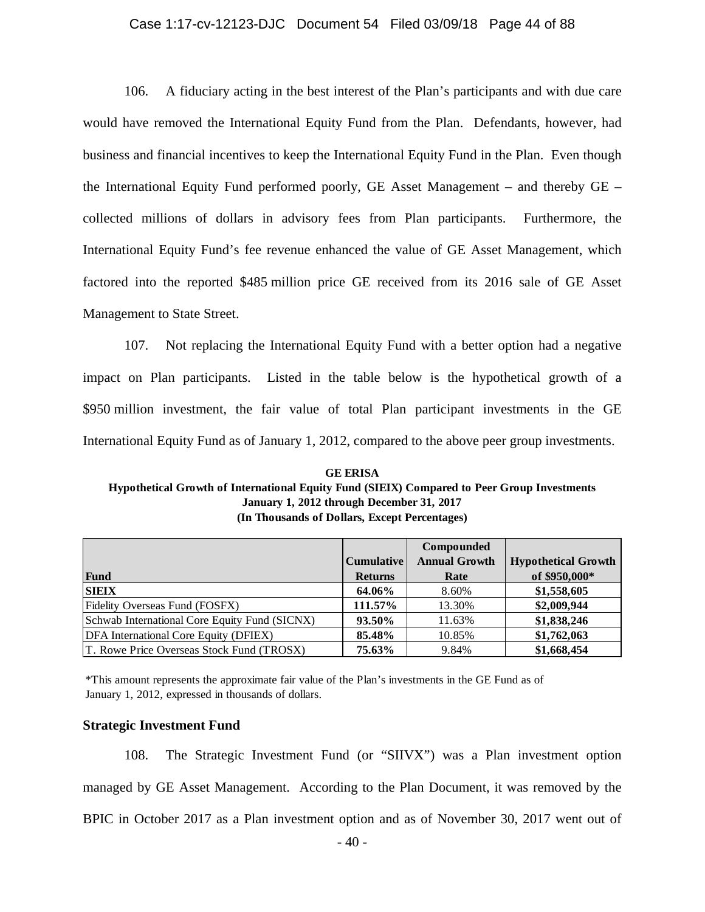106. A fiduciary acting in the best interest of the Plan's participants and with due care would have removed the International Equity Fund from the Plan. Defendants, however, had business and financial incentives to keep the International Equity Fund in the Plan. Even though the International Equity Fund performed poorly, GE Asset Management – and thereby GE – collected millions of dollars in advisory fees from Plan participants. Furthermore, the International Equity Fund's fee revenue enhanced the value of GE Asset Management, which factored into the reported $485 million price GE received from its 2016 sale of GE Asset Management to State Street.

107. Not replacing the International Equity Fund with a better option had a negative impact on Plan participants. Listed in the table below is the hypothetical growth of a $950 million investment, the fair value of total Plan participant investments in the GE International Equity Fund as of January 1, 2012, compared to the above peer group investments.

**GE ERISA**
**Hypothetical Growth of International Equity Fund (SIEIX) Compared to Peer Group Investments**
**January 1, 2012 through December 31, 2017**
**(In Thousands of Dollars, Except Percentages)**

| Fund | Cumulative Returns | Compounded Annual Growth Rate | Hypothetical Growth of $950,000* |
|---|---|---|---|
| **SIEIX** | **64.06%** | 8.60% | **$1,558,605** |
| Fidelity Overseas Fund (FOSFX) | **111.57%** | 13.30% | **$2,009,944** |
| Schwab International Core Equity Fund (SICNX) | **93.50%** | 11.63% | **$1,838,246** |
| DFA International Core Equity (DFIEX) | **85.48%** | 10.85% | **$1,762,063** |
| T. Rowe Price Overseas Stock Fund (TROSX) | **75.63%** | 9.84% | **$1,668,454** |

*This amount represents the approximate fair value of the Plan's investments in the GE Fund as of January 1, 2012, expressed in thousands of dollars.

### Strategic Investment Fund

108. The Strategic Investment Fund (or "SIIVX") was a Plan investment option managed by GE Asset Management. According to the Plan Document, it was removed by the BPIC in October 2017 as a Plan investment option and as of November 30, 2017 went out of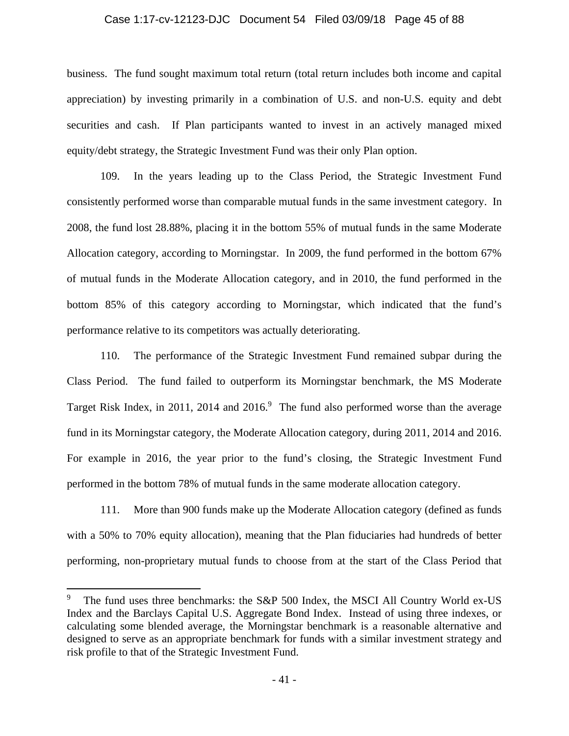business. The fund sought maximum total return (total return includes both income and capital appreciation) by investing primarily in a combination of U.S. and non-U.S. equity and debt securities and cash. If Plan participants wanted to invest in an actively managed mixed equity/debt strategy, the Strategic Investment Fund was their only Plan option.

109. In the years leading up to the Class Period, the Strategic Investment Fund consistently performed worse than comparable mutual funds in the same investment category. In 2008, the fund lost 28.88%, placing it in the bottom 55% of mutual funds in the same Moderate Allocation category, according to Morningstar. In 2009, the fund performed in the bottom 67% of mutual funds in the Moderate Allocation category, and in 2010, the fund performed in the bottom 85% of this category according to Morningstar, which indicated that the fund's performance relative to its competitors was actually deteriorating.

110. The performance of the Strategic Investment Fund remained subpar during the Class Period. The fund failed to outperform its Morningstar benchmark, the MS Moderate Target Risk Index, in 2011, 2014 and 2016.[9] The fund also performed worse than the average fund in its Morningstar category, the Moderate Allocation category, during 2011, 2014 and 2016. For example in 2016, the year prior to the fund's closing, the Strategic Investment Fund performed in the bottom 78% of mutual funds in the same moderate allocation category.

111. More than 900 funds make up the Moderate Allocation category (defined as funds with a 50% to 70% equity allocation), meaning that the Plan fiduciaries had hundreds of better performing, non-proprietary mutual funds to choose from at the start of the Class Period that

---

[9] The fund uses three benchmarks: the S&P 500 Index, the MSCI All Country World ex-US Index and the Barclays Capital U.S. Aggregate Bond Index. Instead of using three indexes, or calculating some blended average, the Morningstar benchmark is a reasonable alternative and designed to serve as an appropriate benchmark for funds with a similar investment strategy and risk profile to that of the Strategic Investment Fund.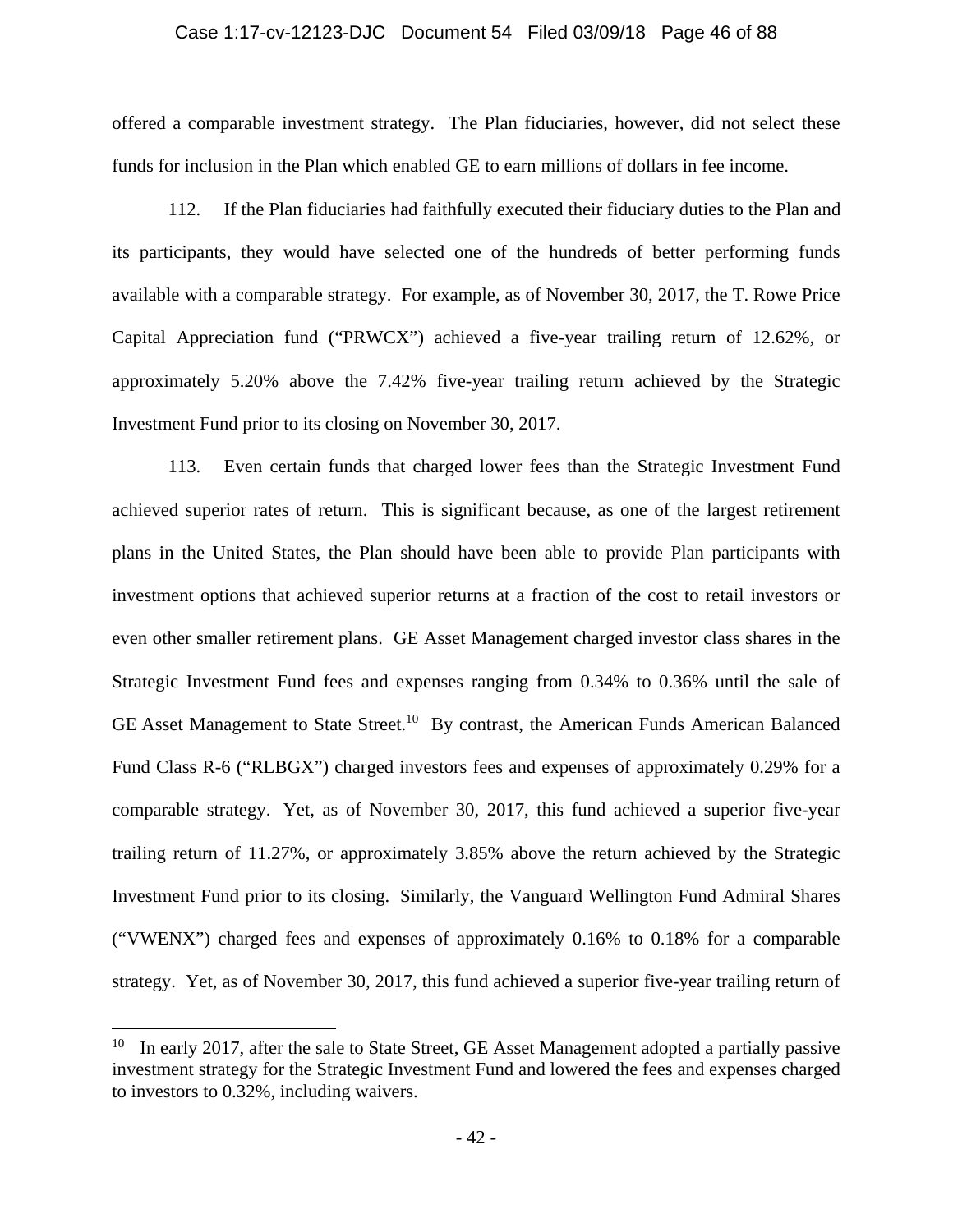offered a comparable investment strategy. The Plan fiduciaries, however, did not select these funds for inclusion in the Plan which enabled GE to earn millions of dollars in fee income.

112. If the Plan fiduciaries had faithfully executed their fiduciary duties to the Plan and its participants, they would have selected one of the hundreds of better performing funds available with a comparable strategy. For example, as of November 30, 2017, the T. Rowe Price Capital Appreciation fund ("PRWCX") achieved a five-year trailing return of 12.62%, or approximately 5.20% above the 7.42% five-year trailing return achieved by the Strategic Investment Fund prior to its closing on November 30, 2017.

113. Even certain funds that charged lower fees than the Strategic Investment Fund achieved superior rates of return. This is significant because, as one of the largest retirement plans in the United States, the Plan should have been able to provide Plan participants with investment options that achieved superior returns at a fraction of the cost to retail investors or even other smaller retirement plans. GE Asset Management charged investor class shares in the Strategic Investment Fund fees and expenses ranging from 0.34% to 0.36% until the sale of GE Asset Management to State Street.[10] By contrast, the American Funds American Balanced Fund Class R-6 ("RLBGX") charged investors fees and expenses of approximately 0.29% for a comparable strategy. Yet, as of November 30, 2017, this fund achieved a superior five-year trailing return of 11.27%, or approximately 3.85% above the return achieved by the Strategic Investment Fund prior to its closing. Similarly, the Vanguard Wellington Fund Admiral Shares ("VWENX") charged fees and expenses of approximately 0.16% to 0.18% for a comparable strategy. Yet, as of November 30, 2017, this fund achieved a superior five-year trailing return of

[10] In early 2017, after the sale to State Street, GE Asset Management adopted a partially passive investment strategy for the Strategic Investment Fund and lowered the fees and expenses charged to investors to 0.32%, including waivers.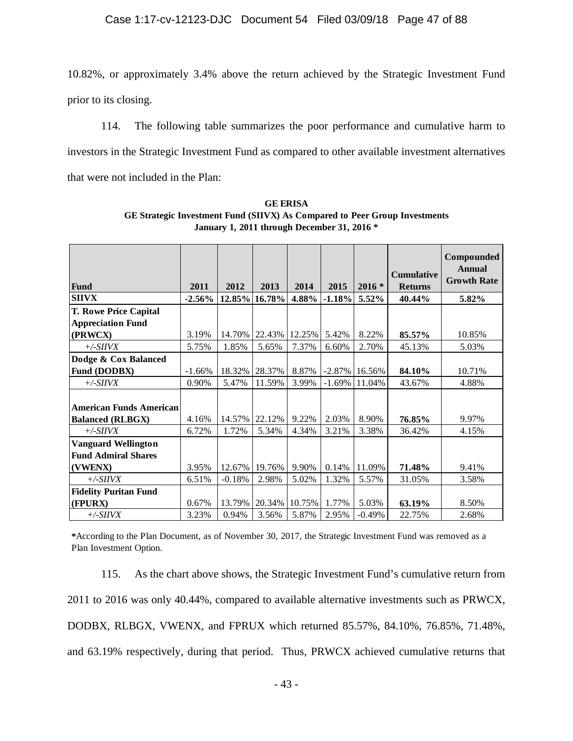10.82%, or approximately 3.4% above the return achieved by the Strategic Investment Fund prior to its closing.

114. The following table summarizes the poor performance and cumulative harm to investors in the Strategic Investment Fund as compared to other available investment alternatives that were not included in the Plan:

**GE ERISA**
**GE Strategic Investment Fund (SIIVX) As Compared to Peer Group Investments**
**January 1, 2011 through December 31, 2016 ***

| Fund | 2011 | 2012 | 2013 | 2014 | 2015 | 2016 * | Cumulative Returns | Compounded Annual Growth Rate |
|---|---|---|---|---|---|---|---|---|
| **SIIVX** | **-2.56%** | **12.85%** | **16.78%** | **4.88%** | **-1.18%** | **5.52%** | **40.44%** | **5.82%** |
| **T. Rowe Price Capital Appreciation Fund (PRWCX)** | 3.19% | 14.70% | 22.43% | 12.25% | 5.42% | 8.22% | **85.57%** | 10.85% |
| *+/-SIIVX* | 5.75% | 1.85% | 5.65% | 7.37% | 6.60% | 2.70% | 45.13% | 5.03% |
| **Dodge & Cox Balanced Fund (DODBX)** | -1.66% | 18.32% | 28.37% | 8.87% | -2.87% | 16.56% | **84.10%** | 10.71% |
| *+/-SIIVX* | 0.90% | 5.47% | 11.59% | 3.99% | -1.69% | 11.04% | 43.67% | 4.88% |
| **American Funds American Balanced (RLBGX)** | 4.16% | 14.57% | 22.12% | 9.22% | 2.03% | 8.90% | **76.85%** | 9.97% |
| *+/-SIIVX* | 6.72% | 1.72% | 5.34% | 4.34% | 3.21% | 3.38% | 36.42% | 4.15% |
| **Vanguard Wellington Fund Admiral Shares (VWENX)** | 3.95% | 12.67% | 19.76% | 9.90% | 0.14% | 11.09% | **71.48%** | 9.41% |
| *+/-SIIVX* | 6.51% | -0.18% | 2.98% | 5.02% | 1.32% | 5.57% | 31.05% | 3.58% |
| **Fidelity Puritan Fund (FPURX)** | 0.67% | 13.79% | 20.34% | 10.75% | 1.77% | 5.03% | **63.19%** | 8.50% |
| *+/-SIIVX* | 3.23% | 0.94% | 3.56% | 5.87% | 2.95% | -0.49% | 22.75% | 2.68% |

***According to the Plan Document, as of November 30, 2017, the Strategic Investment Fund was removed as a Plan Investment Option.

115. As the chart above shows, the Strategic Investment Fund's cumulative return from 2011 to 2016 was only 40.44%, compared to available alternative investments such as PRWCX, DODBX, RLBGX, VWENX, and FPRUX which returned 85.57%, 84.10%, 76.85%, 71.48%, and 63.19% respectively, during that period. Thus, PRWCX achieved cumulative returns that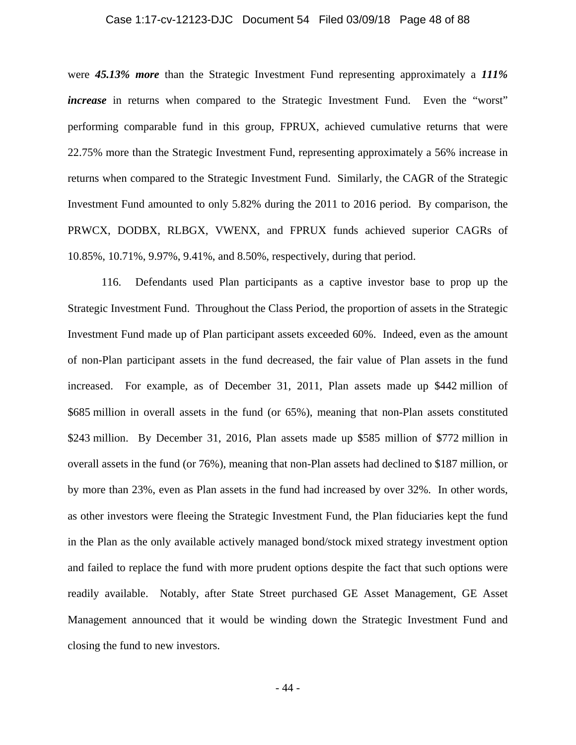were ***45.13% more*** than the Strategic Investment Fund representing approximately a ***111% increase*** in returns when compared to the Strategic Investment Fund. Even the "worst" performing comparable fund in this group, FPRUX, achieved cumulative returns that were 22.75% more than the Strategic Investment Fund, representing approximately a 56% increase in returns when compared to the Strategic Investment Fund. Similarly, the CAGR of the Strategic Investment Fund amounted to only 5.82% during the 2011 to 2016 period. By comparison, the PRWCX, DODBX, RLBGX, VWENX, and FPRUX funds achieved superior CAGRs of 10.85%, 10.71%, 9.97%, 9.41%, and 8.50%, respectively, during that period.

116. Defendants used Plan participants as a captive investor base to prop up the Strategic Investment Fund. Throughout the Class Period, the proportion of assets in the Strategic Investment Fund made up of Plan participant assets exceeded 60%. Indeed, even as the amount of non-Plan participant assets in the fund decreased, the fair value of Plan assets in the fund increased. For example, as of December 31, 2011, Plan assets made up $442 million of $685 million in overall assets in the fund (or 65%), meaning that non-Plan assets constituted $243 million. By December 31, 2016, Plan assets made up $585 million of $772 million in overall assets in the fund (or 76%), meaning that non-Plan assets had declined to $187 million, or by more than 23%, even as Plan assets in the fund had increased by over 32%. In other words, as other investors were fleeing the Strategic Investment Fund, the Plan fiduciaries kept the fund in the Plan as the only available actively managed bond/stock mixed strategy investment option and failed to replace the fund with more prudent options despite the fact that such options were readily available. Notably, after State Street purchased GE Asset Management, GE Asset Management announced that it would be winding down the Strategic Investment Fund and closing the fund to new investors.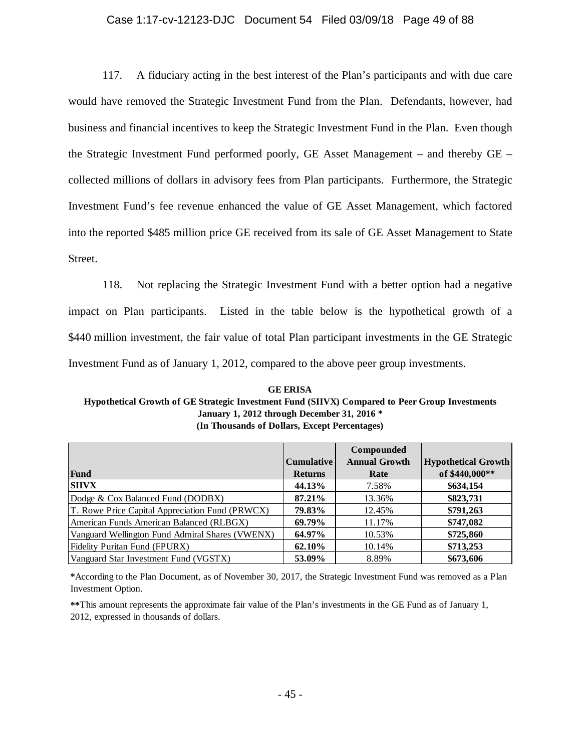117. A fiduciary acting in the best interest of the Plan's participants and with due care would have removed the Strategic Investment Fund from the Plan. Defendants, however, had business and financial incentives to keep the Strategic Investment Fund in the Plan. Even though the Strategic Investment Fund performed poorly, GE Asset Management – and thereby GE – collected millions of dollars in advisory fees from Plan participants. Furthermore, the Strategic Investment Fund's fee revenue enhanced the value of GE Asset Management, which factored into the reported $485 million price GE received from its sale of GE Asset Management to State Street.

118. Not replacing the Strategic Investment Fund with a better option had a negative impact on Plan participants. Listed in the table below is the hypothetical growth of a $440 million investment, the fair value of total Plan participant investments in the GE Strategic Investment Fund as of January 1, 2012, compared to the above peer group investments.

**GE ERISA**
**Hypothetical Growth of GE Strategic Investment Fund (SIIVX) Compared to Peer Group Investments**
**January 1, 2012 through December 31, 2016 \***
**(In Thousands of Dollars, Except Percentages)**

| Fund | Cumulative Returns | Compounded Annual Growth Rate | Hypothetical Growth of $440,000** |
|---|---|---|---|
| **SIIVX** | **44.13%** | 7.58% | **$634,154** |
| Dodge & Cox Balanced Fund (DODBX) | **87.21%** | 13.36% | **$823,731** |
| T. Rowe Price Capital Appreciation Fund (PRWCX) | **79.83%** | 12.45% | **$791,263** |
| American Funds American Balanced (RLBGX) | **69.79%** | 11.17% | **$747,082** |
| Vanguard Wellington Fund Admiral Shares (VWENX) | **64.97%** | 10.53% | **$725,860** |
| Fidelity Puritan Fund (FPURX) | **62.10%** | 10.14% | **$713,253** |
| Vanguard Star Investment Fund (VGSTX) | **53.09%** | 8.89% | **$673,606** |

**\***According to the Plan Document, as of November 30, 2017, the Strategic Investment Fund was removed as a Plan Investment Option.

**\*\***This amount represents the approximate fair value of the Plan's investments in the GE Fund as of January 1, 2012, expressed in thousands of dollars.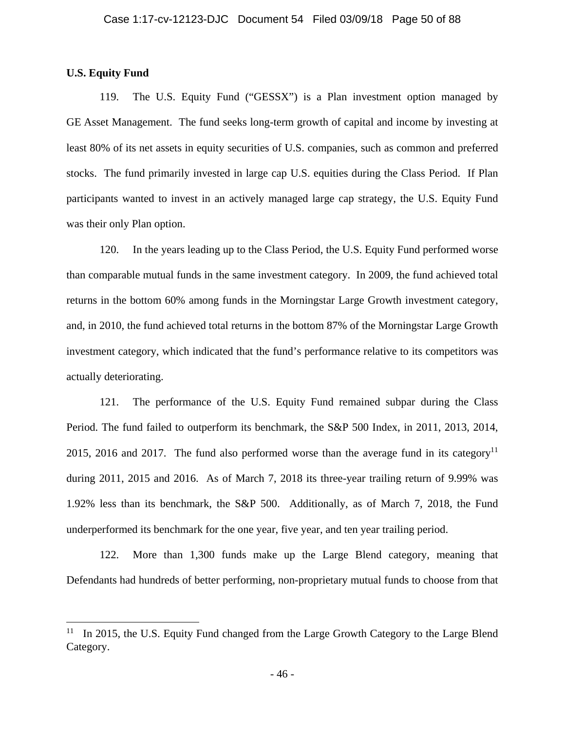**U.S. Equity Fund**

119. The U.S. Equity Fund ("GESSX") is a Plan investment option managed by GE Asset Management. The fund seeks long-term growth of capital and income by investing at least 80% of its net assets in equity securities of U.S. companies, such as common and preferred stocks. The fund primarily invested in large cap U.S. equities during the Class Period. If Plan participants wanted to invest in an actively managed large cap strategy, the U.S. Equity Fund was their only Plan option.

120. In the years leading up to the Class Period, the U.S. Equity Fund performed worse than comparable mutual funds in the same investment category. In 2009, the fund achieved total returns in the bottom 60% among funds in the Morningstar Large Growth investment category, and, in 2010, the fund achieved total returns in the bottom 87% of the Morningstar Large Growth investment category, which indicated that the fund's performance relative to its competitors was actually deteriorating.

121. The performance of the U.S. Equity Fund remained subpar during the Class Period. The fund failed to outperform its benchmark, the S&P 500 Index, in 2011, 2013, 2014, 2015, 2016 and 2017. The fund also performed worse than the average fund in its category[11] during 2011, 2015 and 2016. As of March 7, 2018 its three-year trailing return of 9.99% was 1.92% less than its benchmark, the S&P 500. Additionally, as of March 7, 2018, the Fund underperformed its benchmark for the one year, five year, and ten year trailing period.

122. More than 1,300 funds make up the Large Blend category, meaning that Defendants had hundreds of better performing, non-proprietary mutual funds to choose from that

---

[11] In 2015, the U.S. Equity Fund changed from the Large Growth Category to the Large Blend Category.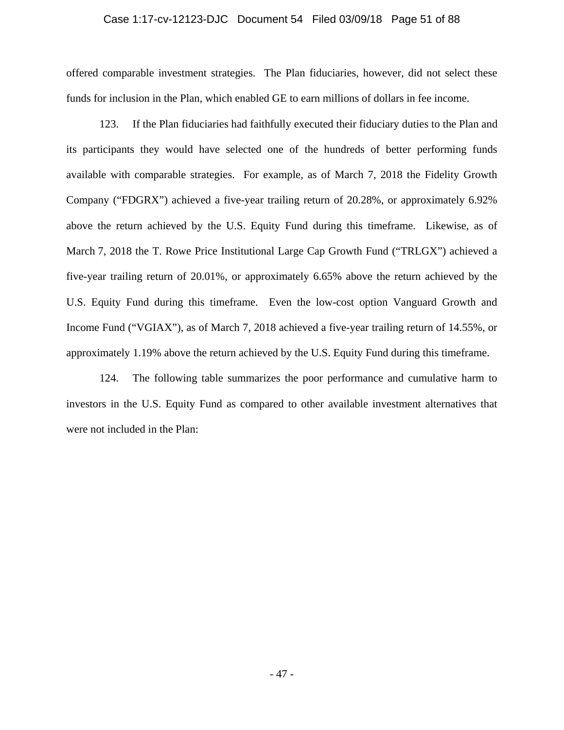offered comparable investment strategies. The Plan fiduciaries, however, did not select these funds for inclusion in the Plan, which enabled GE to earn millions of dollars in fee income.

123. If the Plan fiduciaries had faithfully executed their fiduciary duties to the Plan and its participants they would have selected one of the hundreds of better performing funds available with comparable strategies. For example, as of March 7, 2018 the Fidelity Growth Company ("FDGRX") achieved a five-year trailing return of 20.28%, or approximately 6.92% above the return achieved by the U.S. Equity Fund during this timeframe. Likewise, as of March 7, 2018 the T. Rowe Price Institutional Large Cap Growth Fund ("TRLGX") achieved a five-year trailing return of 20.01%, or approximately 6.65% above the return achieved by the U.S. Equity Fund during this timeframe. Even the low-cost option Vanguard Growth and Income Fund ("VGIAX"), as of March 7, 2018 achieved a five-year trailing return of 14.55%, or approximately 1.19% above the return achieved by the U.S. Equity Fund during this timeframe.

124. The following table summarizes the poor performance and cumulative harm to investors in the U.S. Equity Fund as compared to other available investment alternatives that were not included in the Plan: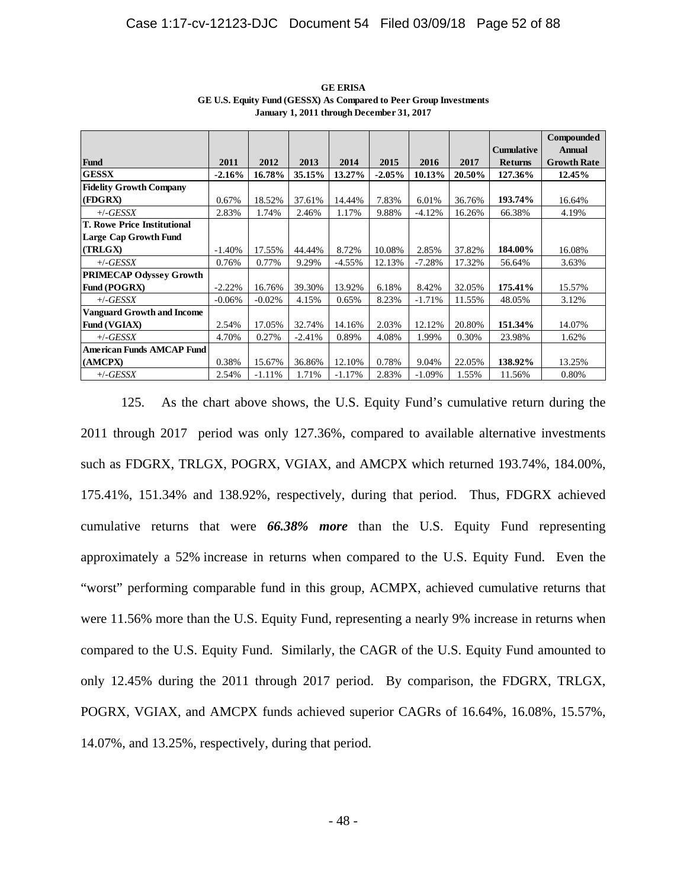**GE ERISA**
**GE U.S. Equity Fund (GESSX) As Compared to Peer Group Investments**
**January 1, 2011 through December 31, 2017**

| Fund | 2011 | 2012 | 2013 | 2014 | 2015 | 2016 | 2017 | Cumulative Returns | Compounded Annual Growth Rate |
|---|---|---|---|---|---|---|---|---|---|
| **GESSX** | **-2.16%** | **16.78%** | **35.15%** | **13.27%** | **-2.05%** | **10.13%** | **20.50%** | **127.36%** | **12.45%** |
| **Fidelity Growth Company (FDGRX)** | 0.67% | 18.52% | 37.61% | 14.44% | 7.83% | 6.01% | 36.76% | **193.74%** | 16.64% |
| *+/-GESSX* | 2.83% | 1.74% | 2.46% | 1.17% | 9.88% | -4.12% | 16.26% | 66.38% | 4.19% |
| **T. Rowe Price Institutional Large Cap Growth Fund (TRLGX)** | -1.40% | 17.55% | 44.44% | 8.72% | 10.08% | 2.85% | 37.82% | **184.00%** | 16.08% |
| *+/-GESSX* | 0.76% | 0.77% | 9.29% | -4.55% | 12.13% | -7.28% | 17.32% | 56.64% | 3.63% |
| **PRIMECAP Odyssey Growth Fund (POGRX)** | -2.22% | 16.76% | 39.30% | 13.92% | 6.18% | 8.42% | 32.05% | **175.41%** | 15.57% |
| *+/-GESSX* | -0.06% | -0.02% | 4.15% | 0.65% | 8.23% | -1.71% | 11.55% | 48.05% | 3.12% |
| **Vanguard Growth and Income Fund (VGIAX)** | 2.54% | 17.05% | 32.74% | 14.16% | 2.03% | 12.12% | 20.80% | **151.34%** | 14.07% |
| *+/-GESSX* | 4.70% | 0.27% | -2.41% | 0.89% | 4.08% | 1.99% | 0.30% | 23.98% | 1.62% |
| **American Funds AMCAP Fund (AMCPX)** | 0.38% | 15.67% | 36.86% | 12.10% | 0.78% | 9.04% | 22.05% | **138.92%** | 13.25% |
| *+/-GESSX* | 2.54% | -1.11% | 1.71% | -1.17% | 2.83% | -1.09% | 1.55% | 11.56% | 0.80% |

125. As the chart above shows, the U.S. Equity Fund's cumulative return during the 2011 through 2017 period was only 127.36%, compared to available alternative investments such as FDGRX, TRLGX, POGRX, VGIAX, and AMCPX which returned 193.74%, 184.00%, 175.41%, 151.34% and 138.92%, respectively, during that period. Thus, FDGRX achieved cumulative returns that were ***66.38% more*** than the U.S. Equity Fund representing approximately a 52% increase in returns when compared to the U.S. Equity Fund. Even the "worst" performing comparable fund in this group, ACMPX, achieved cumulative returns that were 11.56% more than the U.S. Equity Fund, representing a nearly 9% increase in returns when compared to the U.S. Equity Fund. Similarly, the CAGR of the U.S. Equity Fund amounted to only 12.45% during the 2011 through 2017 period. By comparison, the FDGRX, TRLGX, POGRX, VGIAX, and AMCPX funds achieved superior CAGRs of 16.64%, 16.08%, 15.57%, 14.07%, and 13.25%, respectively, during that period.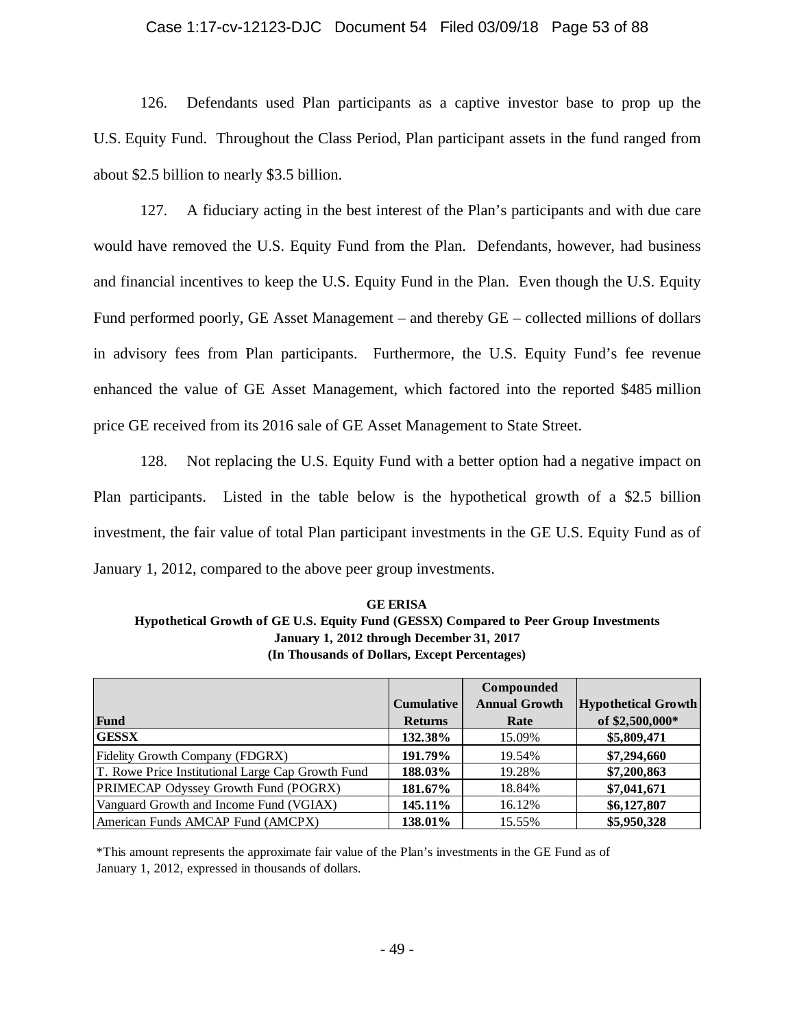126. Defendants used Plan participants as a captive investor base to prop up the U.S. Equity Fund. Throughout the Class Period, Plan participant assets in the fund ranged from about $2.5 billion to nearly $3.5 billion.

127. A fiduciary acting in the best interest of the Plan's participants and with due care would have removed the U.S. Equity Fund from the Plan. Defendants, however, had business and financial incentives to keep the U.S. Equity Fund in the Plan. Even though the U.S. Equity Fund performed poorly, GE Asset Management – and thereby GE – collected millions of dollars in advisory fees from Plan participants. Furthermore, the U.S. Equity Fund's fee revenue enhanced the value of GE Asset Management, which factored into the reported $485 million price GE received from its 2016 sale of GE Asset Management to State Street.

128. Not replacing the U.S. Equity Fund with a better option had a negative impact on Plan participants. Listed in the table below is the hypothetical growth of a $2.5 billion investment, the fair value of total Plan participant investments in the GE U.S. Equity Fund as of January 1, 2012, compared to the above peer group investments.

**GE ERISA**
**Hypothetical Growth of GE U.S. Equity Fund (GESSX) Compared to Peer Group Investments**
**January 1, 2012 through December 31, 2017**
**(In Thousands of Dollars, Except Percentages)**

| Fund | Cumulative Returns | Compounded Annual Growth Rate | Hypothetical Growth of $2,500,000* |
|---|---|---|---|
| **GESSX** | **132.38%** | 15.09% | **$5,809,471** |
| Fidelity Growth Company (FDGRX) | **191.79%** | 19.54% | **$7,294,660** |
| T. Rowe Price Institutional Large Cap Growth Fund | **188.03%** | 19.28% | **$7,200,863** |
| PRIMECAP Odyssey Growth Fund (POGRX) | **181.67%** | 18.84% | **$7,041,671** |
| Vanguard Growth and Income Fund (VGIAX) | **145.11%** | 16.12% | **$6,127,807** |
| American Funds AMCAP Fund (AMCPX) | **138.01%** | 15.55% | **$5,950,328** |

*This amount represents the approximate fair value of the Plan's investments in the GE Fund as of January 1, 2012, expressed in thousands of dollars.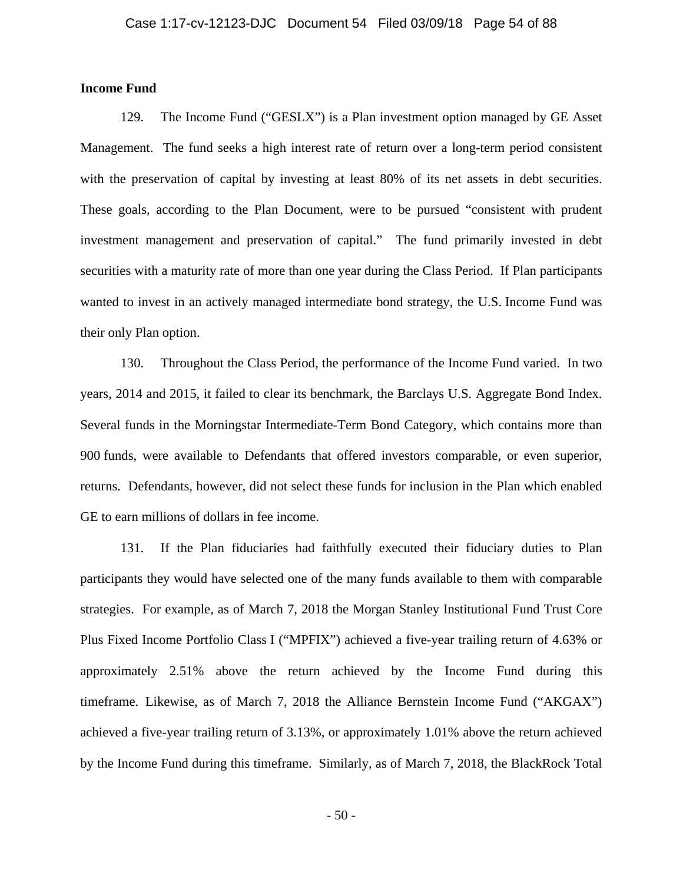**Income Fund**

129. The Income Fund ("GESLX") is a Plan investment option managed by GE Asset Management. The fund seeks a high interest rate of return over a long-term period consistent with the preservation of capital by investing at least 80% of its net assets in debt securities. These goals, according to the Plan Document, were to be pursued "consistent with prudent investment management and preservation of capital." The fund primarily invested in debt securities with a maturity rate of more than one year during the Class Period. If Plan participants wanted to invest in an actively managed intermediate bond strategy, the U.S. Income Fund was their only Plan option.

130. Throughout the Class Period, the performance of the Income Fund varied. In two years, 2014 and 2015, it failed to clear its benchmark, the Barclays U.S. Aggregate Bond Index. Several funds in the Morningstar Intermediate-Term Bond Category, which contains more than 900 funds, were available to Defendants that offered investors comparable, or even superior, returns. Defendants, however, did not select these funds for inclusion in the Plan which enabled GE to earn millions of dollars in fee income.

131. If the Plan fiduciaries had faithfully executed their fiduciary duties to Plan participants they would have selected one of the many funds available to them with comparable strategies. For example, as of March 7, 2018 the Morgan Stanley Institutional Fund Trust Core Plus Fixed Income Portfolio Class I ("MPFIX") achieved a five-year trailing return of 4.63% or approximately 2.51% above the return achieved by the Income Fund during this timeframe. Likewise, as of March 7, 2018 the Alliance Bernstein Income Fund ("AKGAX") achieved a five-year trailing return of 3.13%, or approximately 1.01% above the return achieved by the Income Fund during this timeframe. Similarly, as of March 7, 2018, the BlackRock Total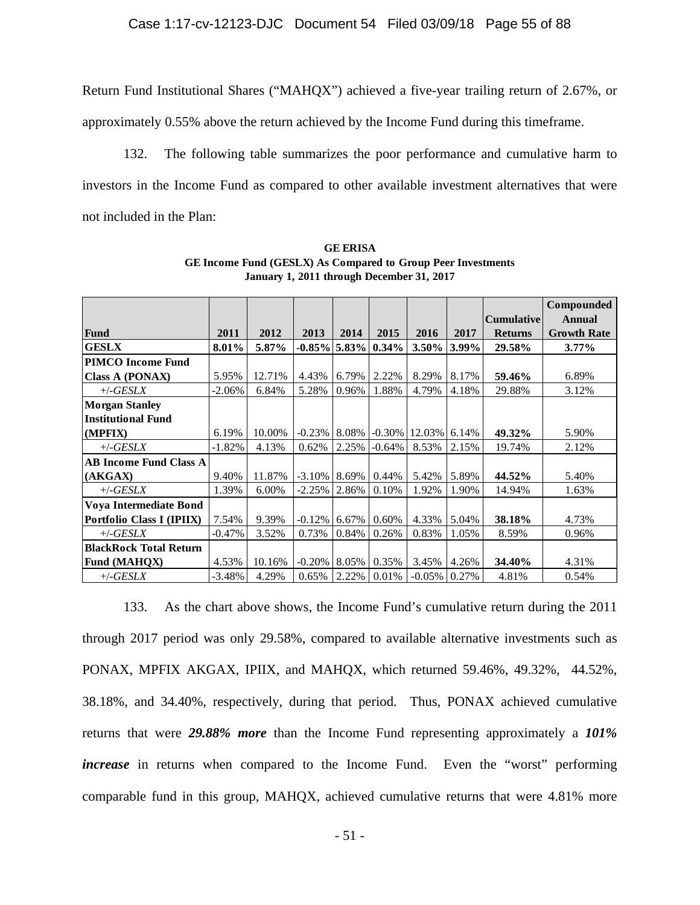Return Fund Institutional Shares ("MAHQX") achieved a five-year trailing return of 2.67%, or approximately 0.55% above the return achieved by the Income Fund during this timeframe.

132. The following table summarizes the poor performance and cumulative harm to investors in the Income Fund as compared to other available investment alternatives that were not included in the Plan:

**GE ERISA**
**GE Income Fund (GESLX) As Compared to Group Peer Investments**
**January 1, 2011 through December 31, 2017**

| Fund | 2011 | 2012 | 2013 | 2014 | 2015 | 2016 | 2017 | Cumulative Returns | Compounded Annual Growth Rate |
|---|---|---|---|---|---|---|---|---|---|
| **GESLX** | **8.01%** | **5.87%** | **-0.85%** | **5.83%** | **0.34%** | **3.50%** | **3.99%** | **29.58%** | **3.77%** |
| **PIMCO Income Fund Class A (PONAX)** | 5.95% | 12.71% | 4.43% | 6.79% | 2.22% | 8.29% | 8.17% | **59.46%** | 6.89% |
| *+/-GESLX* | -2.06% | 6.84% | 5.28% | 0.96% | 1.88% | 4.79% | 4.18% | 29.88% | 3.12% |
| **Morgan Stanley Institutional Fund (MPFIX)** | 6.19% | 10.00% | -0.23% | 8.08% | -0.30% | 12.03% | 6.14% | **49.32%** | 5.90% |
| *+/-GESLX* | -1.82% | 4.13% | 0.62% | 2.25% | -0.64% | 8.53% | 2.15% | 19.74% | 2.12% |
| **AB Income Fund Class A (AKGAX)** | 9.40% | 11.87% | -3.10% | 8.69% | 0.44% | 5.42% | 5.89% | **44.52%** | 5.40% |
| *+/-GESLX* | 1.39% | 6.00% | -2.25% | 2.86% | 0.10% | 1.92% | 1.90% | 14.94% | 1.63% |
| **Voya Intermediate Bond Portfolio Class I (IPIIX)** | 7.54% | 9.39% | -0.12% | 6.67% | 0.60% | 4.33% | 5.04% | **38.18%** | 4.73% |
| *+/-GESLX* | -0.47% | 3.52% | 0.73% | 0.84% | 0.26% | 0.83% | 1.05% | 8.59% | 0.96% |
| **BlackRock Total Return Fund (MAHQX)** | 4.53% | 10.16% | -0.20% | 8.05% | 0.35% | 3.45% | 4.26% | **34.40%** | 4.31% |
| *+/-GESLX* | -3.48% | 4.29% | 0.65% | 2.22% | 0.01% | -0.05% | 0.27% | 4.81% | 0.54% |

133. As the chart above shows, the Income Fund's cumulative return during the 2011 through 2017 period was only 29.58%, compared to available alternative investments such as PONAX, MPFIX AKGAX, IPIIX, and MAHQX, which returned 59.46%, 49.32%, 44.52%, 38.18%, and 34.40%, respectively, during that period. Thus, PONAX achieved cumulative returns that were ***29.88% more*** than the Income Fund representing approximately a ***101% increase*** in returns when compared to the Income Fund. Even the "worst" performing comparable fund in this group, MAHQX, achieved cumulative returns that were 4.81% more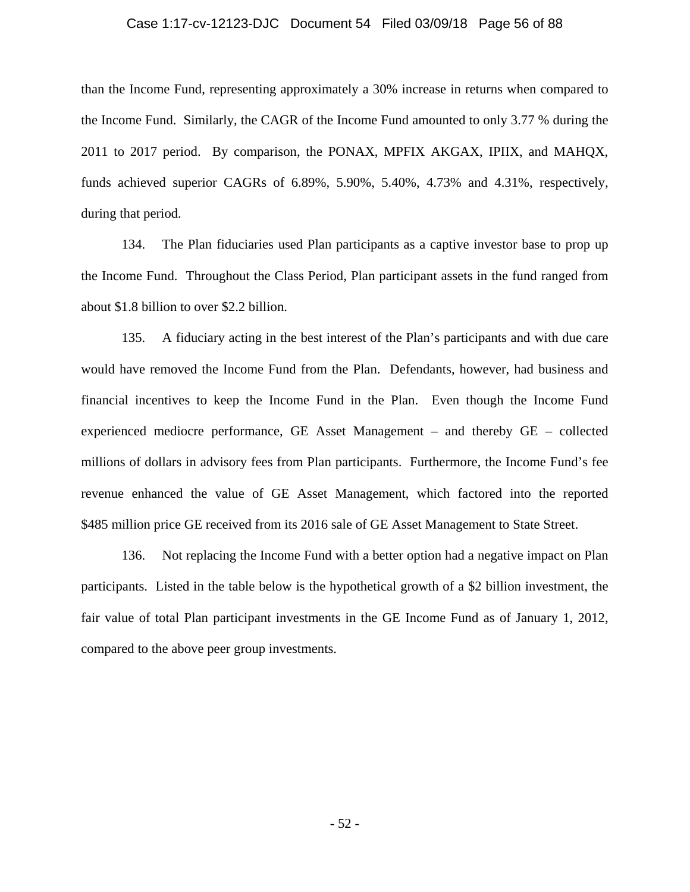than the Income Fund, representing approximately a 30% increase in returns when compared to the Income Fund. Similarly, the CAGR of the Income Fund amounted to only 3.77 % during the 2011 to 2017 period. By comparison, the PONAX, MPFIX AKGAX, IPIIX, and MAHQX, funds achieved superior CAGRs of 6.89%, 5.90%, 5.40%, 4.73% and 4.31%, respectively, during that period.

134. The Plan fiduciaries used Plan participants as a captive investor base to prop up the Income Fund. Throughout the Class Period, Plan participant assets in the fund ranged from about $1.8 billion to over $2.2 billion.

135. A fiduciary acting in the best interest of the Plan's participants and with due care would have removed the Income Fund from the Plan. Defendants, however, had business and financial incentives to keep the Income Fund in the Plan. Even though the Income Fund experienced mediocre performance, GE Asset Management – and thereby GE – collected millions of dollars in advisory fees from Plan participants. Furthermore, the Income Fund's fee revenue enhanced the value of GE Asset Management, which factored into the reported $485 million price GE received from its 2016 sale of GE Asset Management to State Street.

136. Not replacing the Income Fund with a better option had a negative impact on Plan participants. Listed in the table below is the hypothetical growth of a $2 billion investment, the fair value of total Plan participant investments in the GE Income Fund as of January 1, 2012, compared to the above peer group investments.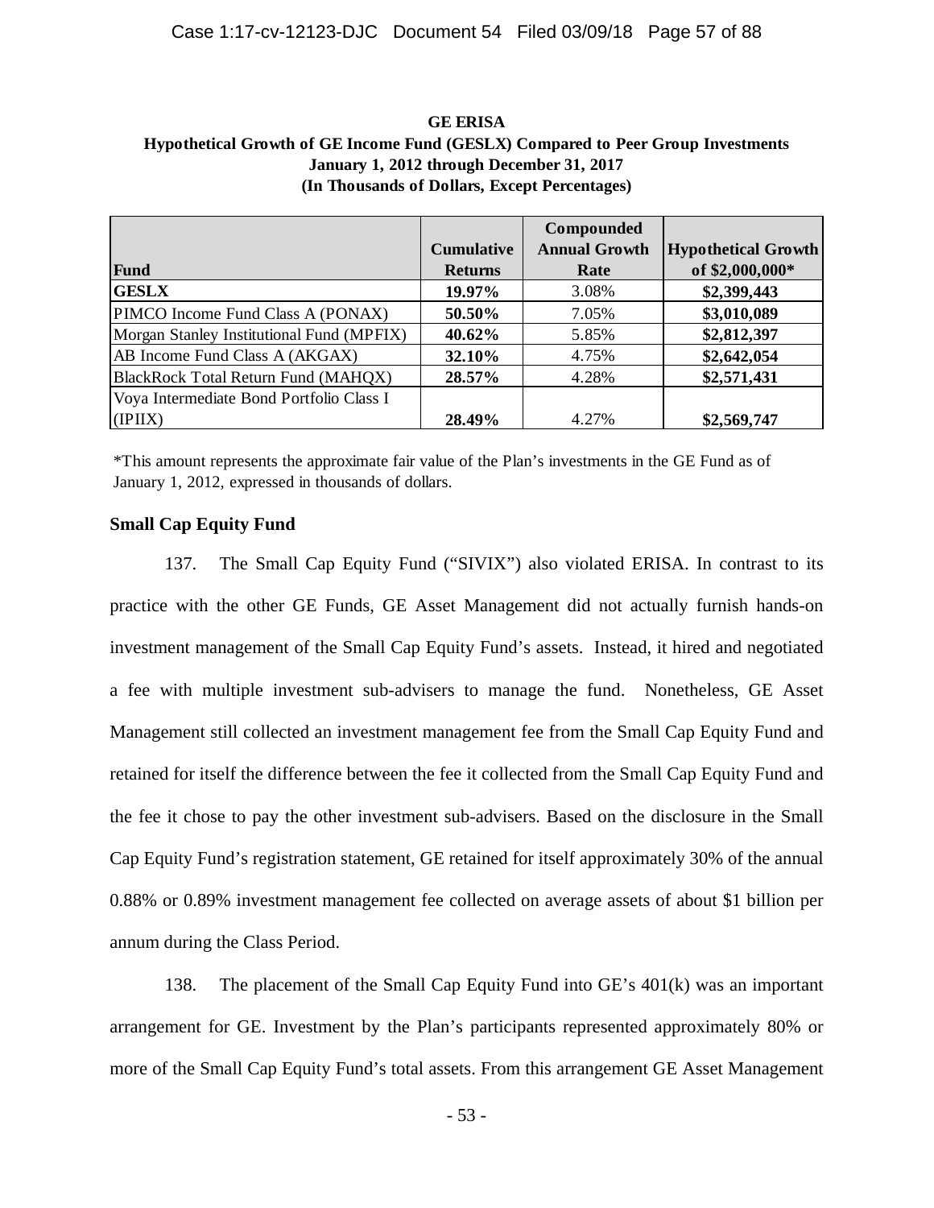**GE ERISA**
**Hypothetical Growth of GE Income Fund (GESLX) Compared to Peer Group Investments**
**January 1, 2012 through December 31, 2017**
**(In Thousands of Dollars, Except Percentages)**

| Fund | Cumulative Returns | Compounded Annual Growth Rate | Hypothetical Growth of $2,000,000* |
|---|---|---|---|
| **GESLX** | **19.97%** | 3.08% | **$2,399,443** |
| PIMCO Income Fund Class A (PONAX) | **50.50%** | 7.05% | **$3,010,089** |
| Morgan Stanley Institutional Fund (MPFIX) | **40.62%** | 5.85% | **$2,812,397** |
| AB Income Fund Class A (AKGAX) | **32.10%** | 4.75% | **$2,642,054** |
| BlackRock Total Return Fund (MAHQX) | **28.57%** | 4.28% | **$2,571,431** |
| Voya Intermediate Bond Portfolio Class I (IPIIX) | **28.49%** | 4.27% | **$2,569,747** |

*This amount represents the approximate fair value of the Plan's investments in the GE Fund as of January 1, 2012, expressed in thousands of dollars.

**Small Cap Equity Fund**

137. The Small Cap Equity Fund ("SIVIX") also violated ERISA. In contrast to its practice with the other GE Funds, GE Asset Management did not actually furnish hands-on investment management of the Small Cap Equity Fund's assets. Instead, it hired and negotiated a fee with multiple investment sub-advisers to manage the fund. Nonetheless, GE Asset Management still collected an investment management fee from the Small Cap Equity Fund and retained for itself the difference between the fee it collected from the Small Cap Equity Fund and the fee it chose to pay the other investment sub-advisers. Based on the disclosure in the Small Cap Equity Fund's registration statement, GE retained for itself approximately 30% of the annual 0.88% or 0.89% investment management fee collected on average assets of about $1 billion per annum during the Class Period.

138. The placement of the Small Cap Equity Fund into GE's 401(k) was an important arrangement for GE. Investment by the Plan's participants represented approximately 80% or more of the Small Cap Equity Fund's total assets. From this arrangement GE Asset Management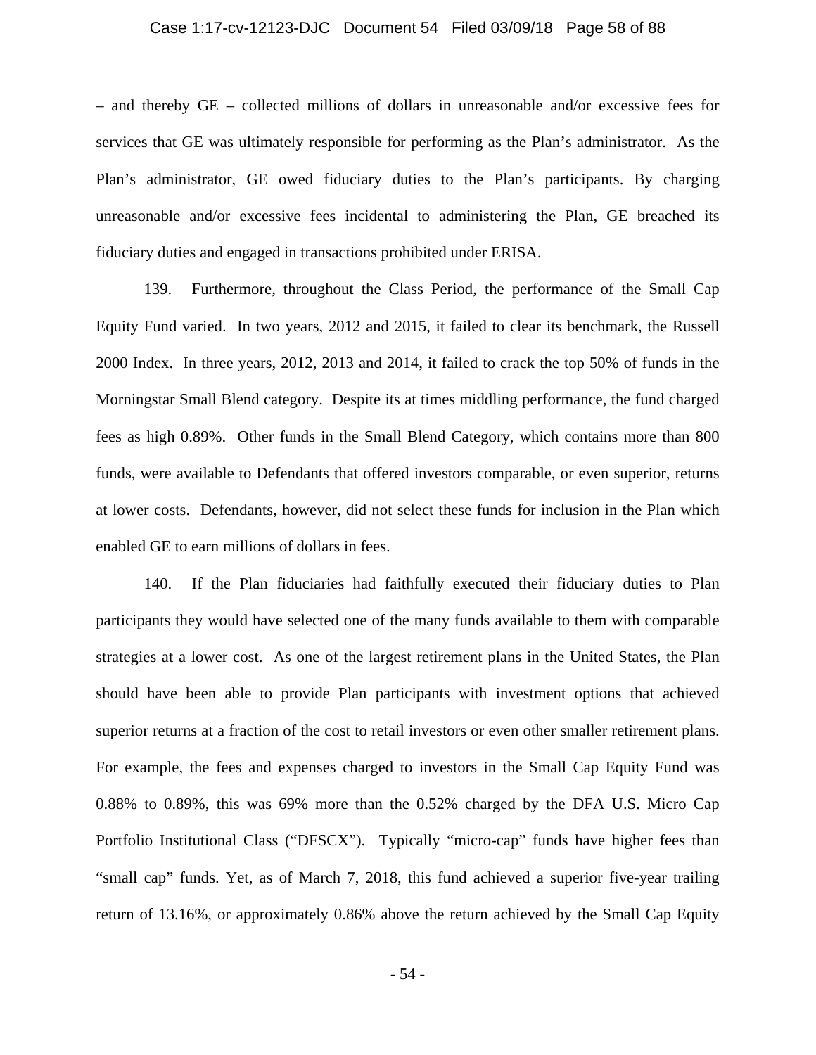– and thereby GE – collected millions of dollars in unreasonable and/or excessive fees for services that GE was ultimately responsible for performing as the Plan's administrator. As the Plan's administrator, GE owed fiduciary duties to the Plan's participants. By charging unreasonable and/or excessive fees incidental to administering the Plan, GE breached its fiduciary duties and engaged in transactions prohibited under ERISA.

139. Furthermore, throughout the Class Period, the performance of the Small Cap Equity Fund varied. In two years, 2012 and 2015, it failed to clear its benchmark, the Russell 2000 Index. In three years, 2012, 2013 and 2014, it failed to crack the top 50% of funds in the Morningstar Small Blend category. Despite its at times middling performance, the fund charged fees as high 0.89%. Other funds in the Small Blend Category, which contains more than 800 funds, were available to Defendants that offered investors comparable, or even superior, returns at lower costs. Defendants, however, did not select these funds for inclusion in the Plan which enabled GE to earn millions of dollars in fees.

140. If the Plan fiduciaries had faithfully executed their fiduciary duties to Plan participants they would have selected one of the many funds available to them with comparable strategies at a lower cost. As one of the largest retirement plans in the United States, the Plan should have been able to provide Plan participants with investment options that achieved superior returns at a fraction of the cost to retail investors or even other smaller retirement plans. For example, the fees and expenses charged to investors in the Small Cap Equity Fund was 0.88% to 0.89%, this was 69% more than the 0.52% charged by the DFA U.S. Micro Cap Portfolio Institutional Class ("DFSCX"). Typically "micro-cap" funds have higher fees than "small cap" funds. Yet, as of March 7, 2018, this fund achieved a superior five-year trailing return of 13.16%, or approximately 0.86% above the return achieved by the Small Cap Equity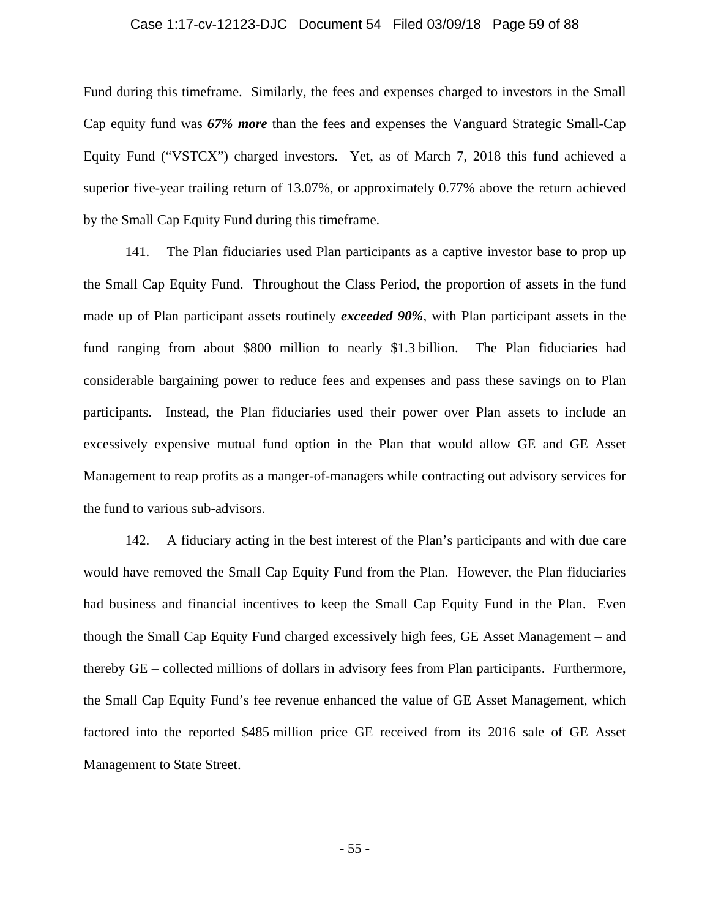Fund during this timeframe. Similarly, the fees and expenses charged to investors in the Small Cap equity fund was ***67% more*** than the fees and expenses the Vanguard Strategic Small-Cap Equity Fund ("VSTCX") charged investors. Yet, as of March 7, 2018 this fund achieved a superior five-year trailing return of 13.07%, or approximately 0.77% above the return achieved by the Small Cap Equity Fund during this timeframe.

141. The Plan fiduciaries used Plan participants as a captive investor base to prop up the Small Cap Equity Fund. Throughout the Class Period, the proportion of assets in the fund made up of Plan participant assets routinely ***exceeded 90%***, with Plan participant assets in the fund ranging from about $800 million to nearly $1.3 billion. The Plan fiduciaries had considerable bargaining power to reduce fees and expenses and pass these savings on to Plan participants. Instead, the Plan fiduciaries used their power over Plan assets to include an excessively expensive mutual fund option in the Plan that would allow GE and GE Asset Management to reap profits as a manger-of-managers while contracting out advisory services for the fund to various sub-advisors.

142. A fiduciary acting in the best interest of the Plan's participants and with due care would have removed the Small Cap Equity Fund from the Plan. However, the Plan fiduciaries had business and financial incentives to keep the Small Cap Equity Fund in the Plan. Even though the Small Cap Equity Fund charged excessively high fees, GE Asset Management – and thereby GE – collected millions of dollars in advisory fees from Plan participants. Furthermore, the Small Cap Equity Fund's fee revenue enhanced the value of GE Asset Management, which factored into the reported $485 million price GE received from its 2016 sale of GE Asset Management to State Street.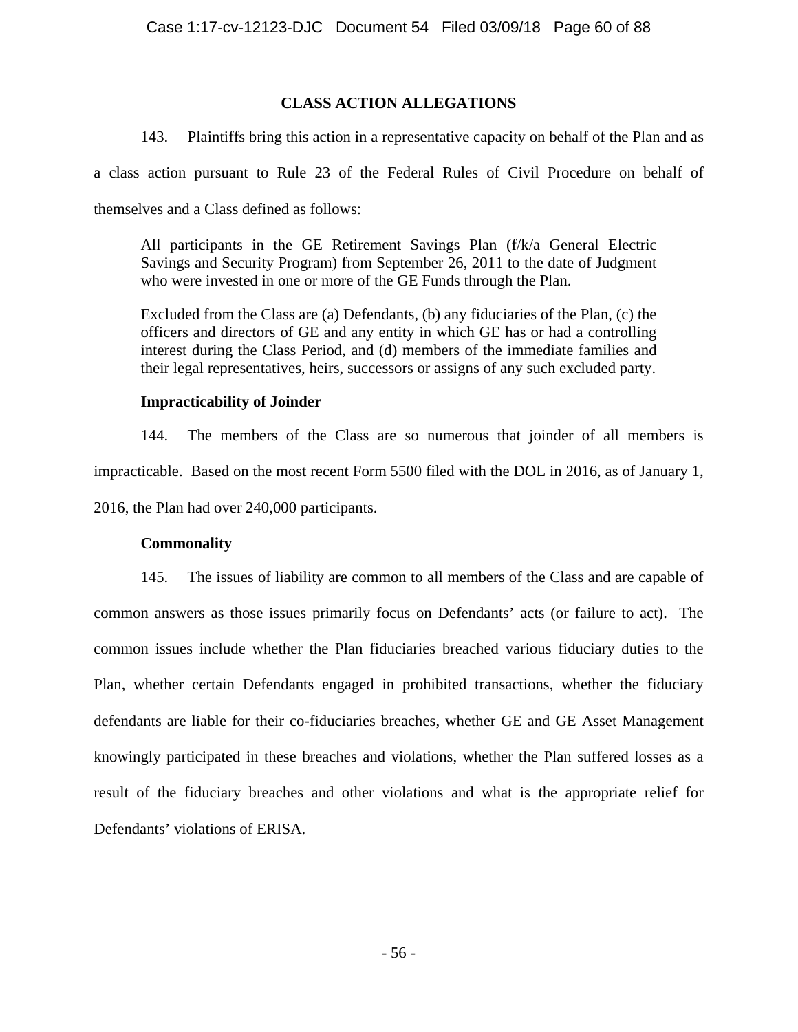## CLASS ACTION ALLEGATIONS

143. Plaintiffs bring this action in a representative capacity on behalf of the Plan and as a class action pursuant to Rule 23 of the Federal Rules of Civil Procedure on behalf of themselves and a Class defined as follows:

> All participants in the GE Retirement Savings Plan (f/k/a General Electric Savings and Security Program) from September 26, 2011 to the date of Judgment who were invested in one or more of the GE Funds through the Plan.
>
> Excluded from the Class are (a) Defendants, (b) any fiduciaries of the Plan, (c) the officers and directors of GE and any entity in which GE has or had a controlling interest during the Class Period, and (d) members of the immediate families and their legal representatives, heirs, successors or assigns of any such excluded party.

**Impracticability of Joinder**

144. The members of the Class are so numerous that joinder of all members is impracticable. Based on the most recent Form 5500 filed with the DOL in 2016, as of January 1, 2016, the Plan had over 240,000 participants.

**Commonality**

145. The issues of liability are common to all members of the Class and are capable of common answers as those issues primarily focus on Defendants' acts (or failure to act). The common issues include whether the Plan fiduciaries breached various fiduciary duties to the Plan, whether certain Defendants engaged in prohibited transactions, whether the fiduciary defendants are liable for their co-fiduciaries breaches, whether GE and GE Asset Management knowingly participated in these breaches and violations, whether the Plan suffered losses as a result of the fiduciary breaches and other violations and what is the appropriate relief for Defendants' violations of ERISA.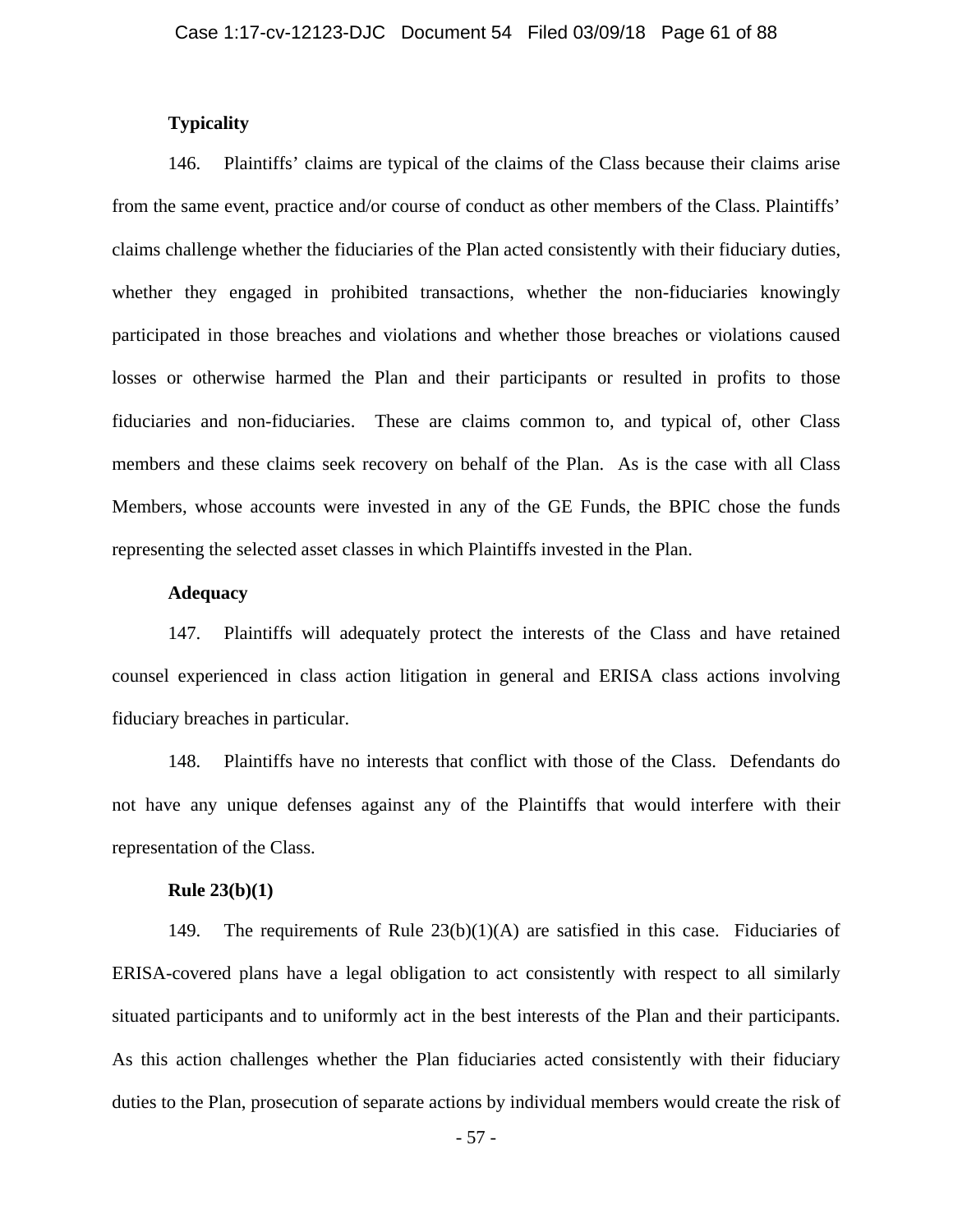**Typicality**

146. Plaintiffs' claims are typical of the claims of the Class because their claims arise from the same event, practice and/or course of conduct as other members of the Class. Plaintiffs' claims challenge whether the fiduciaries of the Plan acted consistently with their fiduciary duties, whether they engaged in prohibited transactions, whether the non-fiduciaries knowingly participated in those breaches and violations and whether those breaches or violations caused losses or otherwise harmed the Plan and their participants or resulted in profits to those fiduciaries and non-fiduciaries. These are claims common to, and typical of, other Class members and these claims seek recovery on behalf of the Plan. As is the case with all Class Members, whose accounts were invested in any of the GE Funds, the BPIC chose the funds representing the selected asset classes in which Plaintiffs invested in the Plan.

**Adequacy**

147. Plaintiffs will adequately protect the interests of the Class and have retained counsel experienced in class action litigation in general and ERISA class actions involving fiduciary breaches in particular.

148. Plaintiffs have no interests that conflict with those of the Class. Defendants do not have any unique defenses against any of the Plaintiffs that would interfere with their representation of the Class.

**Rule 23(b)(1)**

149. The requirements of Rule 23(b)(1)(A) are satisfied in this case. Fiduciaries of ERISA-covered plans have a legal obligation to act consistently with respect to all similarly situated participants and to uniformly act in the best interests of the Plan and their participants. As this action challenges whether the Plan fiduciaries acted consistently with their fiduciary duties to the Plan, prosecution of separate actions by individual members would create the risk of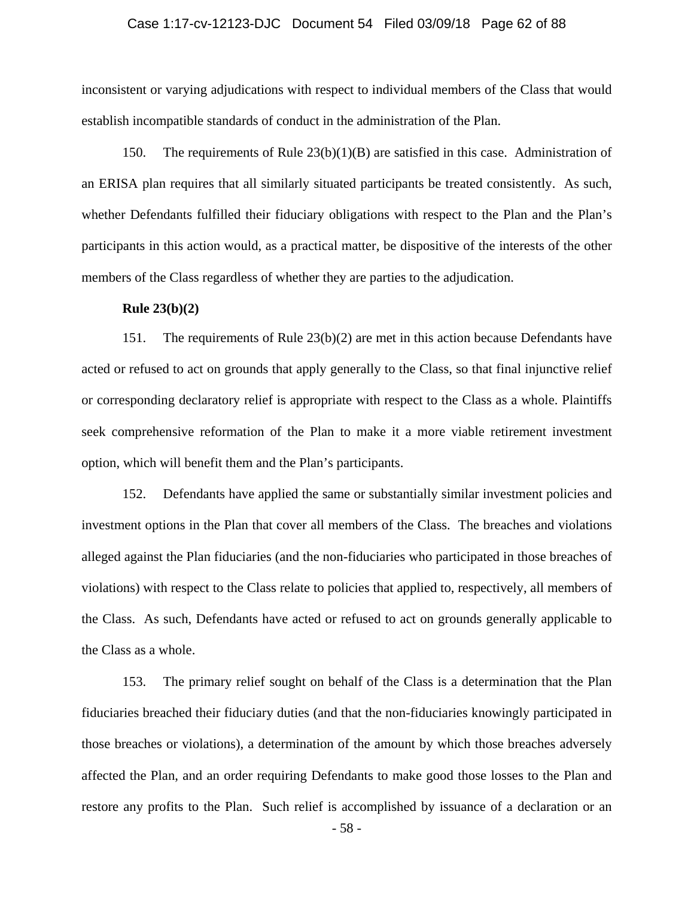inconsistent or varying adjudications with respect to individual members of the Class that would establish incompatible standards of conduct in the administration of the Plan.

150. The requirements of Rule 23(b)(1)(B) are satisfied in this case. Administration of an ERISA plan requires that all similarly situated participants be treated consistently. As such, whether Defendants fulfilled their fiduciary obligations with respect to the Plan and the Plan's participants in this action would, as a practical matter, be dispositive of the interests of the other members of the Class regardless of whether they are parties to the adjudication.

**Rule 23(b)(2)**

151. The requirements of Rule 23(b)(2) are met in this action because Defendants have acted or refused to act on grounds that apply generally to the Class, so that final injunctive relief or corresponding declaratory relief is appropriate with respect to the Class as a whole. Plaintiffs seek comprehensive reformation of the Plan to make it a more viable retirement investment option, which will benefit them and the Plan's participants.

152. Defendants have applied the same or substantially similar investment policies and investment options in the Plan that cover all members of the Class. The breaches and violations alleged against the Plan fiduciaries (and the non-fiduciaries who participated in those breaches of violations) with respect to the Class relate to policies that applied to, respectively, all members of the Class. As such, Defendants have acted or refused to act on grounds generally applicable to the Class as a whole.

153. The primary relief sought on behalf of the Class is a determination that the Plan fiduciaries breached their fiduciary duties (and that the non-fiduciaries knowingly participated in those breaches or violations), a determination of the amount by which those breaches adversely affected the Plan, and an order requiring Defendants to make good those losses to the Plan and restore any profits to the Plan. Such relief is accomplished by issuance of a declaration or an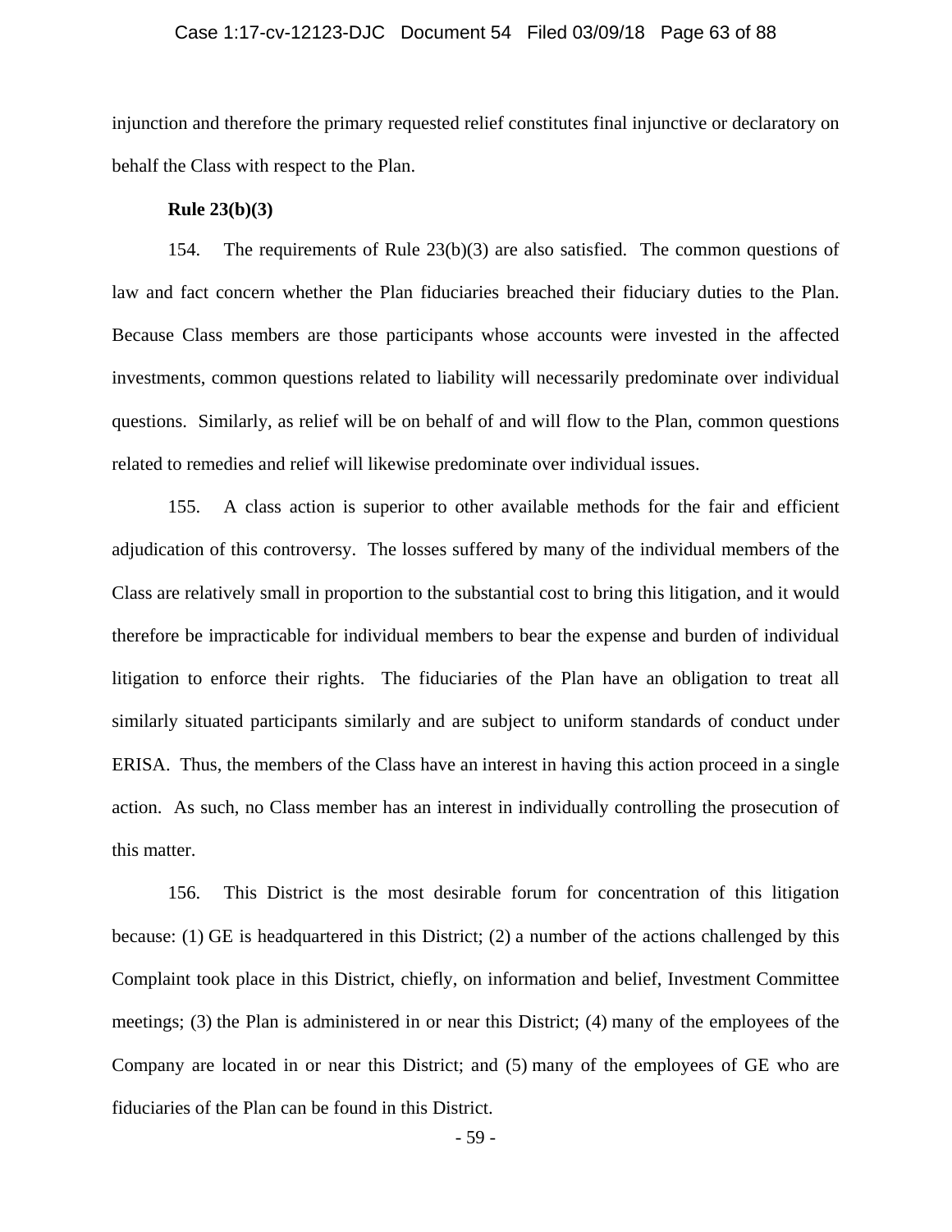injunction and therefore the primary requested relief constitutes final injunctive or declaratory on behalf the Class with respect to the Plan.

**Rule 23(b)(3)**

154. The requirements of Rule 23(b)(3) are also satisfied. The common questions of law and fact concern whether the Plan fiduciaries breached their fiduciary duties to the Plan. Because Class members are those participants whose accounts were invested in the affected investments, common questions related to liability will necessarily predominate over individual questions. Similarly, as relief will be on behalf of and will flow to the Plan, common questions related to remedies and relief will likewise predominate over individual issues.

155. A class action is superior to other available methods for the fair and efficient adjudication of this controversy. The losses suffered by many of the individual members of the Class are relatively small in proportion to the substantial cost to bring this litigation, and it would therefore be impracticable for individual members to bear the expense and burden of individual litigation to enforce their rights. The fiduciaries of the Plan have an obligation to treat all similarly situated participants similarly and are subject to uniform standards of conduct under ERISA. Thus, the members of the Class have an interest in having this action proceed in a single action. As such, no Class member has an interest in individually controlling the prosecution of this matter.

156. This District is the most desirable forum for concentration of this litigation because: (1) GE is headquartered in this District; (2) a number of the actions challenged by this Complaint took place in this District, chiefly, on information and belief, Investment Committee meetings; (3) the Plan is administered in or near this District; (4) many of the employees of the Company are located in or near this District; and (5) many of the employees of GE who are fiduciaries of the Plan can be found in this District.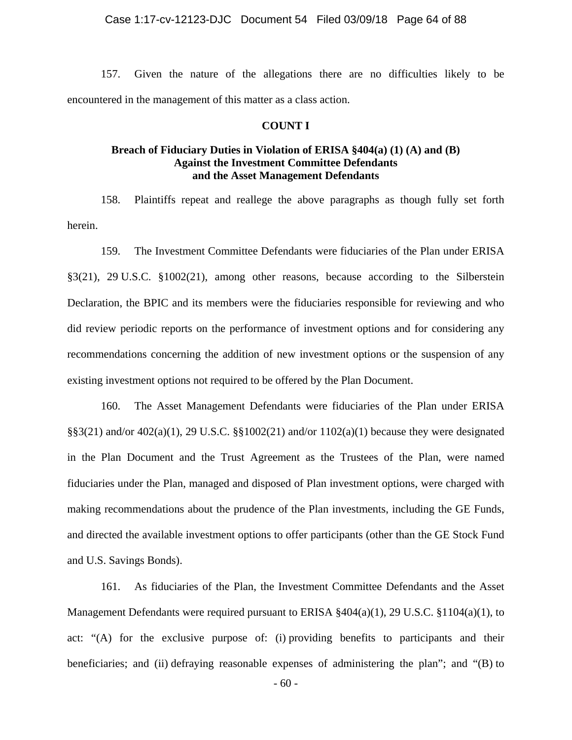157. Given the nature of the allegations there are no difficulties likely to be encountered in the management of this matter as a class action.

**COUNT I**

**Breach of Fiduciary Duties in Violation of ERISA §404(a) (1) (A) and (B) Against the Investment Committee Defendants and the Asset Management Defendants**

158. Plaintiffs repeat and reallege the above paragraphs as though fully set forth herein.

159. The Investment Committee Defendants were fiduciaries of the Plan under ERISA §3(21), 29 U.S.C. §1002(21), among other reasons, because according to the Silberstein Declaration, the BPIC and its members were the fiduciaries responsible for reviewing and who did review periodic reports on the performance of investment options and for considering any recommendations concerning the addition of new investment options or the suspension of any existing investment options not required to be offered by the Plan Document.

160. The Asset Management Defendants were fiduciaries of the Plan under ERISA §§3(21) and/or 402(a)(1), 29 U.S.C. §§1002(21) and/or 1102(a)(1) because they were designated in the Plan Document and the Trust Agreement as the Trustees of the Plan, were named fiduciaries under the Plan, managed and disposed of Plan investment options, were charged with making recommendations about the prudence of the Plan investments, including the GE Funds, and directed the available investment options to offer participants (other than the GE Stock Fund and U.S. Savings Bonds).

161. As fiduciaries of the Plan, the Investment Committee Defendants and the Asset Management Defendants were required pursuant to ERISA §404(a)(1), 29 U.S.C. §1104(a)(1), to act: "(A) for the exclusive purpose of: (i) providing benefits to participants and their beneficiaries; and (ii) defraying reasonable expenses of administering the plan"; and "(B) to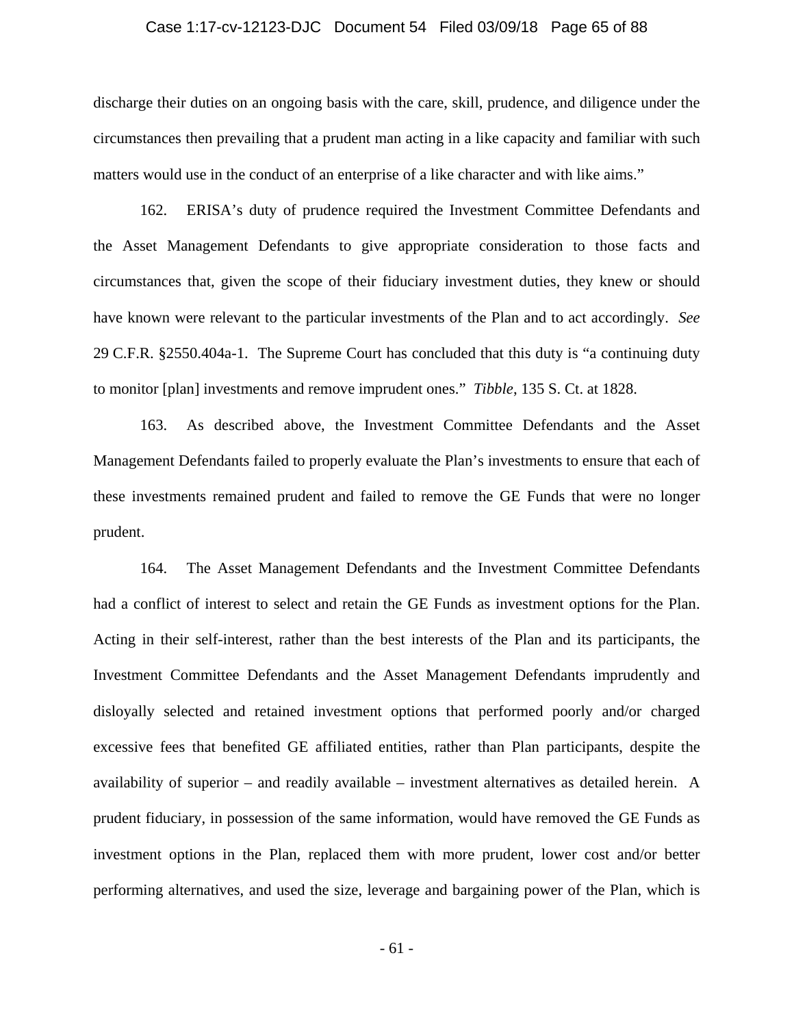discharge their duties on an ongoing basis with the care, skill, prudence, and diligence under the circumstances then prevailing that a prudent man acting in a like capacity and familiar with such matters would use in the conduct of an enterprise of a like character and with like aims."

162. ERISA's duty of prudence required the Investment Committee Defendants and the Asset Management Defendants to give appropriate consideration to those facts and circumstances that, given the scope of their fiduciary investment duties, they knew or should have known were relevant to the particular investments of the Plan and to act accordingly. *See* 29 C.F.R. §2550.404a-1. The Supreme Court has concluded that this duty is "a continuing duty to monitor [plan] investments and remove imprudent ones." *Tibble*, 135 S. Ct. at 1828.

163. As described above, the Investment Committee Defendants and the Asset Management Defendants failed to properly evaluate the Plan's investments to ensure that each of these investments remained prudent and failed to remove the GE Funds that were no longer prudent.

164. The Asset Management Defendants and the Investment Committee Defendants had a conflict of interest to select and retain the GE Funds as investment options for the Plan. Acting in their self-interest, rather than the best interests of the Plan and its participants, the Investment Committee Defendants and the Asset Management Defendants imprudently and disloyally selected and retained investment options that performed poorly and/or charged excessive fees that benefited GE affiliated entities, rather than Plan participants, despite the availability of superior – and readily available – investment alternatives as detailed herein. A prudent fiduciary, in possession of the same information, would have removed the GE Funds as investment options in the Plan, replaced them with more prudent, lower cost and/or better performing alternatives, and used the size, leverage and bargaining power of the Plan, which is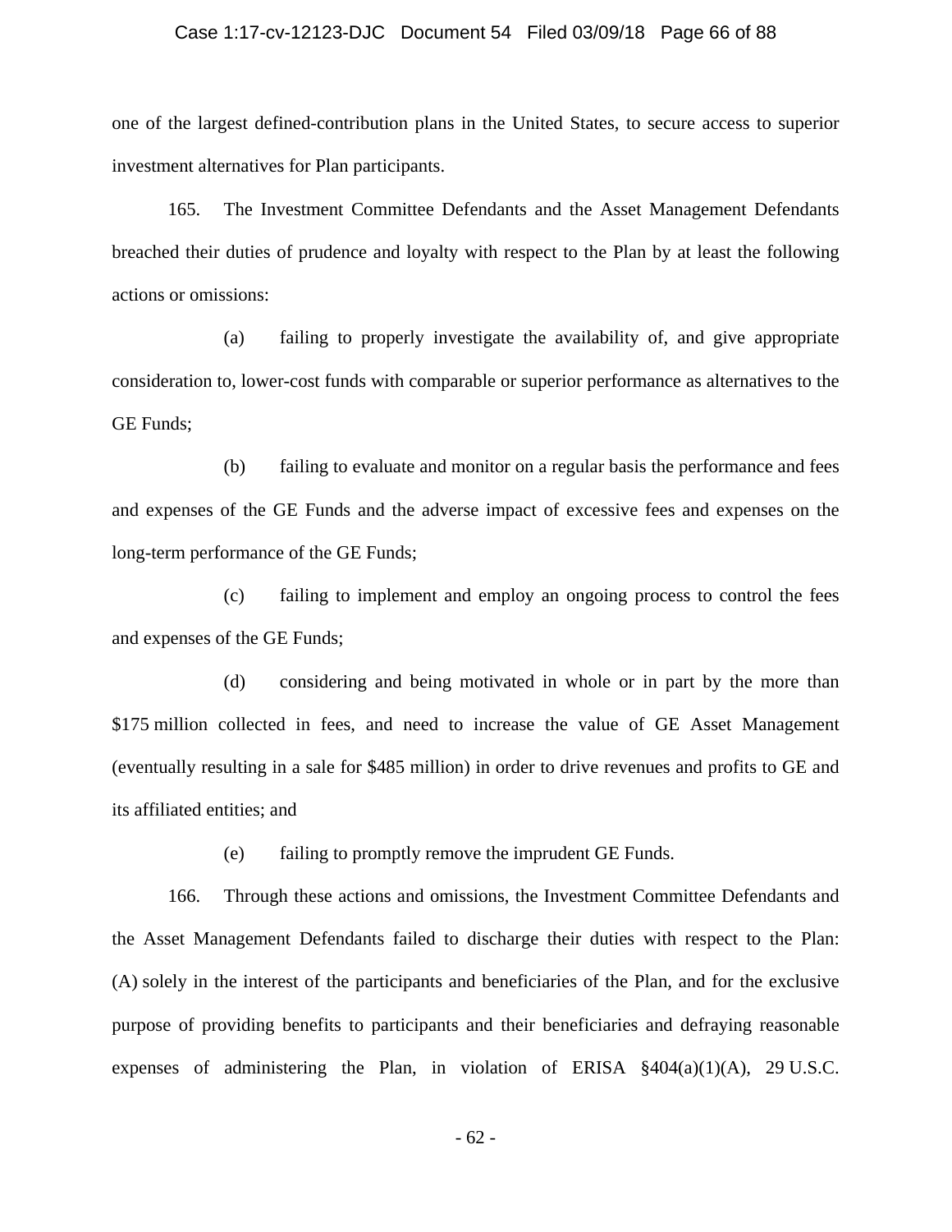one of the largest defined-contribution plans in the United States, to secure access to superior investment alternatives for Plan participants.

165. The Investment Committee Defendants and the Asset Management Defendants breached their duties of prudence and loyalty with respect to the Plan by at least the following actions or omissions:

(a) failing to properly investigate the availability of, and give appropriate consideration to, lower-cost funds with comparable or superior performance as alternatives to the GE Funds;

(b) failing to evaluate and monitor on a regular basis the performance and fees and expenses of the GE Funds and the adverse impact of excessive fees and expenses on the long-term performance of the GE Funds;

(c) failing to implement and employ an ongoing process to control the fees and expenses of the GE Funds;

(d) considering and being motivated in whole or in part by the more than $175 million collected in fees, and need to increase the value of GE Asset Management (eventually resulting in a sale for $485 million) in order to drive revenues and profits to GE and its affiliated entities; and

(e) failing to promptly remove the imprudent GE Funds.

166. Through these actions and omissions, the Investment Committee Defendants and the Asset Management Defendants failed to discharge their duties with respect to the Plan: (A) solely in the interest of the participants and beneficiaries of the Plan, and for the exclusive purpose of providing benefits to participants and their beneficiaries and defraying reasonable expenses of administering the Plan, in violation of ERISA §404(a)(1)(A), 29 U.S.C.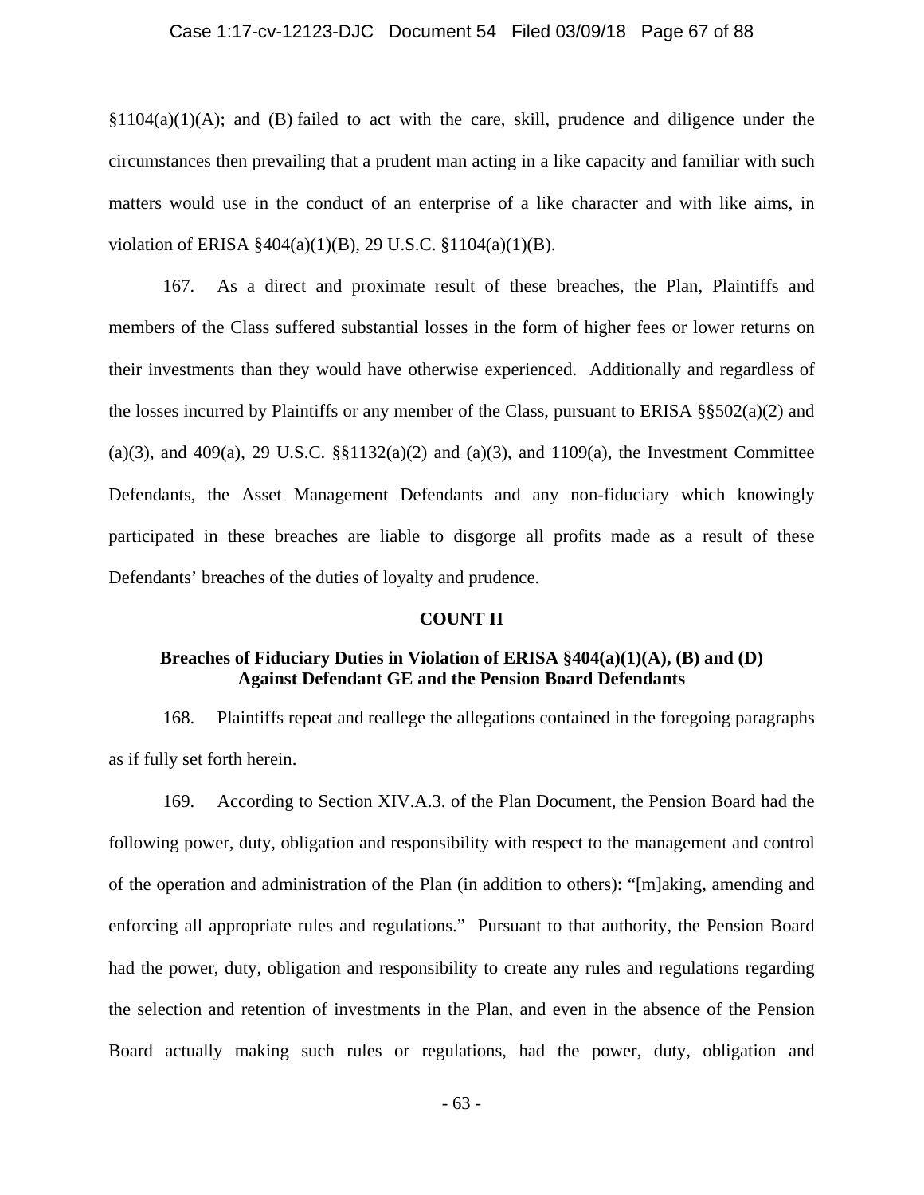§1104(a)(1)(A); and (B) failed to act with the care, skill, prudence and diligence under the circumstances then prevailing that a prudent man acting in a like capacity and familiar with such matters would use in the conduct of an enterprise of a like character and with like aims, in violation of ERISA §404(a)(1)(B), 29 U.S.C. §1104(a)(1)(B).

167. As a direct and proximate result of these breaches, the Plan, Plaintiffs and members of the Class suffered substantial losses in the form of higher fees or lower returns on their investments than they would have otherwise experienced. Additionally and regardless of the losses incurred by Plaintiffs or any member of the Class, pursuant to ERISA §§502(a)(2) and (a)(3), and 409(a), 29 U.S.C. §§1132(a)(2) and (a)(3), and 1109(a), the Investment Committee Defendants, the Asset Management Defendants and any non-fiduciary which knowingly participated in these breaches are liable to disgorge all profits made as a result of these Defendants' breaches of the duties of loyalty and prudence.

## COUNT II

### Breaches of Fiduciary Duties in Violation of ERISA §404(a)(1)(A), (B) and (D) Against Defendant GE and the Pension Board Defendants

168. Plaintiffs repeat and reallege the allegations contained in the foregoing paragraphs as if fully set forth herein.

169. According to Section XIV.A.3. of the Plan Document, the Pension Board had the following power, duty, obligation and responsibility with respect to the management and control of the operation and administration of the Plan (in addition to others): "[m]aking, amending and enforcing all appropriate rules and regulations." Pursuant to that authority, the Pension Board had the power, duty, obligation and responsibility to create any rules and regulations regarding the selection and retention of investments in the Plan, and even in the absence of the Pension Board actually making such rules or regulations, had the power, duty, obligation and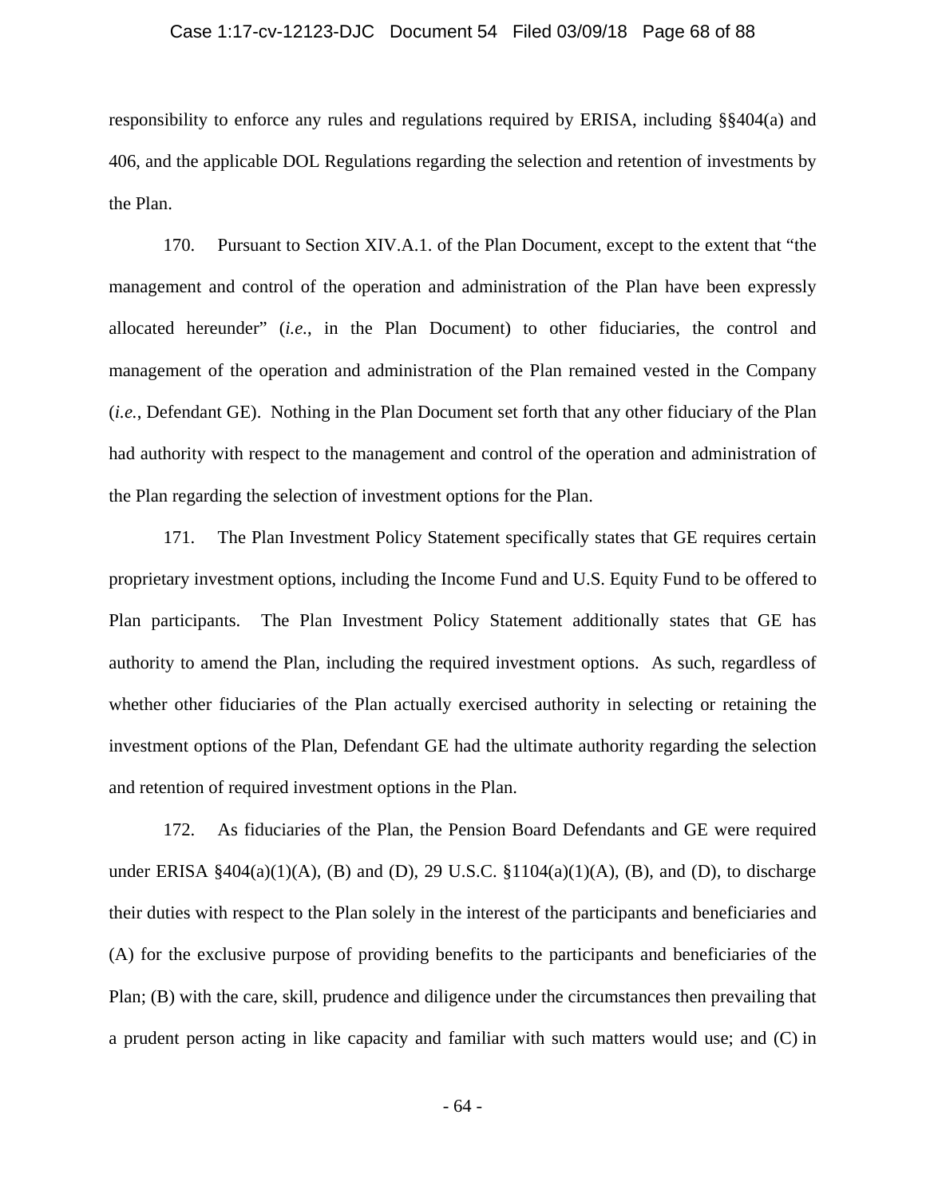responsibility to enforce any rules and regulations required by ERISA, including §§404(a) and 406, and the applicable DOL Regulations regarding the selection and retention of investments by the Plan.

170. Pursuant to Section XIV.A.1. of the Plan Document, except to the extent that "the management and control of the operation and administration of the Plan have been expressly allocated hereunder" (*i.e.*, in the Plan Document) to other fiduciaries, the control and management of the operation and administration of the Plan remained vested in the Company (*i.e.*, Defendant GE). Nothing in the Plan Document set forth that any other fiduciary of the Plan had authority with respect to the management and control of the operation and administration of the Plan regarding the selection of investment options for the Plan.

171. The Plan Investment Policy Statement specifically states that GE requires certain proprietary investment options, including the Income Fund and U.S. Equity Fund to be offered to Plan participants. The Plan Investment Policy Statement additionally states that GE has authority to amend the Plan, including the required investment options. As such, regardless of whether other fiduciaries of the Plan actually exercised authority in selecting or retaining the investment options of the Plan, Defendant GE had the ultimate authority regarding the selection and retention of required investment options in the Plan.

172. As fiduciaries of the Plan, the Pension Board Defendants and GE were required under ERISA §404(a)(1)(A), (B) and (D), 29 U.S.C. §1104(a)(1)(A), (B), and (D), to discharge their duties with respect to the Plan solely in the interest of the participants and beneficiaries and (A) for the exclusive purpose of providing benefits to the participants and beneficiaries of the Plan; (B) with the care, skill, prudence and diligence under the circumstances then prevailing that a prudent person acting in like capacity and familiar with such matters would use; and (C) in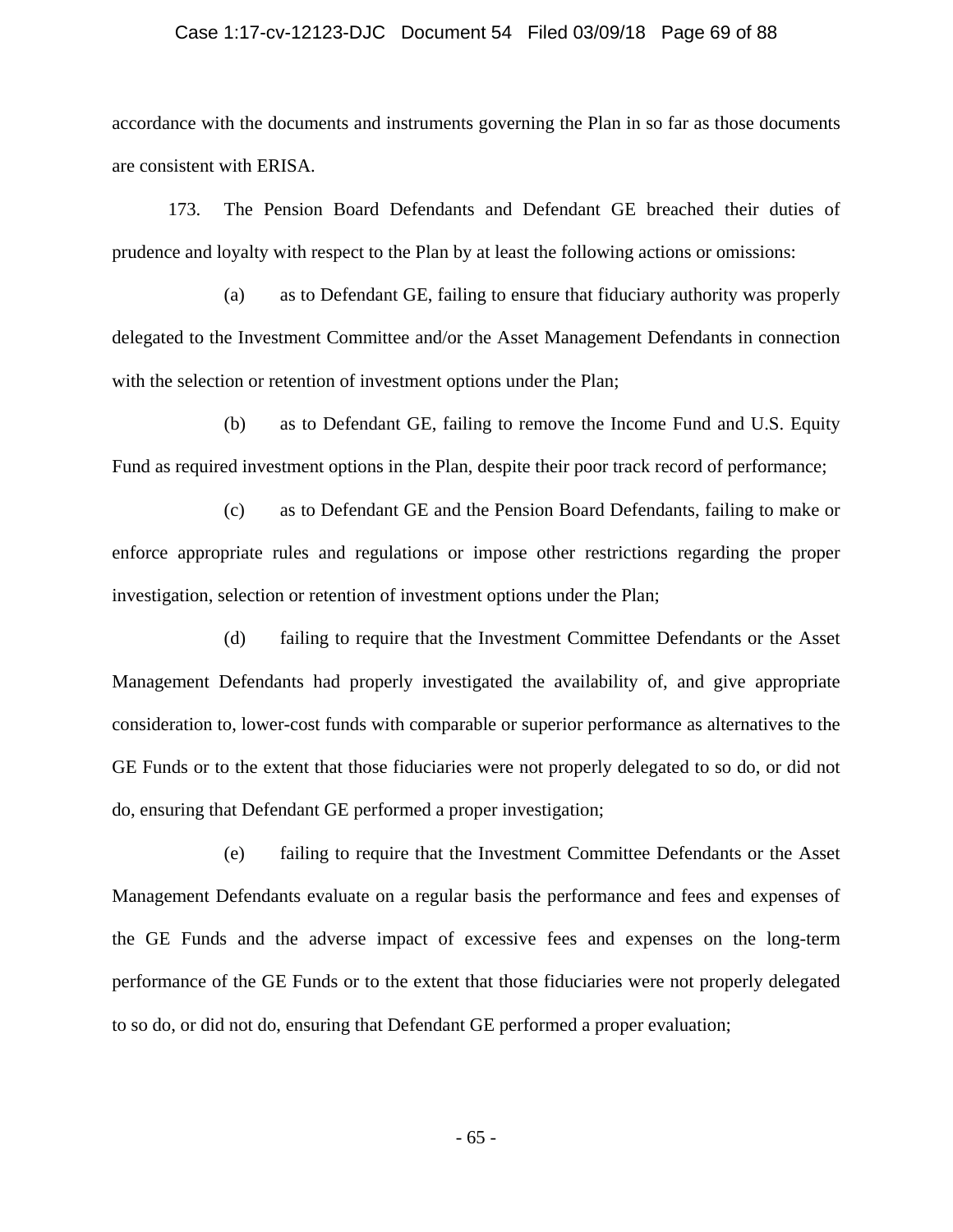accordance with the documents and instruments governing the Plan in so far as those documents are consistent with ERISA.

173. The Pension Board Defendants and Defendant GE breached their duties of prudence and loyalty with respect to the Plan by at least the following actions or omissions:

(a) as to Defendant GE, failing to ensure that fiduciary authority was properly delegated to the Investment Committee and/or the Asset Management Defendants in connection with the selection or retention of investment options under the Plan;

(b) as to Defendant GE, failing to remove the Income Fund and U.S. Equity Fund as required investment options in the Plan, despite their poor track record of performance;

(c) as to Defendant GE and the Pension Board Defendants, failing to make or enforce appropriate rules and regulations or impose other restrictions regarding the proper investigation, selection or retention of investment options under the Plan;

(d) failing to require that the Investment Committee Defendants or the Asset Management Defendants had properly investigated the availability of, and give appropriate consideration to, lower-cost funds with comparable or superior performance as alternatives to the GE Funds or to the extent that those fiduciaries were not properly delegated to so do, or did not do, ensuring that Defendant GE performed a proper investigation;

(e) failing to require that the Investment Committee Defendants or the Asset Management Defendants evaluate on a regular basis the performance and fees and expenses of the GE Funds and the adverse impact of excessive fees and expenses on the long-term performance of the GE Funds or to the extent that those fiduciaries were not properly delegated to so do, or did not do, ensuring that Defendant GE performed a proper evaluation;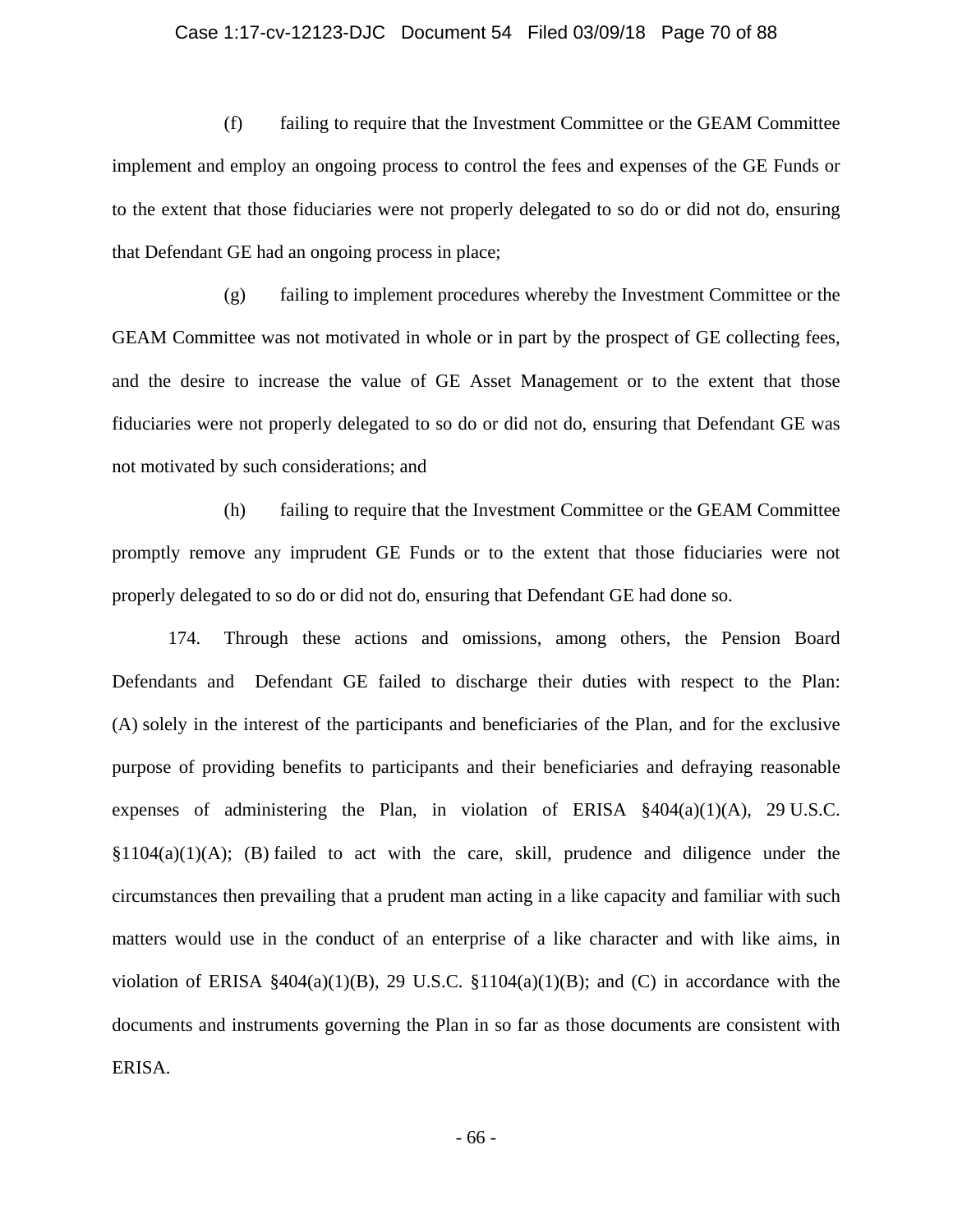(f) failing to require that the Investment Committee or the GEAM Committee implement and employ an ongoing process to control the fees and expenses of the GE Funds or to the extent that those fiduciaries were not properly delegated to so do or did not do, ensuring that Defendant GE had an ongoing process in place;

(g) failing to implement procedures whereby the Investment Committee or the GEAM Committee was not motivated in whole or in part by the prospect of GE collecting fees, and the desire to increase the value of GE Asset Management or to the extent that those fiduciaries were not properly delegated to so do or did not do, ensuring that Defendant GE was not motivated by such considerations; and

(h) failing to require that the Investment Committee or the GEAM Committee promptly remove any imprudent GE Funds or to the extent that those fiduciaries were not properly delegated to so do or did not do, ensuring that Defendant GE had done so.

174. Through these actions and omissions, among others, the Pension Board Defendants and Defendant GE failed to discharge their duties with respect to the Plan: (A) solely in the interest of the participants and beneficiaries of the Plan, and for the exclusive purpose of providing benefits to participants and their beneficiaries and defraying reasonable expenses of administering the Plan, in violation of ERISA §404(a)(1)(A), 29 U.S.C. §1104(a)(1)(A); (B) failed to act with the care, skill, prudence and diligence under the circumstances then prevailing that a prudent man acting in a like capacity and familiar with such matters would use in the conduct of an enterprise of a like character and with like aims, in violation of ERISA §404(a)(1)(B), 29 U.S.C. §1104(a)(1)(B); and (C) in accordance with the documents and instruments governing the Plan in so far as those documents are consistent with ERISA.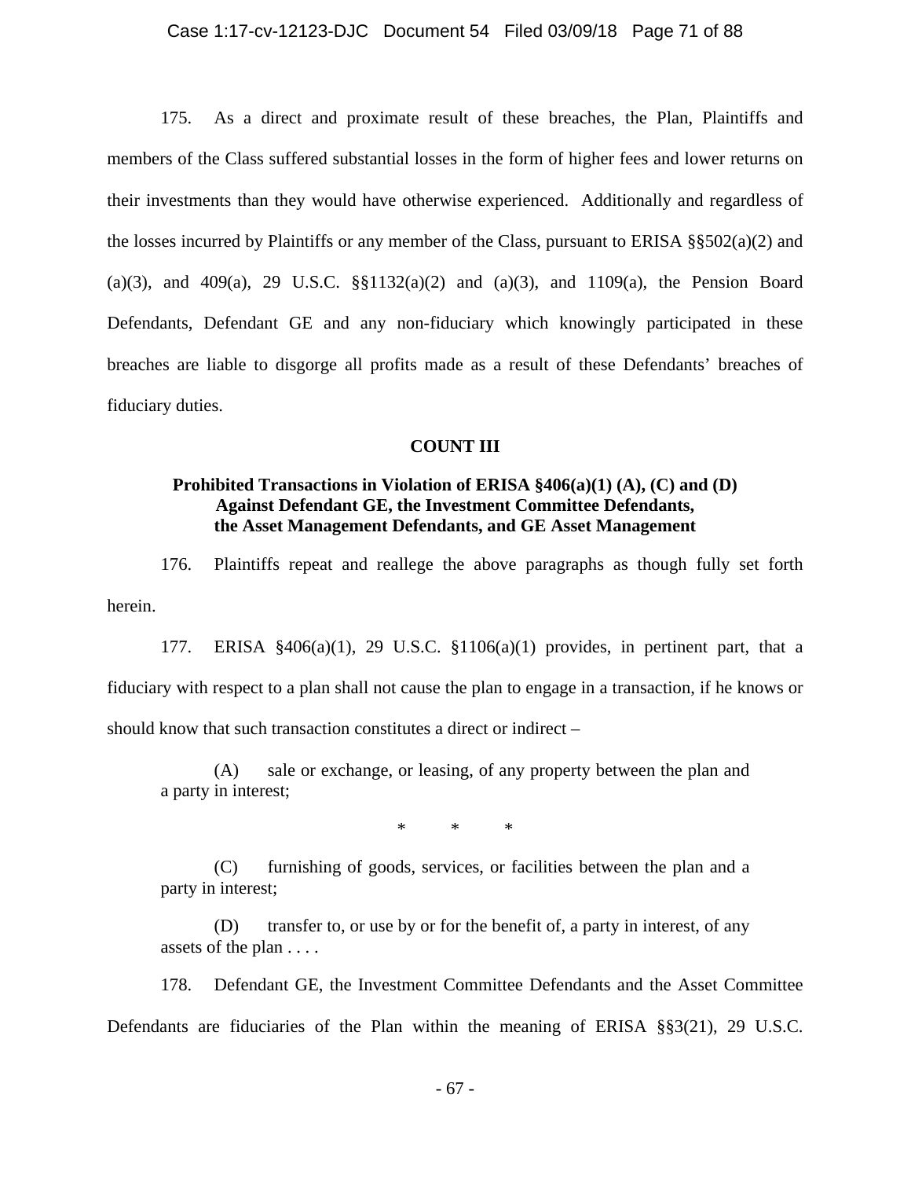175. As a direct and proximate result of these breaches, the Plan, Plaintiffs and members of the Class suffered substantial losses in the form of higher fees and lower returns on their investments than they would have otherwise experienced. Additionally and regardless of the losses incurred by Plaintiffs or any member of the Class, pursuant to ERISA §§502(a)(2) and (a)(3), and 409(a), 29 U.S.C. §§1132(a)(2) and (a)(3), and 1109(a), the Pension Board Defendants, Defendant GE and any non-fiduciary which knowingly participated in these breaches are liable to disgorge all profits made as a result of these Defendants' breaches of fiduciary duties.

**COUNT III**

**Prohibited Transactions in Violation of ERISA §406(a)(1) (A), (C) and (D) Against Defendant GE, the Investment Committee Defendants, the Asset Management Defendants, and GE Asset Management**

176. Plaintiffs repeat and reallege the above paragraphs as though fully set forth herein.

177. ERISA §406(a)(1), 29 U.S.C. §1106(a)(1) provides, in pertinent part, that a fiduciary with respect to a plan shall not cause the plan to engage in a transaction, if he knows or should know that such transaction constitutes a direct or indirect –

> (A) sale or exchange, or leasing, of any property between the plan and a party in interest;
>
> \* \* \*
>
> (C) furnishing of goods, services, or facilities between the plan and a party in interest;
>
> (D) transfer to, or use by or for the benefit of, a party in interest, of any assets of the plan . . . .

178. Defendant GE, the Investment Committee Defendants and the Asset Committee Defendants are fiduciaries of the Plan within the meaning of ERISA §§3(21), 29 U.S.C.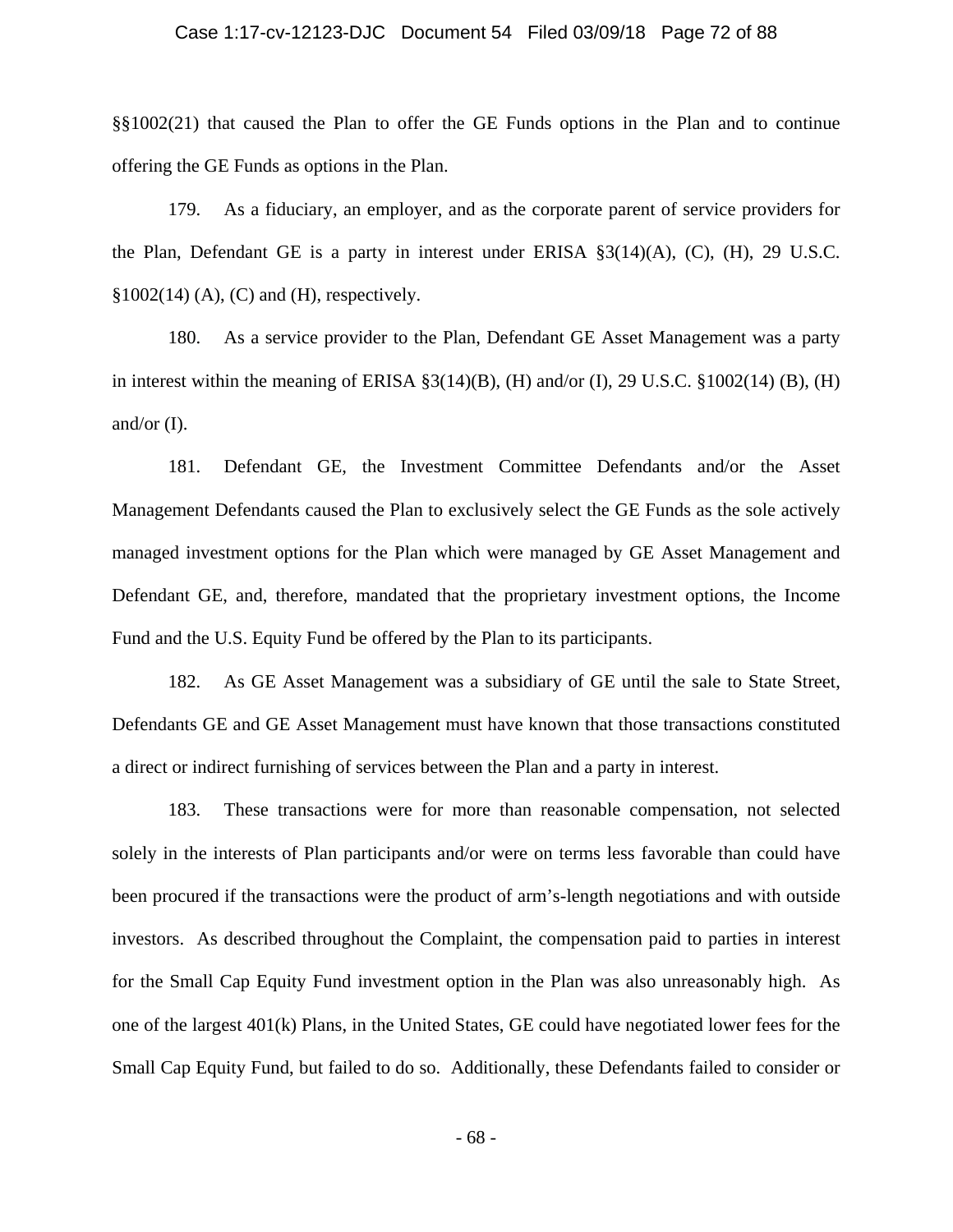§§1002(21) that caused the Plan to offer the GE Funds options in the Plan and to continue offering the GE Funds as options in the Plan.

179. As a fiduciary, an employer, and as the corporate parent of service providers for the Plan, Defendant GE is a party in interest under ERISA §3(14)(A), (C), (H), 29 U.S.C. §1002(14) (A), (C) and (H), respectively.

180. As a service provider to the Plan, Defendant GE Asset Management was a party in interest within the meaning of ERISA §3(14)(B), (H) and/or (I), 29 U.S.C. §1002(14) (B), (H) and/or (I).

181. Defendant GE, the Investment Committee Defendants and/or the Asset Management Defendants caused the Plan to exclusively select the GE Funds as the sole actively managed investment options for the Plan which were managed by GE Asset Management and Defendant GE, and, therefore, mandated that the proprietary investment options, the Income Fund and the U.S. Equity Fund be offered by the Plan to its participants.

182. As GE Asset Management was a subsidiary of GE until the sale to State Street, Defendants GE and GE Asset Management must have known that those transactions constituted a direct or indirect furnishing of services between the Plan and a party in interest.

183. These transactions were for more than reasonable compensation, not selected solely in the interests of Plan participants and/or were on terms less favorable than could have been procured if the transactions were the product of arm's-length negotiations and with outside investors. As described throughout the Complaint, the compensation paid to parties in interest for the Small Cap Equity Fund investment option in the Plan was also unreasonably high. As one of the largest 401(k) Plans, in the United States, GE could have negotiated lower fees for the Small Cap Equity Fund, but failed to do so. Additionally, these Defendants failed to consider or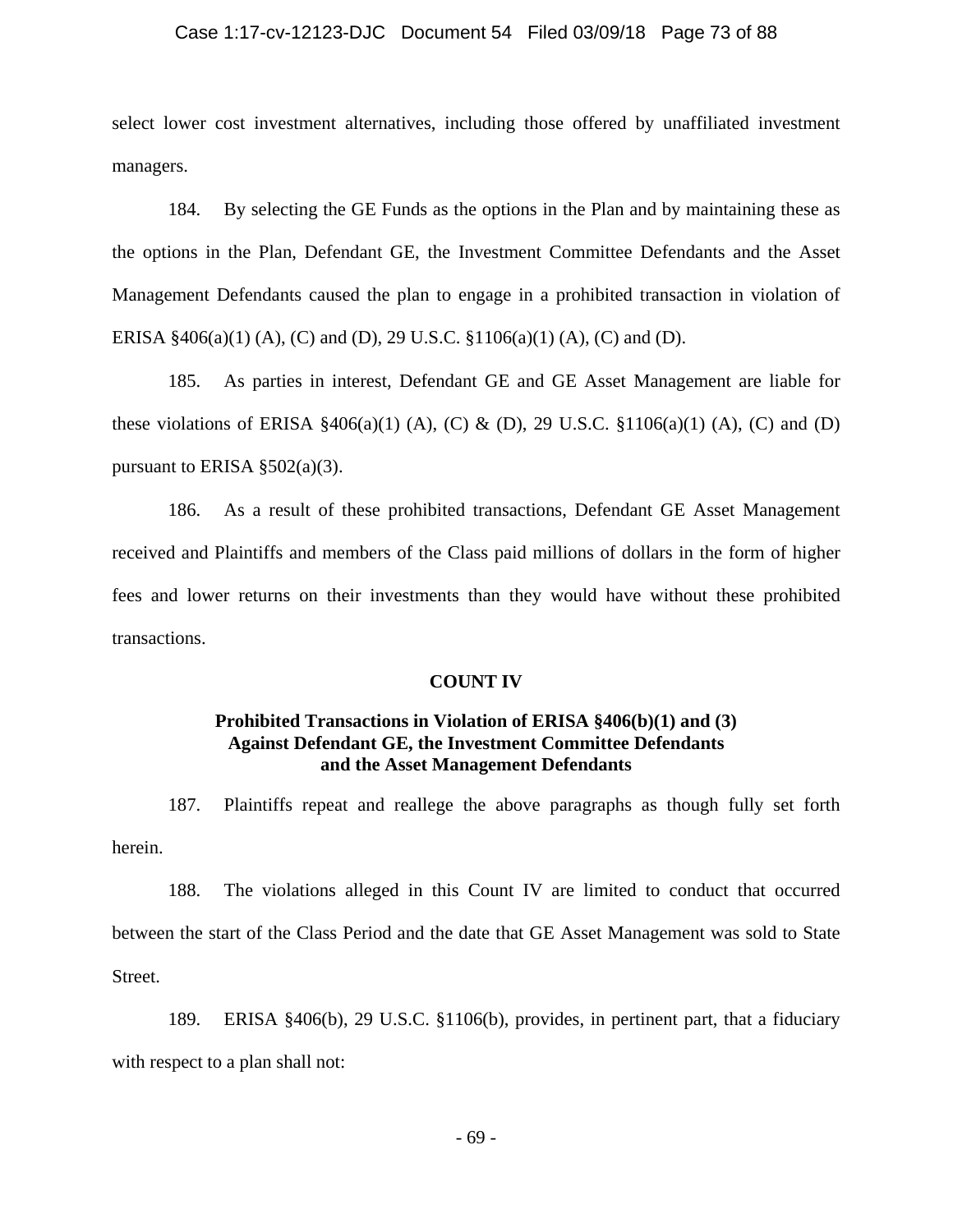select lower cost investment alternatives, including those offered by unaffiliated investment managers.

184. By selecting the GE Funds as the options in the Plan and by maintaining these as the options in the Plan, Defendant GE, the Investment Committee Defendants and the Asset Management Defendants caused the plan to engage in a prohibited transaction in violation of ERISA §406(a)(1) (A), (C) and (D), 29 U.S.C. §1106(a)(1) (A), (C) and (D).

185. As parties in interest, Defendant GE and GE Asset Management are liable for these violations of ERISA §406(a)(1) (A), (C) & (D), 29 U.S.C. §1106(a)(1) (A), (C) and (D) pursuant to ERISA §502(a)(3).

186. As a result of these prohibited transactions, Defendant GE Asset Management received and Plaintiffs and members of the Class paid millions of dollars in the form of higher fees and lower returns on their investments than they would have without these prohibited transactions.

**COUNT IV**

**Prohibited Transactions in Violation of ERISA §406(b)(1) and (3) Against Defendant GE, the Investment Committee Defendants and the Asset Management Defendants**

187. Plaintiffs repeat and reallege the above paragraphs as though fully set forth herein.

188. The violations alleged in this Count IV are limited to conduct that occurred between the start of the Class Period and the date that GE Asset Management was sold to State Street.

189. ERISA §406(b), 29 U.S.C. §1106(b), provides, in pertinent part, that a fiduciary with respect to a plan shall not: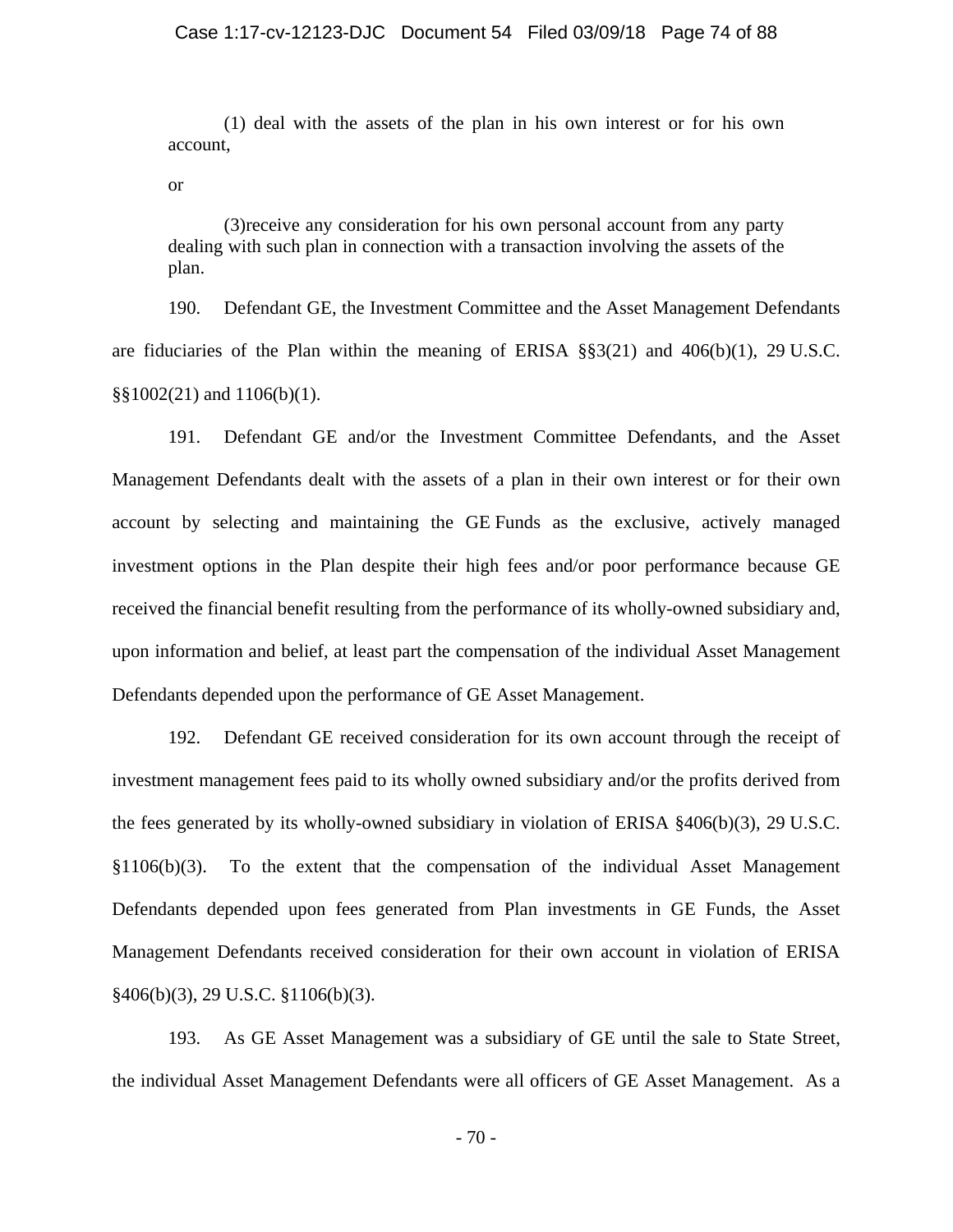> (1) deal with the assets of the plan in his own interest or for his own account,
>
> or
>
> (3)receive any consideration for his own personal account from any party dealing with such plan in connection with a transaction involving the assets of the plan.

190. Defendant GE, the Investment Committee and the Asset Management Defendants are fiduciaries of the Plan within the meaning of ERISA §§3(21) and 406(b)(1), 29 U.S.C. §§1002(21) and 1106(b)(1).

191. Defendant GE and/or the Investment Committee Defendants, and the Asset Management Defendants dealt with the assets of a plan in their own interest or for their own account by selecting and maintaining the GE Funds as the exclusive, actively managed investment options in the Plan despite their high fees and/or poor performance because GE received the financial benefit resulting from the performance of its wholly-owned subsidiary and, upon information and belief, at least part the compensation of the individual Asset Management Defendants depended upon the performance of GE Asset Management.

192. Defendant GE received consideration for its own account through the receipt of investment management fees paid to its wholly owned subsidiary and/or the profits derived from the fees generated by its wholly-owned subsidiary in violation of ERISA §406(b)(3), 29 U.S.C. §1106(b)(3). To the extent that the compensation of the individual Asset Management Defendants depended upon fees generated from Plan investments in GE Funds, the Asset Management Defendants received consideration for their own account in violation of ERISA §406(b)(3), 29 U.S.C. §1106(b)(3).

193. As GE Asset Management was a subsidiary of GE until the sale to State Street, the individual Asset Management Defendants were all officers of GE Asset Management. As a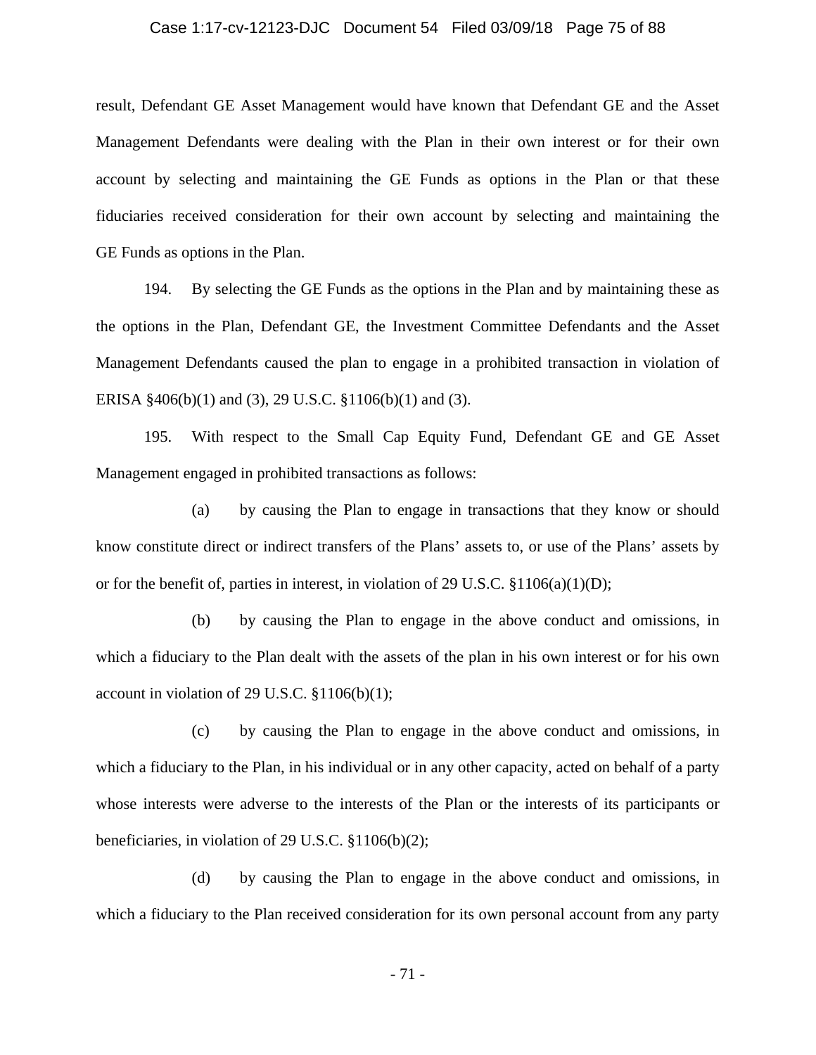result, Defendant GE Asset Management would have known that Defendant GE and the Asset Management Defendants were dealing with the Plan in their own interest or for their own account by selecting and maintaining the GE Funds as options in the Plan or that these fiduciaries received consideration for their own account by selecting and maintaining the GE Funds as options in the Plan.

194. By selecting the GE Funds as the options in the Plan and by maintaining these as the options in the Plan, Defendant GE, the Investment Committee Defendants and the Asset Management Defendants caused the plan to engage in a prohibited transaction in violation of ERISA §406(b)(1) and (3), 29 U.S.C. §1106(b)(1) and (3).

195. With respect to the Small Cap Equity Fund, Defendant GE and GE Asset Management engaged in prohibited transactions as follows:

(a) by causing the Plan to engage in transactions that they know or should know constitute direct or indirect transfers of the Plans' assets to, or use of the Plans' assets by or for the benefit of, parties in interest, in violation of 29 U.S.C. §1106(a)(1)(D);

(b) by causing the Plan to engage in the above conduct and omissions, in which a fiduciary to the Plan dealt with the assets of the plan in his own interest or for his own account in violation of 29 U.S.C. §1106(b)(1);

(c) by causing the Plan to engage in the above conduct and omissions, in which a fiduciary to the Plan, in his individual or in any other capacity, acted on behalf of a party whose interests were adverse to the interests of the Plan or the interests of its participants or beneficiaries, in violation of 29 U.S.C. §1106(b)(2);

(d) by causing the Plan to engage in the above conduct and omissions, in which a fiduciary to the Plan received consideration for its own personal account from any party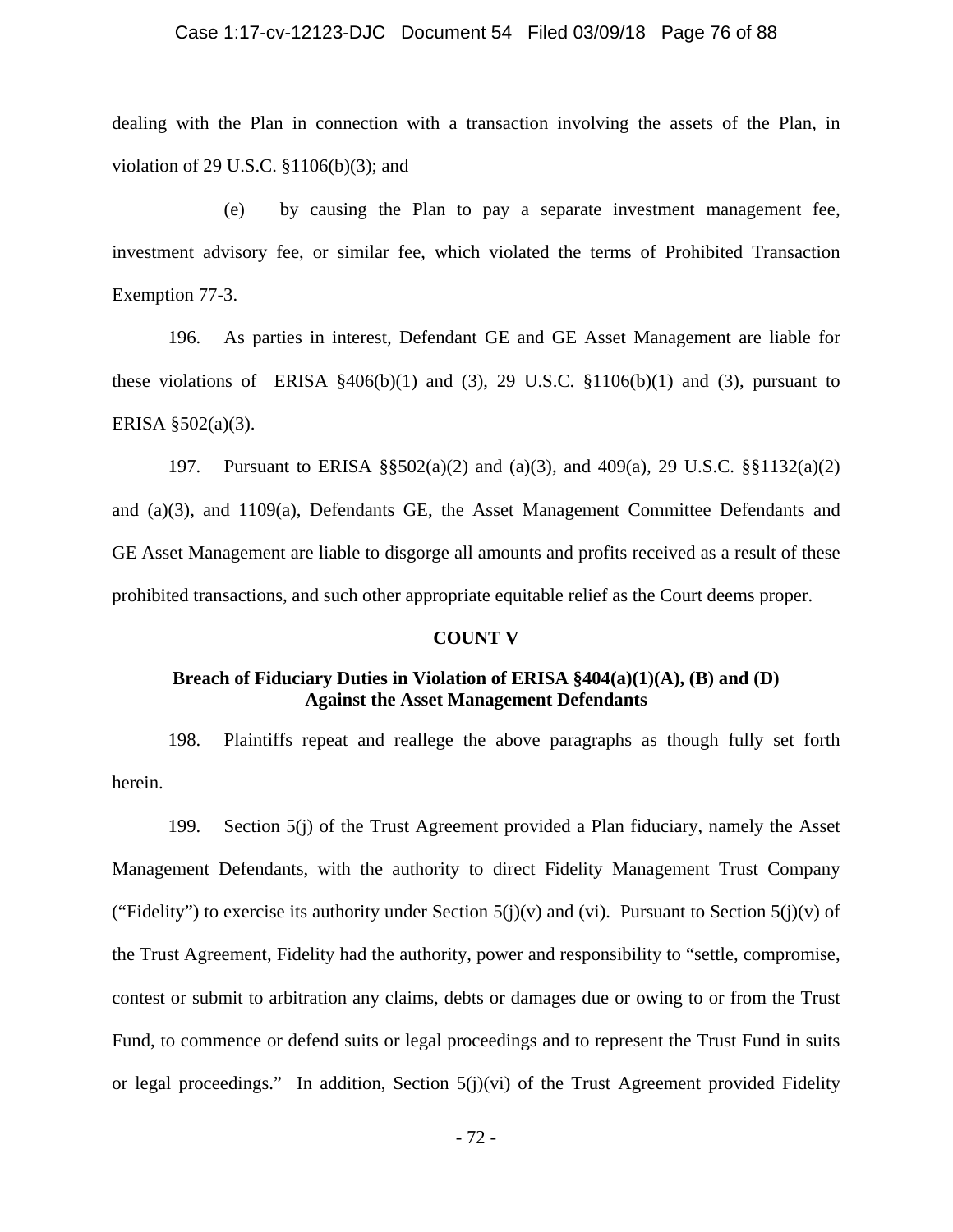dealing with the Plan in connection with a transaction involving the assets of the Plan, in violation of 29 U.S.C. §1106(b)(3); and

(e) by causing the Plan to pay a separate investment management fee, investment advisory fee, or similar fee, which violated the terms of Prohibited Transaction Exemption 77-3.

196. As parties in interest, Defendant GE and GE Asset Management are liable for these violations of ERISA §406(b)(1) and (3), 29 U.S.C. §1106(b)(1) and (3), pursuant to ERISA §502(a)(3).

197. Pursuant to ERISA §§502(a)(2) and (a)(3), and 409(a), 29 U.S.C. §§1132(a)(2) and (a)(3), and 1109(a), Defendants GE, the Asset Management Committee Defendants and GE Asset Management are liable to disgorge all amounts and profits received as a result of these prohibited transactions, and such other appropriate equitable relief as the Court deems proper.

**COUNT V**

**Breach of Fiduciary Duties in Violation of ERISA §404(a)(1)(A), (B) and (D) Against the Asset Management Defendants**

198. Plaintiffs repeat and reallege the above paragraphs as though fully set forth herein.

199. Section 5(j) of the Trust Agreement provided a Plan fiduciary, namely the Asset Management Defendants, with the authority to direct Fidelity Management Trust Company ("Fidelity") to exercise its authority under Section 5(j)(v) and (vi). Pursuant to Section 5(j)(v) of the Trust Agreement, Fidelity had the authority, power and responsibility to "settle, compromise, contest or submit to arbitration any claims, debts or damages due or owing to or from the Trust Fund, to commence or defend suits or legal proceedings and to represent the Trust Fund in suits or legal proceedings." In addition, Section 5(j)(vi) of the Trust Agreement provided Fidelity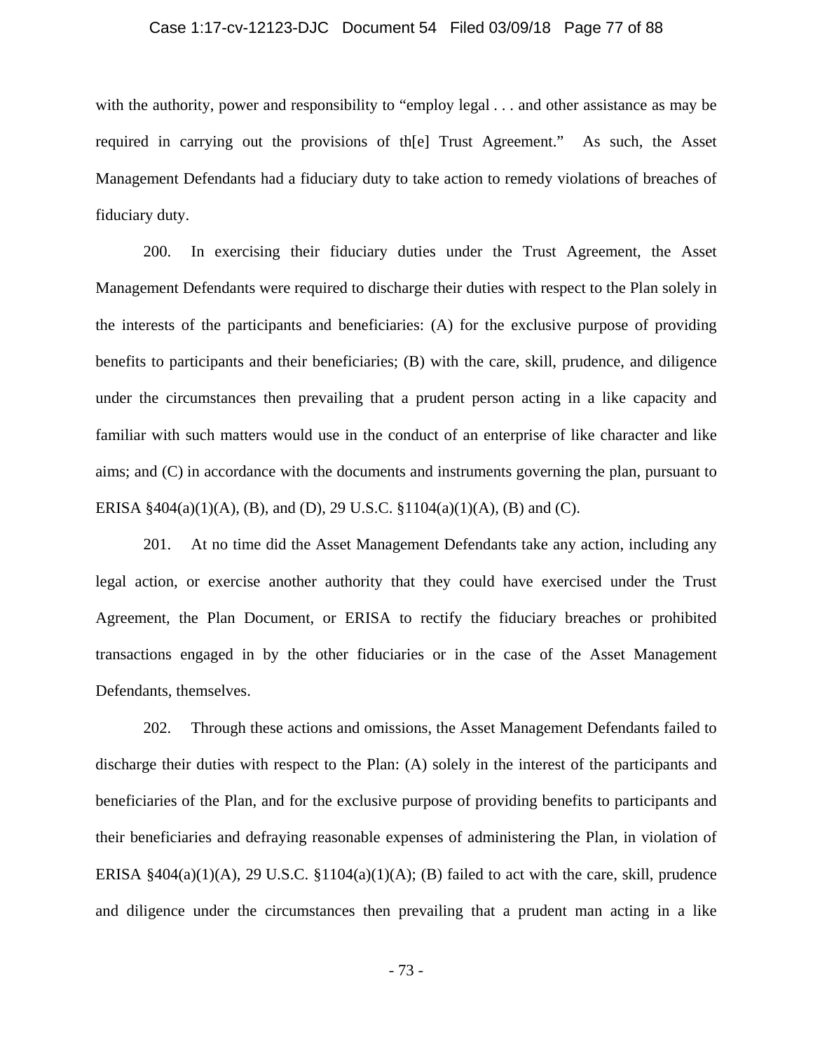with the authority, power and responsibility to "employ legal . . . and other assistance as may be required in carrying out the provisions of th[e] Trust Agreement." As such, the Asset Management Defendants had a fiduciary duty to take action to remedy violations of breaches of fiduciary duty.

200. In exercising their fiduciary duties under the Trust Agreement, the Asset Management Defendants were required to discharge their duties with respect to the Plan solely in the interests of the participants and beneficiaries: (A) for the exclusive purpose of providing benefits to participants and their beneficiaries; (B) with the care, skill, prudence, and diligence under the circumstances then prevailing that a prudent person acting in a like capacity and familiar with such matters would use in the conduct of an enterprise of like character and like aims; and (C) in accordance with the documents and instruments governing the plan, pursuant to ERISA §404(a)(1)(A), (B), and (D), 29 U.S.C. §1104(a)(1)(A), (B) and (C).

201. At no time did the Asset Management Defendants take any action, including any legal action, or exercise another authority that they could have exercised under the Trust Agreement, the Plan Document, or ERISA to rectify the fiduciary breaches or prohibited transactions engaged in by the other fiduciaries or in the case of the Asset Management Defendants, themselves.

202. Through these actions and omissions, the Asset Management Defendants failed to discharge their duties with respect to the Plan: (A) solely in the interest of the participants and beneficiaries of the Plan, and for the exclusive purpose of providing benefits to participants and their beneficiaries and defraying reasonable expenses of administering the Plan, in violation of ERISA §404(a)(1)(A), 29 U.S.C. §1104(a)(1)(A); (B) failed to act with the care, skill, prudence and diligence under the circumstances then prevailing that a prudent man acting in a like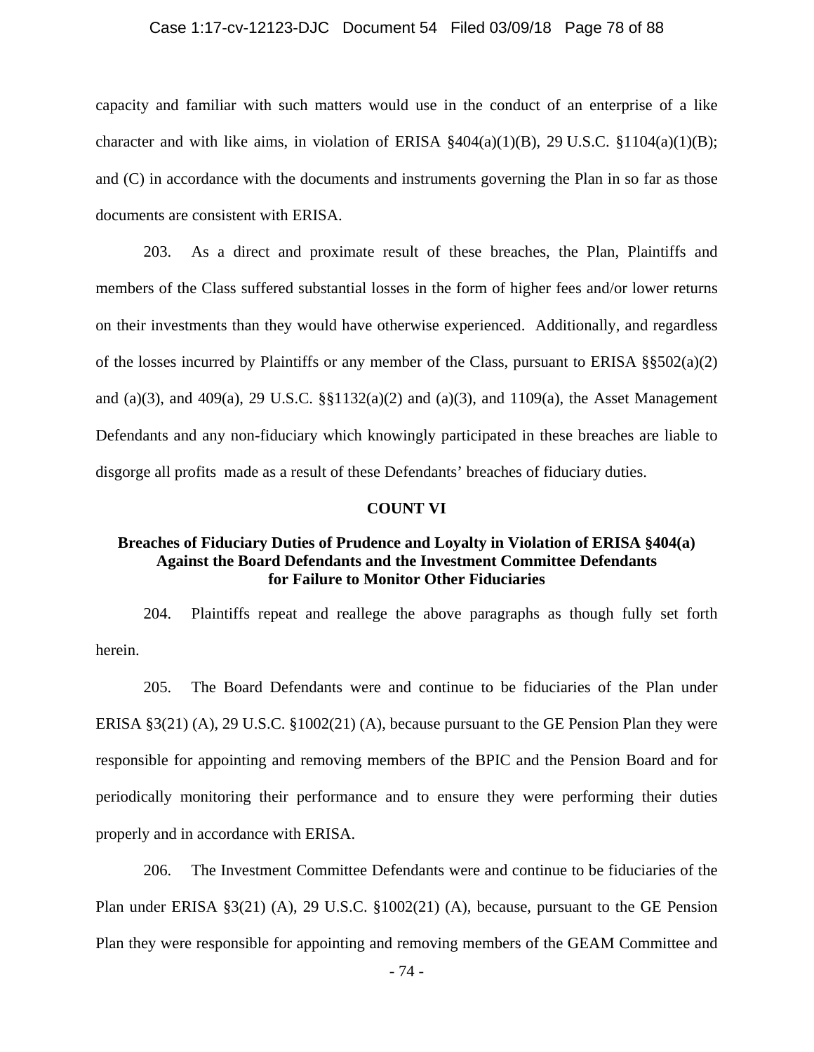capacity and familiar with such matters would use in the conduct of an enterprise of a like character and with like aims, in violation of ERISA §404(a)(1)(B), 29 U.S.C. §1104(a)(1)(B); and (C) in accordance with the documents and instruments governing the Plan in so far as those documents are consistent with ERISA.

203. As a direct and proximate result of these breaches, the Plan, Plaintiffs and members of the Class suffered substantial losses in the form of higher fees and/or lower returns on their investments than they would have otherwise experienced. Additionally, and regardless of the losses incurred by Plaintiffs or any member of the Class, pursuant to ERISA §§502(a)(2) and (a)(3), and 409(a), 29 U.S.C. §§1132(a)(2) and (a)(3), and 1109(a), the Asset Management Defendants and any non-fiduciary which knowingly participated in these breaches are liable to disgorge all profits made as a result of these Defendants' breaches of fiduciary duties.

## COUNT VI

### Breaches of Fiduciary Duties of Prudence and Loyalty in Violation of ERISA §404(a) Against the Board Defendants and the Investment Committee Defendants for Failure to Monitor Other Fiduciaries

204. Plaintiffs repeat and reallege the above paragraphs as though fully set forth herein.

205. The Board Defendants were and continue to be fiduciaries of the Plan under ERISA §3(21) (A), 29 U.S.C. §1002(21) (A), because pursuant to the GE Pension Plan they were responsible for appointing and removing members of the BPIC and the Pension Board and for periodically monitoring their performance and to ensure they were performing their duties properly and in accordance with ERISA.

206. The Investment Committee Defendants were and continue to be fiduciaries of the Plan under ERISA §3(21) (A), 29 U.S.C. §1002(21) (A), because, pursuant to the GE Pension Plan they were responsible for appointing and removing members of the GEAM Committee and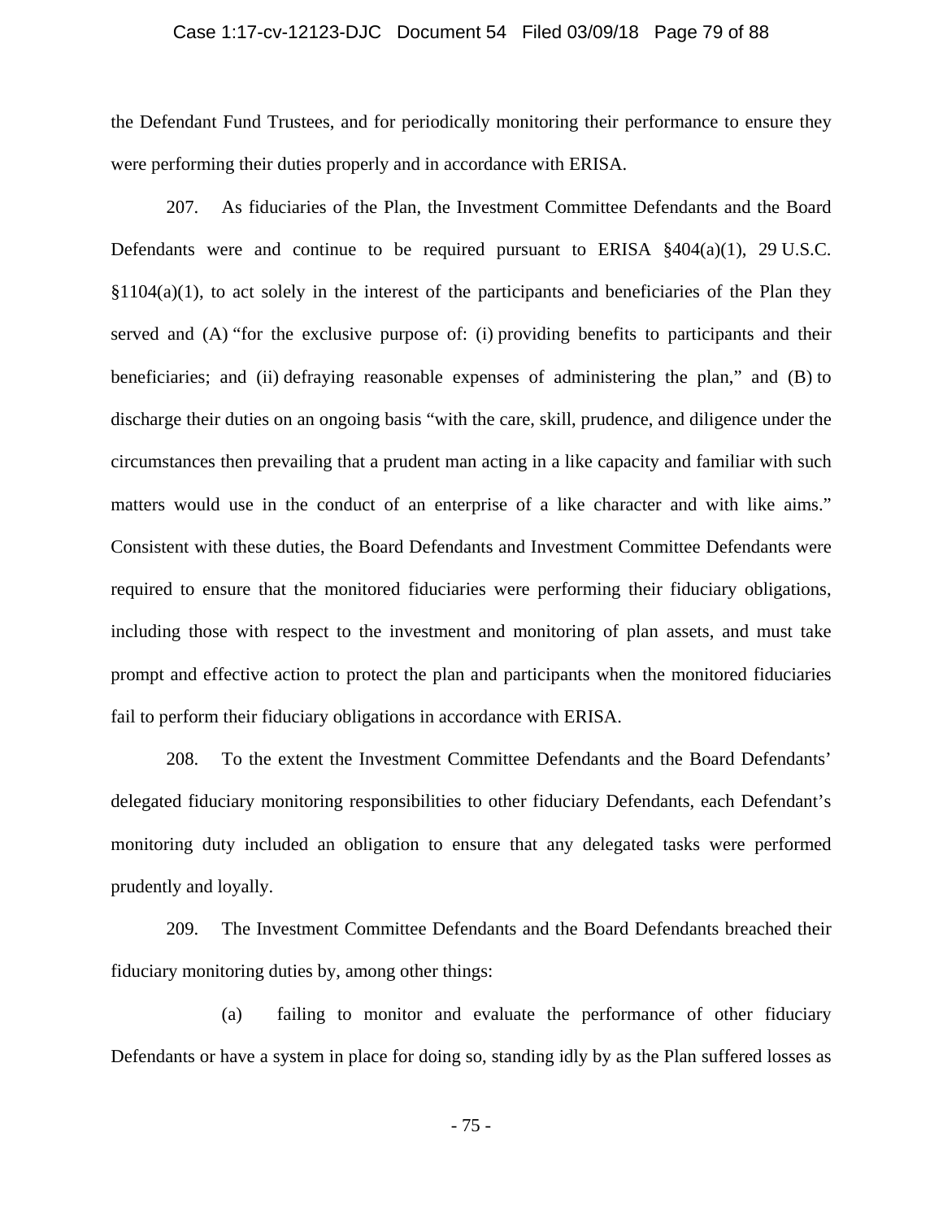the Defendant Fund Trustees, and for periodically monitoring their performance to ensure they were performing their duties properly and in accordance with ERISA.

207. As fiduciaries of the Plan, the Investment Committee Defendants and the Board Defendants were and continue to be required pursuant to ERISA §404(a)(1), 29 U.S.C. §1104(a)(1), to act solely in the interest of the participants and beneficiaries of the Plan they served and (A) "for the exclusive purpose of: (i) providing benefits to participants and their beneficiaries; and (ii) defraying reasonable expenses of administering the plan," and (B) to discharge their duties on an ongoing basis "with the care, skill, prudence, and diligence under the circumstances then prevailing that a prudent man acting in a like capacity and familiar with such matters would use in the conduct of an enterprise of a like character and with like aims." Consistent with these duties, the Board Defendants and Investment Committee Defendants were required to ensure that the monitored fiduciaries were performing their fiduciary obligations, including those with respect to the investment and monitoring of plan assets, and must take prompt and effective action to protect the plan and participants when the monitored fiduciaries fail to perform their fiduciary obligations in accordance with ERISA.

208. To the extent the Investment Committee Defendants and the Board Defendants' delegated fiduciary monitoring responsibilities to other fiduciary Defendants, each Defendant's monitoring duty included an obligation to ensure that any delegated tasks were performed prudently and loyally.

209. The Investment Committee Defendants and the Board Defendants breached their fiduciary monitoring duties by, among other things:

(a) failing to monitor and evaluate the performance of other fiduciary Defendants or have a system in place for doing so, standing idly by as the Plan suffered losses as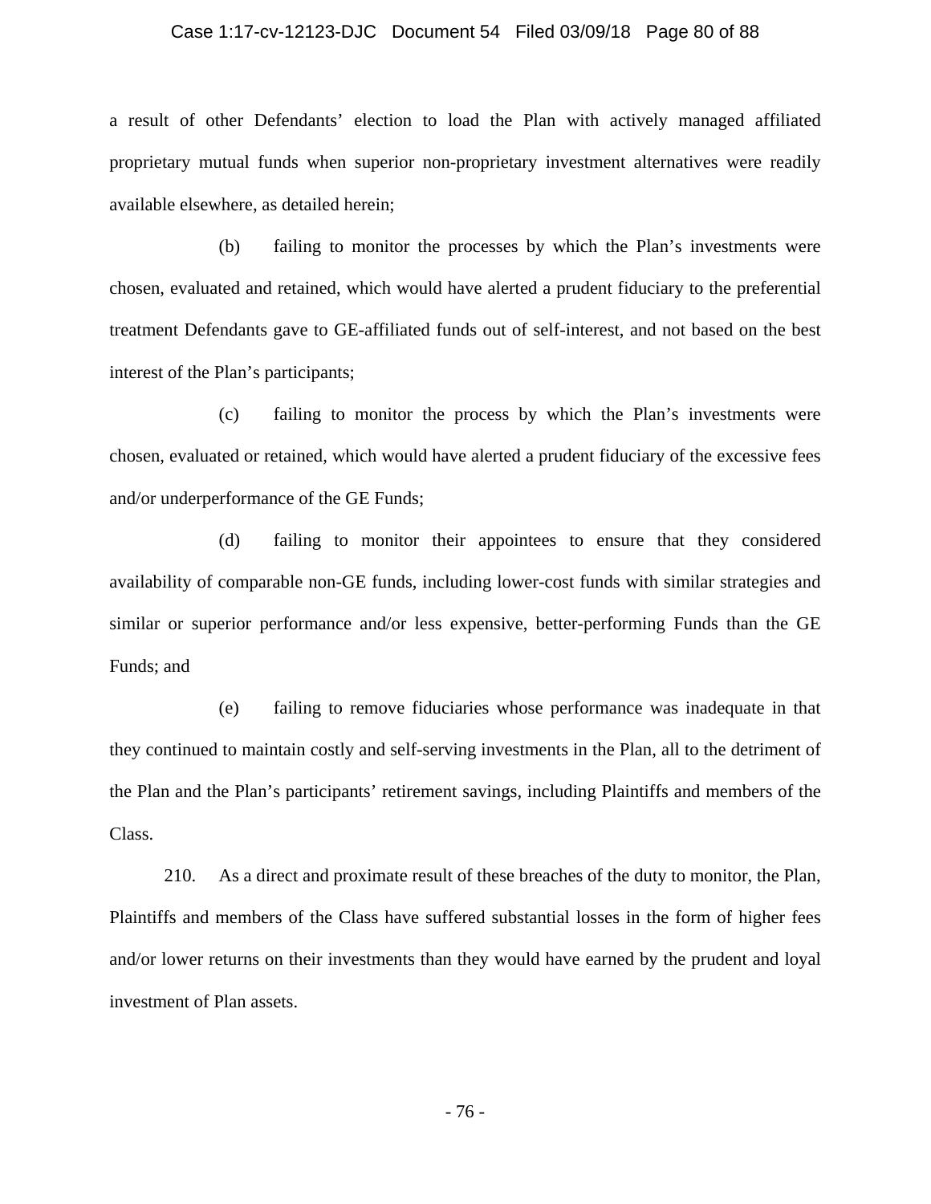a result of other Defendants' election to load the Plan with actively managed affiliated proprietary mutual funds when superior non-proprietary investment alternatives were readily available elsewhere, as detailed herein;

(b) failing to monitor the processes by which the Plan's investments were chosen, evaluated and retained, which would have alerted a prudent fiduciary to the preferential treatment Defendants gave to GE-affiliated funds out of self-interest, and not based on the best interest of the Plan's participants;

(c) failing to monitor the process by which the Plan's investments were chosen, evaluated or retained, which would have alerted a prudent fiduciary of the excessive fees and/or underperformance of the GE Funds;

(d) failing to monitor their appointees to ensure that they considered availability of comparable non-GE funds, including lower-cost funds with similar strategies and similar or superior performance and/or less expensive, better-performing Funds than the GE Funds; and

(e) failing to remove fiduciaries whose performance was inadequate in that they continued to maintain costly and self-serving investments in the Plan, all to the detriment of the Plan and the Plan's participants' retirement savings, including Plaintiffs and members of the Class.

210. As a direct and proximate result of these breaches of the duty to monitor, the Plan, Plaintiffs and members of the Class have suffered substantial losses in the form of higher fees and/or lower returns on their investments than they would have earned by the prudent and loyal investment of Plan assets.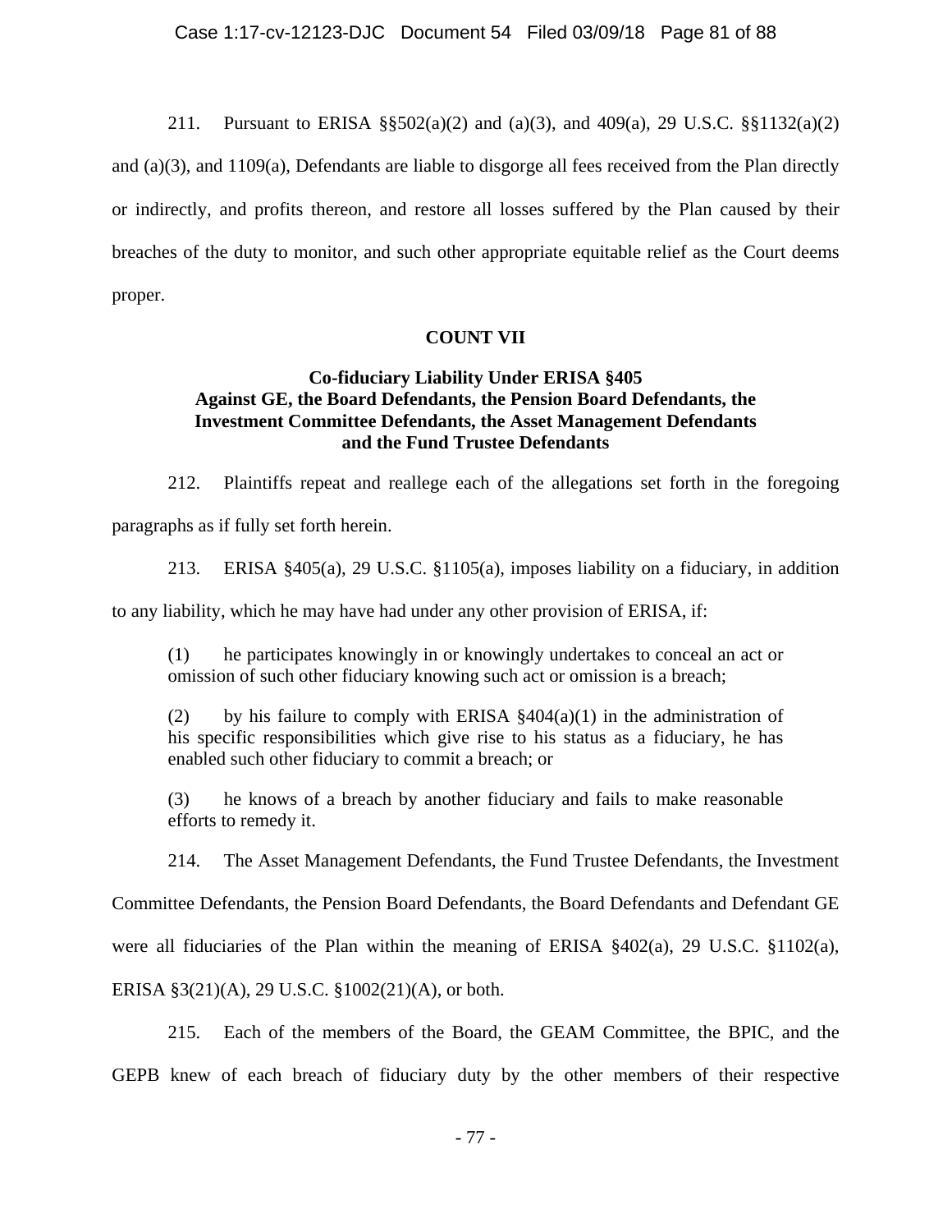211. Pursuant to ERISA §§502(a)(2) and (a)(3), and 409(a), 29 U.S.C. §§1132(a)(2) and (a)(3), and 1109(a), Defendants are liable to disgorge all fees received from the Plan directly or indirectly, and profits thereon, and restore all losses suffered by the Plan caused by their breaches of the duty to monitor, and such other appropriate equitable relief as the Court deems proper.

**COUNT VII**

**Co-fiduciary Liability Under ERISA §405**
**Against GE, the Board Defendants, the Pension Board Defendants, the Investment Committee Defendants, the Asset Management Defendants and the Fund Trustee Defendants**

212. Plaintiffs repeat and reallege each of the allegations set forth in the foregoing paragraphs as if fully set forth herein.

213. ERISA §405(a), 29 U.S.C. §1105(a), imposes liability on a fiduciary, in addition to any liability, which he may have had under any other provision of ERISA, if:

> (1) he participates knowingly in or knowingly undertakes to conceal an act or omission of such other fiduciary knowing such act or omission is a breach;
>
> (2) by his failure to comply with ERISA §404(a)(1) in the administration of his specific responsibilities which give rise to his status as a fiduciary, he has enabled such other fiduciary to commit a breach; or
>
> (3) he knows of a breach by another fiduciary and fails to make reasonable efforts to remedy it.

214. The Asset Management Defendants, the Fund Trustee Defendants, the Investment Committee Defendants, the Pension Board Defendants, the Board Defendants and Defendant GE were all fiduciaries of the Plan within the meaning of ERISA §402(a), 29 U.S.C. §1102(a), ERISA §3(21)(A), 29 U.S.C. §1002(21)(A), or both.

215. Each of the members of the Board, the GEAM Committee, the BPIC, and the GEPB knew of each breach of fiduciary duty by the other members of their respective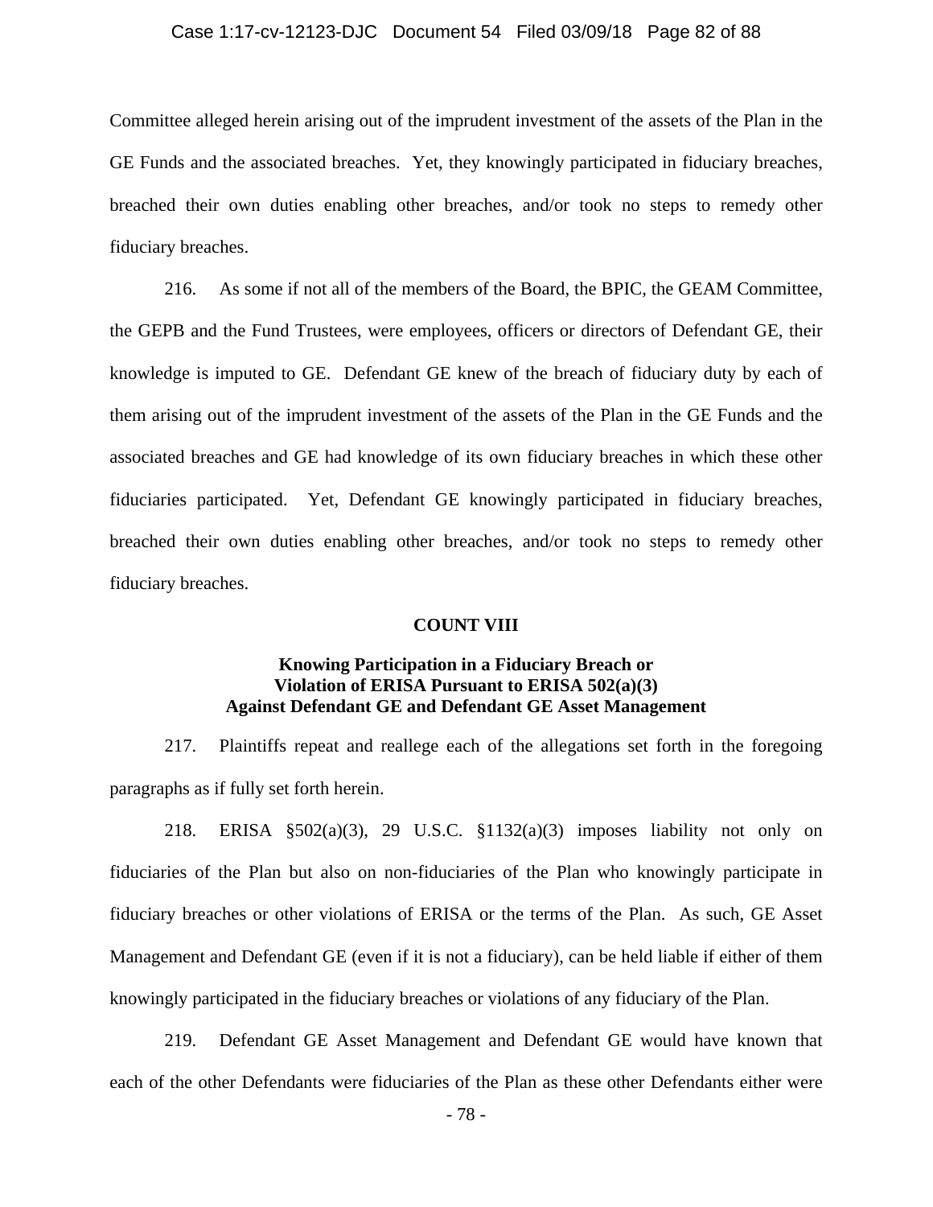Committee alleged herein arising out of the imprudent investment of the assets of the Plan in the GE Funds and the associated breaches. Yet, they knowingly participated in fiduciary breaches, breached their own duties enabling other breaches, and/or took no steps to remedy other fiduciary breaches.

216. As some if not all of the members of the Board, the BPIC, the GEAM Committee, the GEPB and the Fund Trustees, were employees, officers or directors of Defendant GE, their knowledge is imputed to GE. Defendant GE knew of the breach of fiduciary duty by each of them arising out of the imprudent investment of the assets of the Plan in the GE Funds and the associated breaches and GE had knowledge of its own fiduciary breaches in which these other fiduciaries participated. Yet, Defendant GE knowingly participated in fiduciary breaches, breached their own duties enabling other breaches, and/or took no steps to remedy other fiduciary breaches.

**COUNT VIII**

**Knowing Participation in a Fiduciary Breach or Violation of ERISA Pursuant to ERISA 502(a)(3) Against Defendant GE and Defendant GE Asset Management**

217. Plaintiffs repeat and reallege each of the allegations set forth in the foregoing paragraphs as if fully set forth herein.

218. ERISA §502(a)(3), 29 U.S.C. §1132(a)(3) imposes liability not only on fiduciaries of the Plan but also on non-fiduciaries of the Plan who knowingly participate in fiduciary breaches or other violations of ERISA or the terms of the Plan. As such, GE Asset Management and Defendant GE (even if it is not a fiduciary), can be held liable if either of them knowingly participated in the fiduciary breaches or violations of any fiduciary of the Plan.

219. Defendant GE Asset Management and Defendant GE would have known that each of the other Defendants were fiduciaries of the Plan as these other Defendants either were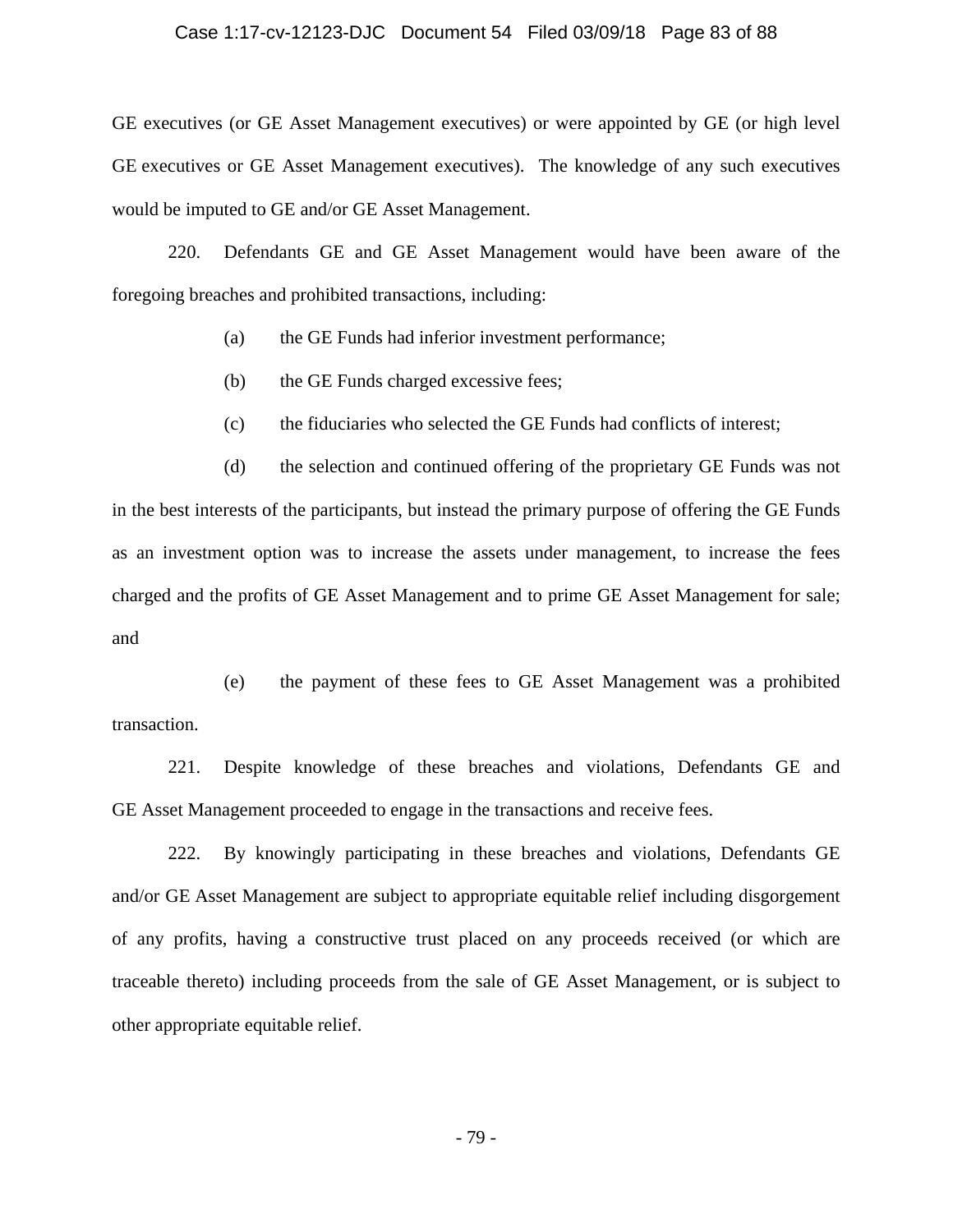GE executives (or GE Asset Management executives) or were appointed by GE (or high level GE executives or GE Asset Management executives). The knowledge of any such executives would be imputed to GE and/or GE Asset Management.

220. Defendants GE and GE Asset Management would have been aware of the foregoing breaches and prohibited transactions, including:

(a) the GE Funds had inferior investment performance;

(b) the GE Funds charged excessive fees;

(c) the fiduciaries who selected the GE Funds had conflicts of interest;

(d) the selection and continued offering of the proprietary GE Funds was not in the best interests of the participants, but instead the primary purpose of offering the GE Funds as an investment option was to increase the assets under management, to increase the fees charged and the profits of GE Asset Management and to prime GE Asset Management for sale; and

(e) the payment of these fees to GE Asset Management was a prohibited transaction.

221. Despite knowledge of these breaches and violations, Defendants GE and GE Asset Management proceeded to engage in the transactions and receive fees.

222. By knowingly participating in these breaches and violations, Defendants GE and/or GE Asset Management are subject to appropriate equitable relief including disgorgement of any profits, having a constructive trust placed on any proceeds received (or which are traceable thereto) including proceeds from the sale of GE Asset Management, or is subject to other appropriate equitable relief.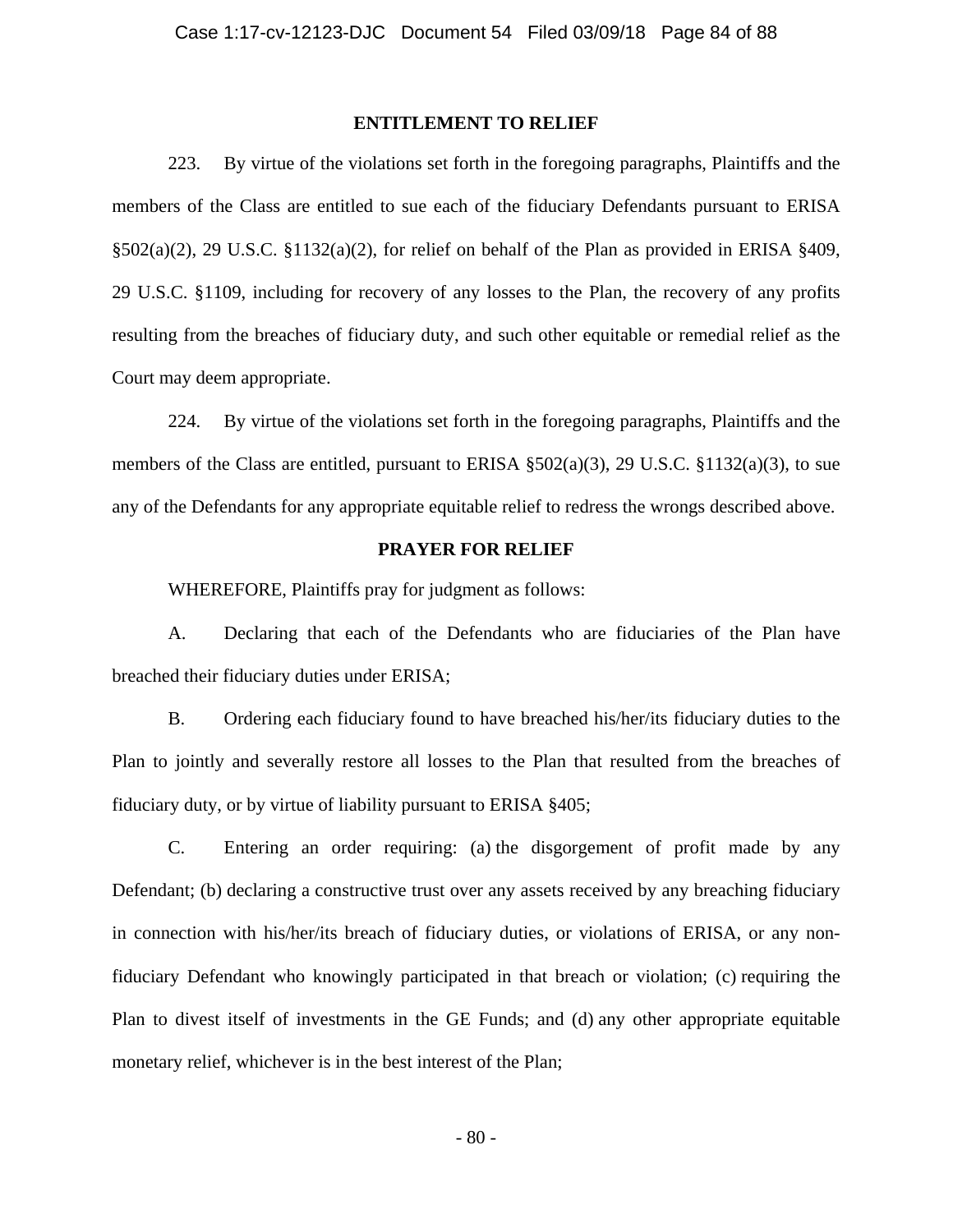## ENTITLEMENT TO RELIEF

223. By virtue of the violations set forth in the foregoing paragraphs, Plaintiffs and the members of the Class are entitled to sue each of the fiduciary Defendants pursuant to ERISA §502(a)(2), 29 U.S.C. §1132(a)(2), for relief on behalf of the Plan as provided in ERISA §409, 29 U.S.C. §1109, including for recovery of any losses to the Plan, the recovery of any profits resulting from the breaches of fiduciary duty, and such other equitable or remedial relief as the Court may deem appropriate.

224. By virtue of the violations set forth in the foregoing paragraphs, Plaintiffs and the members of the Class are entitled, pursuant to ERISA §502(a)(3), 29 U.S.C. §1132(a)(3), to sue any of the Defendants for any appropriate equitable relief to redress the wrongs described above.

## PRAYER FOR RELIEF

WHEREFORE, Plaintiffs pray for judgment as follows:

A. Declaring that each of the Defendants who are fiduciaries of the Plan have breached their fiduciary duties under ERISA;

B. Ordering each fiduciary found to have breached his/her/its fiduciary duties to the Plan to jointly and severally restore all losses to the Plan that resulted from the breaches of fiduciary duty, or by virtue of liability pursuant to ERISA §405;

C. Entering an order requiring: (a) the disgorgement of profit made by any Defendant; (b) declaring a constructive trust over any assets received by any breaching fiduciary in connection with his/her/its breach of fiduciary duties, or violations of ERISA, or any non-fiduciary Defendant who knowingly participated in that breach or violation; (c) requiring the Plan to divest itself of investments in the GE Funds; and (d) any other appropriate equitable monetary relief, whichever is in the best interest of the Plan;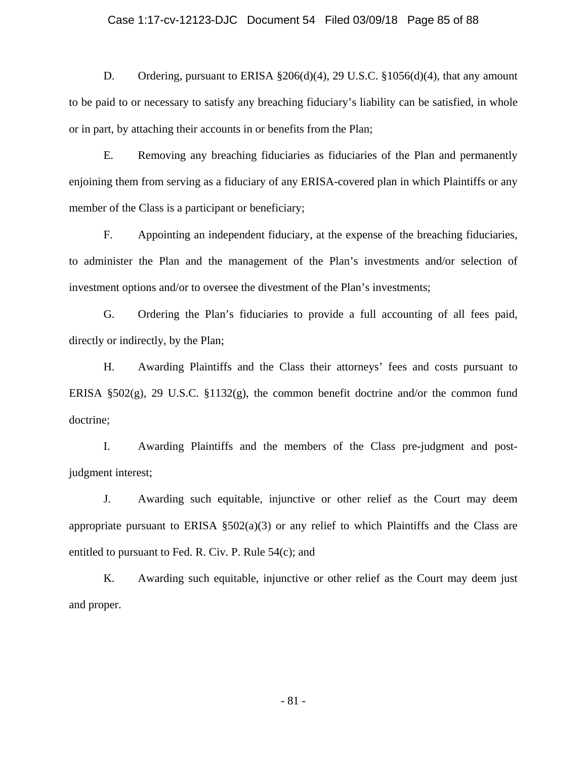D. Ordering, pursuant to ERISA §206(d)(4), 29 U.S.C. §1056(d)(4), that any amount to be paid to or necessary to satisfy any breaching fiduciary's liability can be satisfied, in whole or in part, by attaching their accounts in or benefits from the Plan;

E. Removing any breaching fiduciaries as fiduciaries of the Plan and permanently enjoining them from serving as a fiduciary of any ERISA-covered plan in which Plaintiffs or any member of the Class is a participant or beneficiary;

F. Appointing an independent fiduciary, at the expense of the breaching fiduciaries, to administer the Plan and the management of the Plan's investments and/or selection of investment options and/or to oversee the divestment of the Plan's investments;

G. Ordering the Plan's fiduciaries to provide a full accounting of all fees paid, directly or indirectly, by the Plan;

H. Awarding Plaintiffs and the Class their attorneys' fees and costs pursuant to ERISA §502(g), 29 U.S.C. §1132(g), the common benefit doctrine and/or the common fund doctrine;

I. Awarding Plaintiffs and the members of the Class pre-judgment and post-judgment interest;

J. Awarding such equitable, injunctive or other relief as the Court may deem appropriate pursuant to ERISA §502(a)(3) or any relief to which Plaintiffs and the Class are entitled to pursuant to Fed. R. Civ. P. Rule 54(c); and

K. Awarding such equitable, injunctive or other relief as the Court may deem just and proper.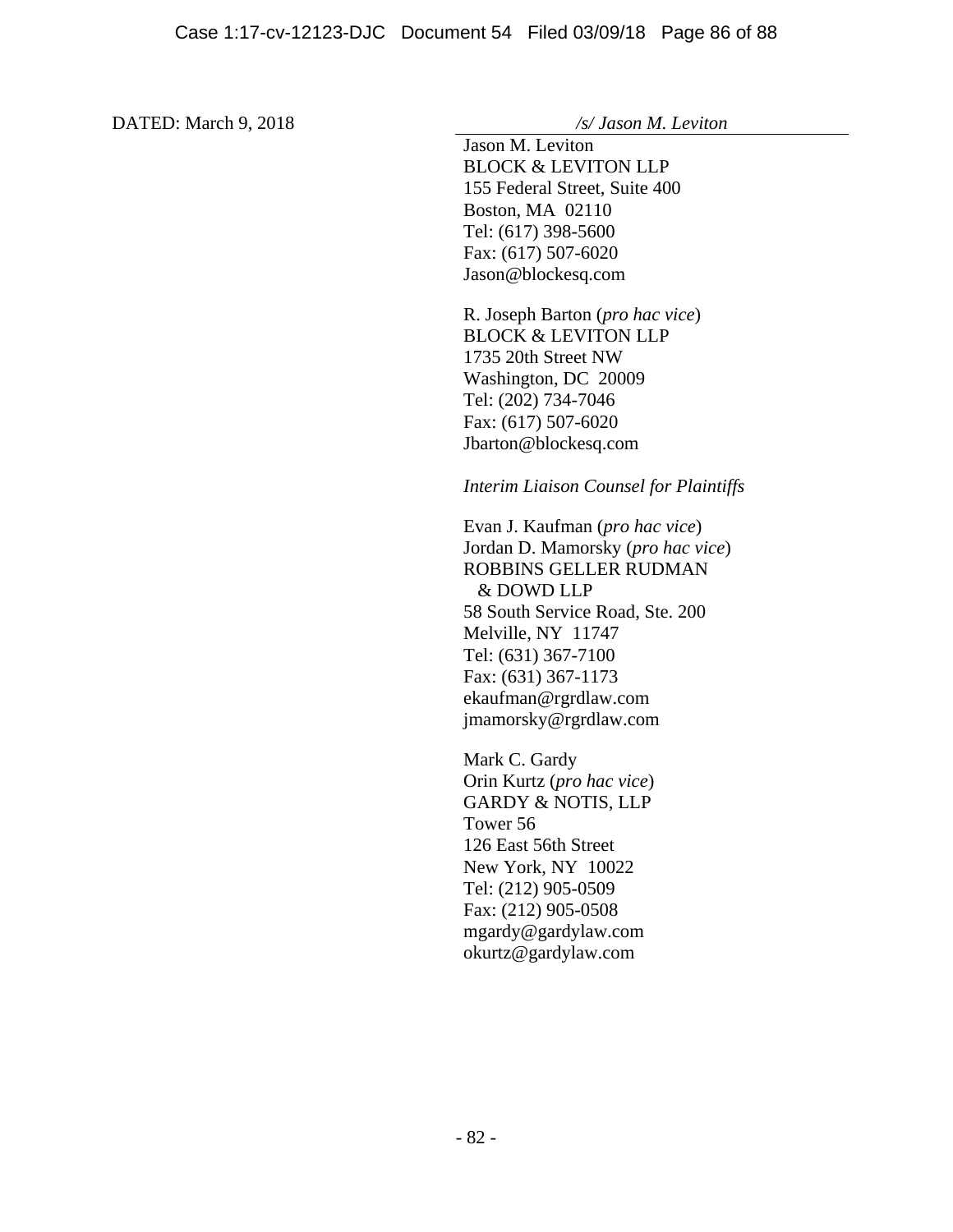DATED: March 9, 2018

*/s/ Jason M. Leviton*

Jason M. Leviton
BLOCK & LEVITON LLP
155 Federal Street, Suite 400
Boston, MA 02110
Tel: (617) 398-5600
Fax: (617) 507-6020
Jason@blockesq.com

R. Joseph Barton (*pro hac vice*)
BLOCK & LEVITON LLP
1735 20th Street NW
Washington, DC 20009
Tel: (202) 734-7046
Fax: (617) 507-6020
Jbarton@blockesq.com

*Interim Liaison Counsel for Plaintiffs*

Evan J. Kaufman (*pro hac vice*)
Jordan D. Mamorsky (*pro hac vice*)
ROBBINS GELLER RUDMAN
& DOWD LLP
58 South Service Road, Ste. 200
Melville, NY 11747
Tel: (631) 367-7100
Fax: (631) 367-1173
ekaufman@rgrdlaw.com
jmamorsky@rgrdlaw.com

Mark C. Gardy
Orin Kurtz (*pro hac vice*)
GARDY & NOTIS, LLP
Tower 56
126 East 56th Street
New York, NY 10022
Tel: (212) 905-0509
Fax: (212) 905-0508
mgardy@gardylaw.com
okurtz@gardylaw.com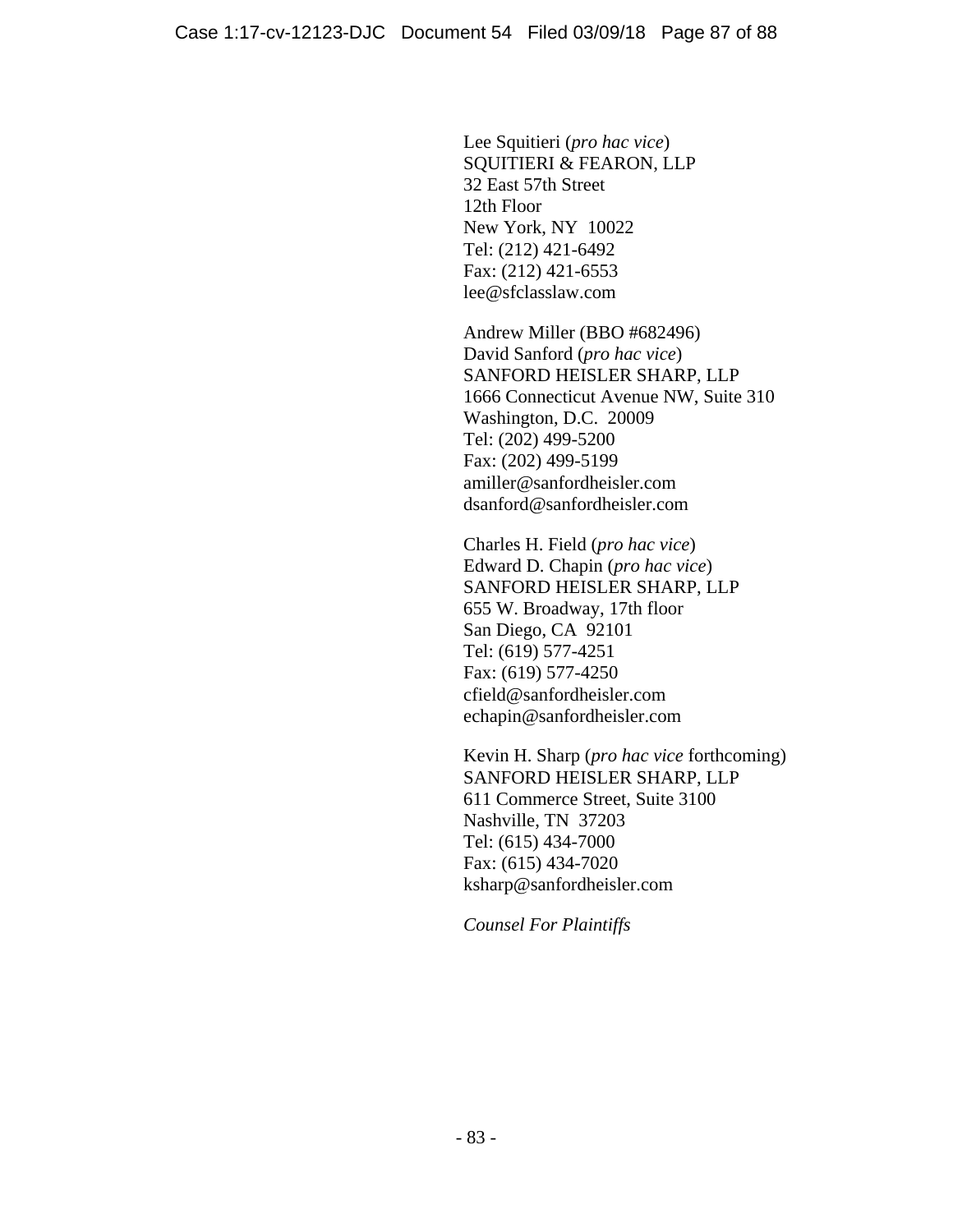Lee Squitieri (*pro hac vice*)
SQUITIERI & FEARON, LLP
32 East 57th Street
12th Floor
New York, NY  10022
Tel: (212) 421-6492
Fax: (212) 421-6553
lee@sfclasslaw.com

Andrew Miller (BBO #682496)
David Sanford (*pro hac vice*)
SANFORD HEISLER SHARP, LLP
1666 Connecticut Avenue NW, Suite 310
Washington, D.C.  20009
Tel: (202) 499-5200
Fax: (202) 499-5199
amiller@sanfordheisler.com
dsanford@sanfordheisler.com

Charles H. Field (*pro hac vice*)
Edward D. Chapin (*pro hac vice*)
SANFORD HEISLER SHARP, LLP
655 W. Broadway, 17th floor
San Diego, CA  92101
Tel: (619) 577-4251
Fax: (619) 577-4250
cfield@sanfordheisler.com
echapin@sanfordheisler.com

Kevin H. Sharp (*pro hac vice* forthcoming)
SANFORD HEISLER SHARP, LLP
611 Commerce Street, Suite 3100
Nashville, TN  37203
Tel: (615) 434-7000
Fax: (615) 434-7020
ksharp@sanfordheisler.com

*Counsel For Plaintiffs*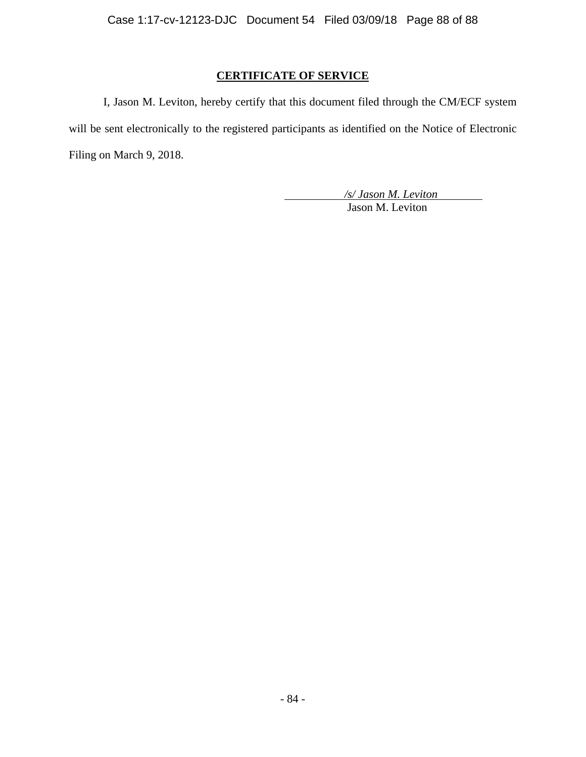## CERTIFICATE OF SERVICE

I, Jason M. Leviton, hereby certify that this document filed through the CM/ECF system will be sent electronically to the registered participants as identified on the Notice of Electronic Filing on March 9, 2018.

*/s/ Jason M. Leviton*
Jason M. Leviton